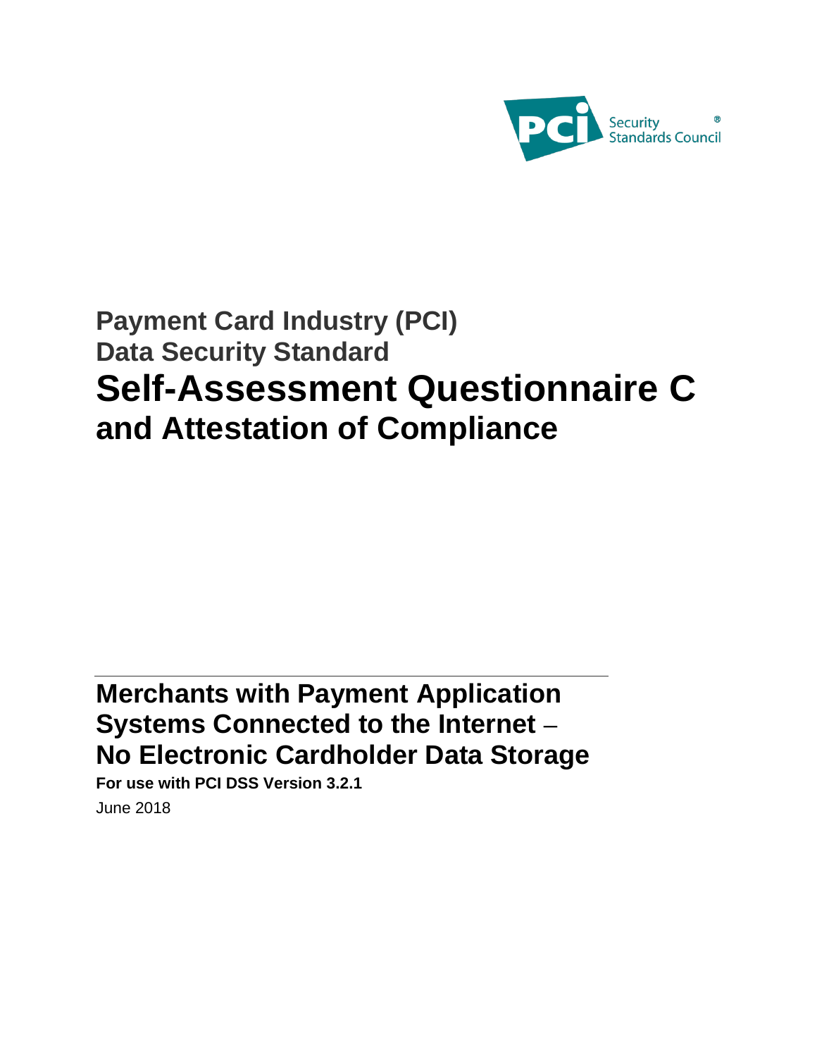Security Standards Council

# Payment Card Industry (PCI) Data Security Standard

# Self-Assessment Questionnaire C and Attestation of Compliance

## Merchants with Payment Application Systems Connected to the Internet – No Electronic Cardholder Data Storage

**For use with PCI DSS Version 3.2.1**

June 2018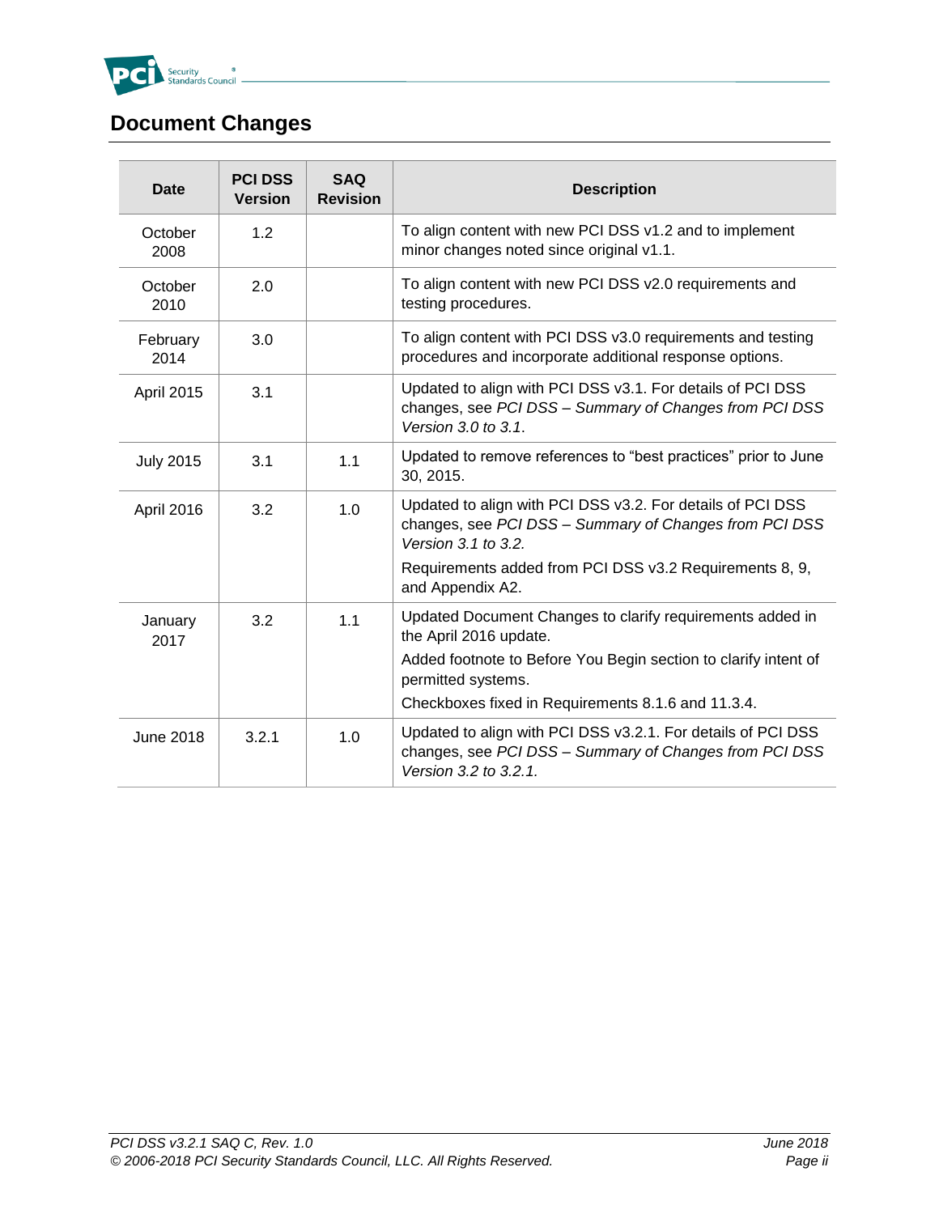# Document Changes

| Date | PCI DSS Version | SAQ Revision | Description |
|---|---|---|---|
| October 2008 | 1.2 | | To align content with new PCI DSS v1.2 and to implement minor changes noted since original v1.1. |
| October 2010 | 2.0 | | To align content with new PCI DSS v2.0 requirements and testing procedures. |
| February 2014 | 3.0 | | To align content with PCI DSS v3.0 requirements and testing procedures and incorporate additional response options. |
| April 2015 | 3.1 | | Updated to align with PCI DSS v3.1. For details of PCI DSS changes, see *PCI DSS – Summary of Changes from PCI DSS Version 3.0 to 3.1*. |
| July 2015 | 3.1 | 1.1 | Updated to remove references to "best practices" prior to June 30, 2015. |
| April 2016 | 3.2 | 1.0 | Updated to align with PCI DSS v3.2. For details of PCI DSS changes, see *PCI DSS – Summary of Changes from PCI DSS Version 3.1 to 3.2.*<br>Requirements added from PCI DSS v3.2 Requirements 8, 9, and Appendix A2. |
| January 2017 | 3.2 | 1.1 | Updated Document Changes to clarify requirements added in the April 2016 update.<br>Added footnote to Before You Begin section to clarify intent of permitted systems.<br>Checkboxes fixed in Requirements 8.1.6 and 11.3.4. |
| June 2018 | 3.2.1 | 1.0 | Updated to align with PCI DSS v3.2.1. For details of PCI DSS changes, see *PCI DSS – Summary of Changes from PCI DSS Version 3.2 to 3.2.1.* |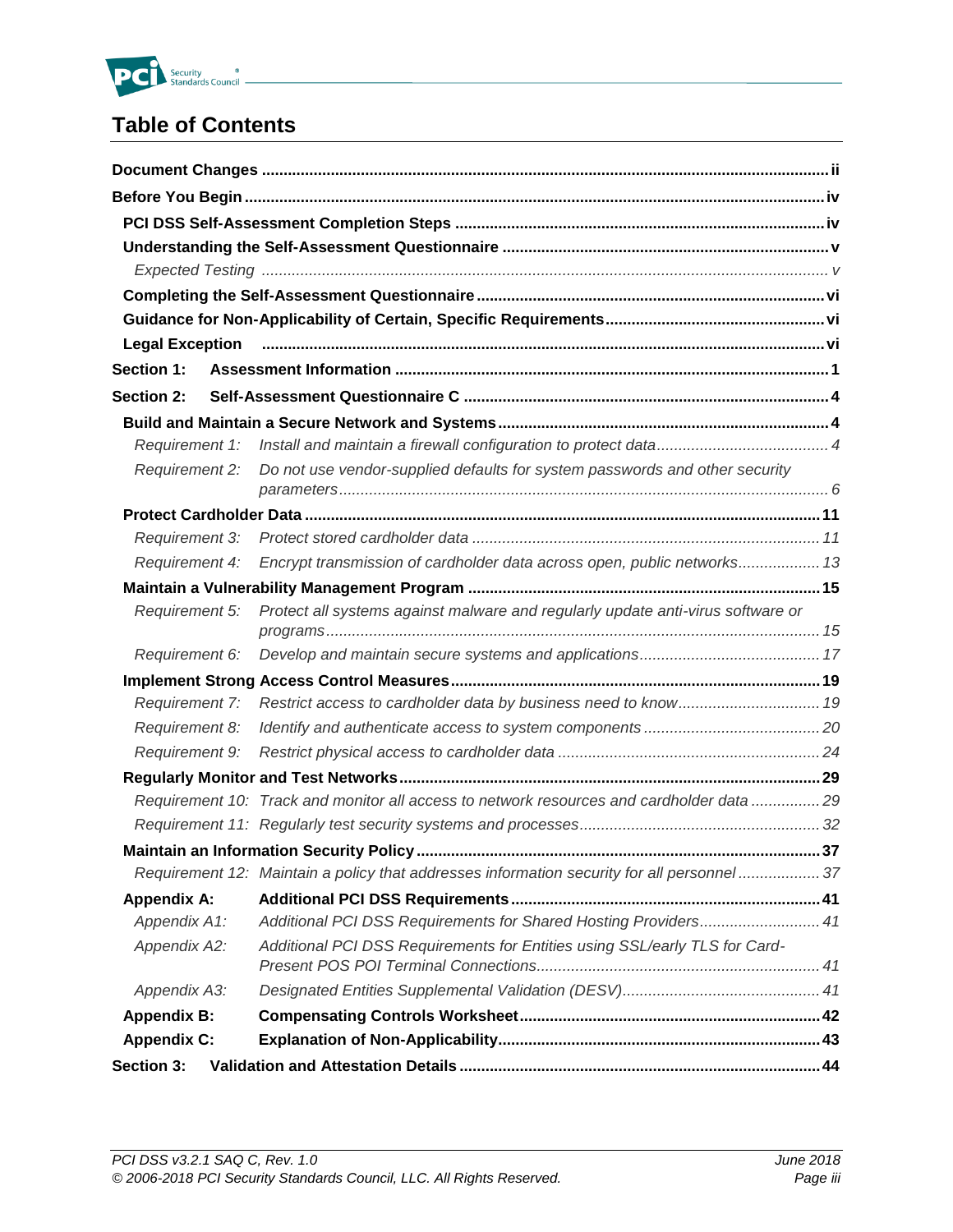# Table of Contents

**Document Changes** .......... ii

**Before You Begin** .......... iv

- **PCI DSS Self-Assessment Completion Steps** .......... iv
- **Understanding the Self-Assessment Questionnaire** .......... v
  - *Expected Testing* .......... *v*
- **Completing the Self-Assessment Questionnaire** .......... vi
- **Guidance for Non-Applicability of Certain, Specific Requirements** .......... vi
- **Legal Exception** .......... vi

**Section 1: Assessment Information** .......... 1

**Section 2: Self-Assessment Questionnaire C** .......... 4

- **Build and Maintain a Secure Network and Systems** .......... 4
  - *Requirement 1: Install and maintain a firewall configuration to protect data* .......... *4*
  - *Requirement 2: Do not use vendor-supplied defaults for system passwords and other security parameters* .......... *6*
- **Protect Cardholder Data** .......... 11
  - *Requirement 3: Protect stored cardholder data* .......... *11*
  - *Requirement 4: Encrypt transmission of cardholder data across open, public networks* .......... *13*
- **Maintain a Vulnerability Management Program** .......... 15
  - *Requirement 5: Protect all systems against malware and regularly update anti-virus software or programs* .......... *15*
  - *Requirement 6: Develop and maintain secure systems and applications* .......... *17*
- **Implement Strong Access Control Measures** .......... 19
  - *Requirement 7: Restrict access to cardholder data by business need to know* .......... *19*
  - *Requirement 8: Identify and authenticate access to system components* .......... *20*
  - *Requirement 9: Restrict physical access to cardholder data* .......... *24*
- **Regularly Monitor and Test Networks** .......... 29
  - *Requirement 10: Track and monitor all access to network resources and cardholder data* .......... *29*
  - *Requirement 11: Regularly test security systems and processes* .......... *32*
- **Maintain an Information Security Policy** .......... 37
  - *Requirement 12: Maintain a policy that addresses information security for all personnel* .......... *37*
- **Appendix A: Additional PCI DSS Requirements** .......... 41
  - *Appendix A1: Additional PCI DSS Requirements for Shared Hosting Providers* .......... *41*
  - *Appendix A2: Additional PCI DSS Requirements for Entities using SSL/early TLS for Card-Present POS POI Terminal Connections* .......... *41*
  - *Appendix A3: Designated Entities Supplemental Validation (DESV)* .......... *41*
- **Appendix B: Compensating Controls Worksheet** .......... 42
- **Appendix C: Explanation of Non-Applicability** .......... 43

**Section 3: Validation and Attestation Details** .......... 44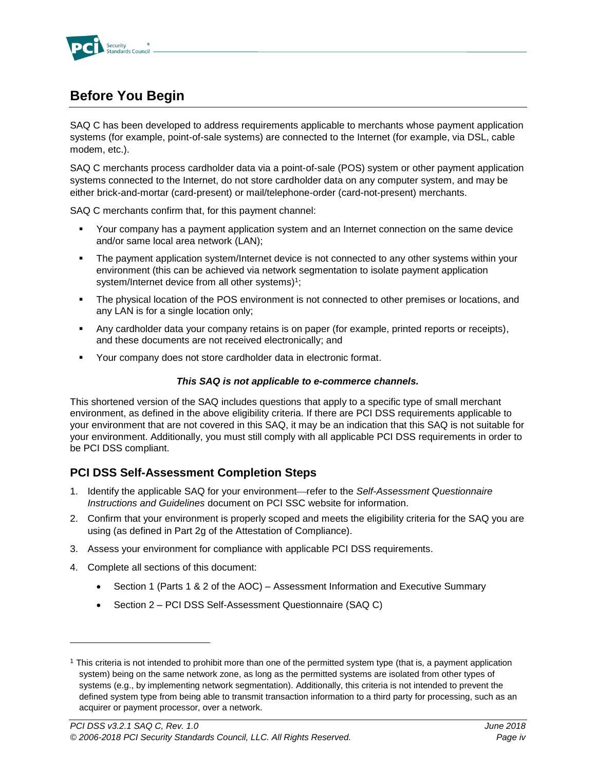# Before You Begin

SAQ C has been developed to address requirements applicable to merchants whose payment application systems (for example, point-of-sale systems) are connected to the Internet (for example, via DSL, cable modem, etc.).

SAQ C merchants process cardholder data via a point-of-sale (POS) system or other payment application systems connected to the Internet, do not store cardholder data on any computer system, and may be either brick-and-mortar (card-present) or mail/telephone-order (card-not-present) merchants.

SAQ C merchants confirm that, for this payment channel:

- Your company has a payment application system and an Internet connection on the same device and/or same local area network (LAN);
- The payment application system/Internet device is not connected to any other systems within your environment (this can be achieved via network segmentation to isolate payment application system/Internet device from all other systems)[1];
- The physical location of the POS environment is not connected to other premises or locations, and any LAN is for a single location only;
- Any cardholder data your company retains is on paper (for example, printed reports or receipts), and these documents are not received electronically; and
- Your company does not store cardholder data in electronic format.

***This SAQ is not applicable to e-commerce channels.***

This shortened version of the SAQ includes questions that apply to a specific type of small merchant environment, as defined in the above eligibility criteria. If there are PCI DSS requirements applicable to your environment that are not covered in this SAQ, it may be an indication that this SAQ is not suitable for your environment. Additionally, you must still comply with all applicable PCI DSS requirements in order to be PCI DSS compliant.

## PCI DSS Self-Assessment Completion Steps

1. Identify the applicable SAQ for your environment—refer to the *Self-Assessment Questionnaire Instructions and Guidelines* document on PCI SSC website for information.
2. Confirm that your environment is properly scoped and meets the eligibility criteria for the SAQ you are using (as defined in Part 2g of the Attestation of Compliance).
3. Assess your environment for compliance with applicable PCI DSS requirements.
4. Complete all sections of this document:
   - Section 1 (Parts 1 & 2 of the AOC) – Assessment Information and Executive Summary
   - Section 2 – PCI DSS Self-Assessment Questionnaire (SAQ C)

---

[1] This criteria is not intended to prohibit more than one of the permitted system type (that is, a payment application system) being on the same network zone, as long as the permitted systems are isolated from other types of systems (e.g., by implementing network segmentation). Additionally, this criteria is not intended to prevent the defined system type from being able to transmit transaction information to a third party for processing, such as an acquirer or payment processor, over a network.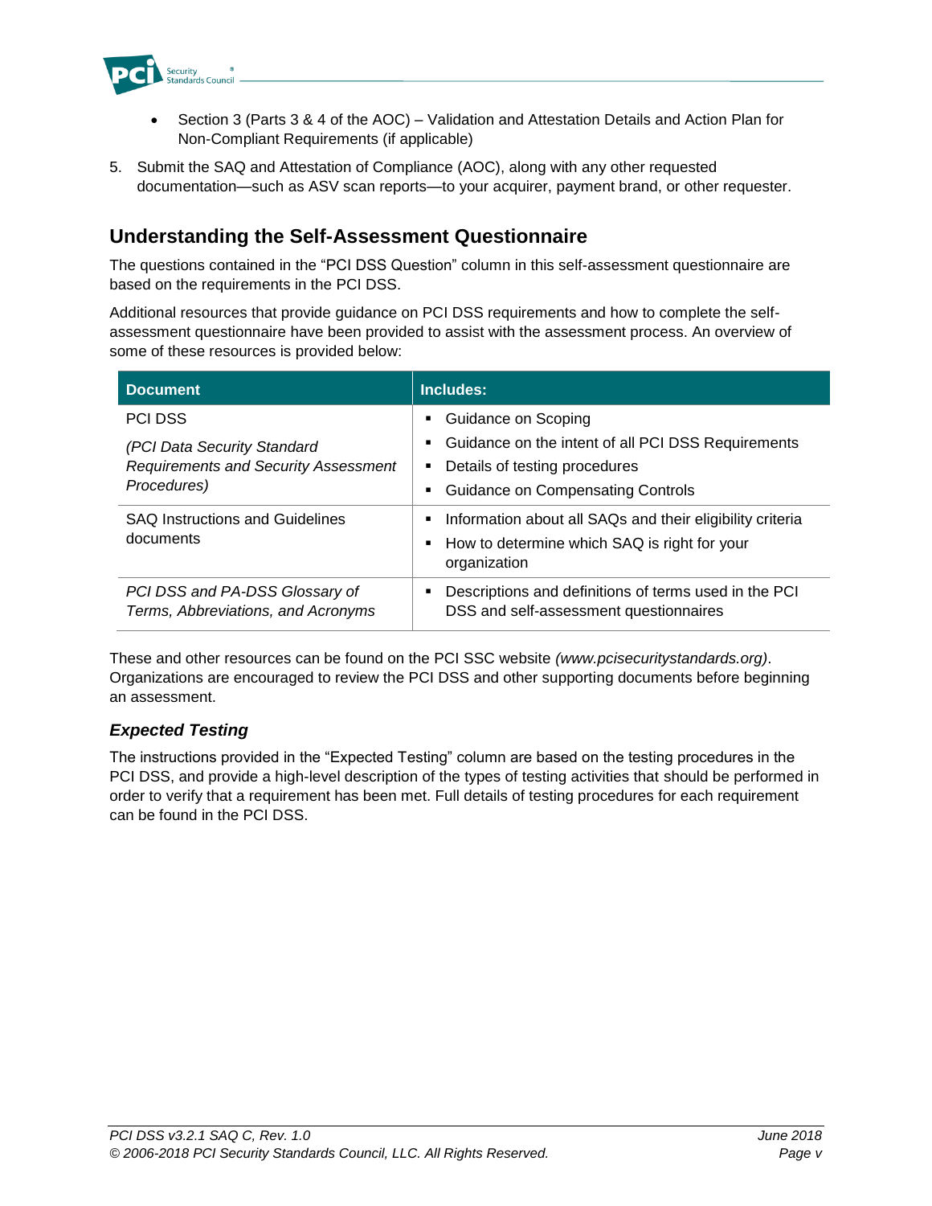- Section 3 (Parts 3 & 4 of the AOC) – Validation and Attestation Details and Action Plan for Non-Compliant Requirements (if applicable)

5. Submit the SAQ and Attestation of Compliance (AOC), along with any other requested documentation—such as ASV scan reports—to your acquirer, payment brand, or other requester.

## Understanding the Self-Assessment Questionnaire

The questions contained in the "PCI DSS Question" column in this self-assessment questionnaire are based on the requirements in the PCI DSS.

Additional resources that provide guidance on PCI DSS requirements and how to complete the self-assessment questionnaire have been provided to assist with the assessment process. An overview of some of these resources is provided below:

| Document | Includes: |
|---|---|
| PCI DSS<br><br>*(PCI Data Security Standard Requirements and Security Assessment Procedures)* | ▪ Guidance on Scoping<br>▪ Guidance on the intent of all PCI DSS Requirements<br>▪ Details of testing procedures<br>▪ Guidance on Compensating Controls |
| SAQ Instructions and Guidelines documents | ▪ Information about all SAQs and their eligibility criteria<br>▪ How to determine which SAQ is right for your organization |
| *PCI DSS and PA-DSS Glossary of Terms, Abbreviations, and Acronyms* | ▪ Descriptions and definitions of terms used in the PCI DSS and self-assessment questionnaires |

These and other resources can be found on the PCI SSC website *(www.pcisecuritystandards.org)*. Organizations are encouraged to review the PCI DSS and other supporting documents before beginning an assessment.

### *Expected Testing*

The instructions provided in the "Expected Testing" column are based on the testing procedures in the PCI DSS, and provide a high-level description of the types of testing activities that should be performed in order to verify that a requirement has been met. Full details of testing procedures for each requirement can be found in the PCI DSS.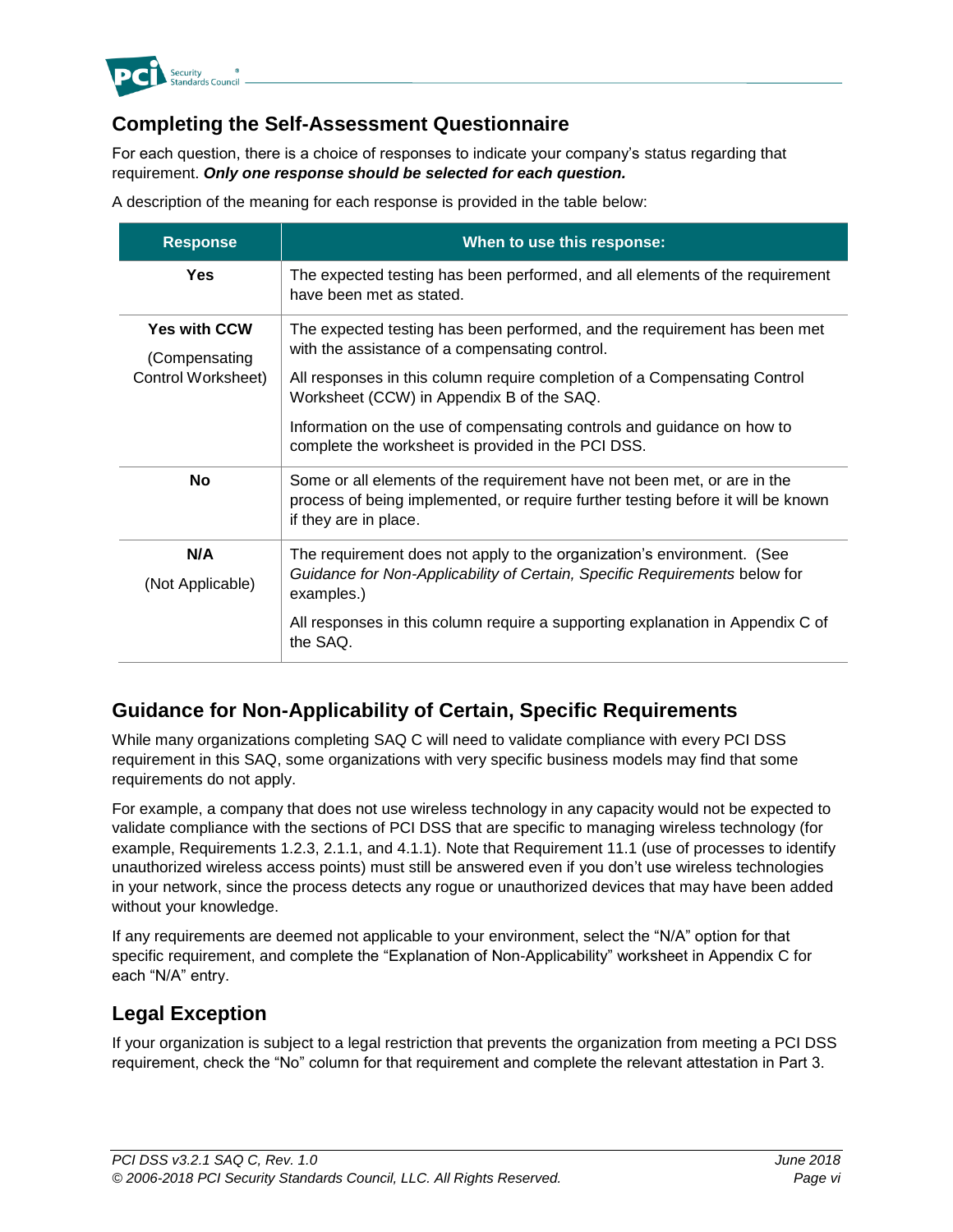## Completing the Self-Assessment Questionnaire

For each question, there is a choice of responses to indicate your company's status regarding that requirement. ***Only one response should be selected for each question.***

A description of the meaning for each response is provided in the table below:

| Response | When to use this response: |
|---|---|
| **Yes** | The expected testing has been performed, and all elements of the requirement have been met as stated. |
| **Yes with CCW** (Compensating Control Worksheet) | The expected testing has been performed, and the requirement has been met with the assistance of a compensating control.<br>All responses in this column require completion of a Compensating Control Worksheet (CCW) in Appendix B of the SAQ.<br>Information on the use of compensating controls and guidance on how to complete the worksheet is provided in the PCI DSS. |
| **No** | Some or all elements of the requirement have not been met, or are in the process of being implemented, or require further testing before it will be known if they are in place. |
| **N/A** (Not Applicable) | The requirement does not apply to the organization's environment. (See *Guidance for Non-Applicability of Certain, Specific Requirements* below for examples.)<br>All responses in this column require a supporting explanation in Appendix C of the SAQ. |

## Guidance for Non-Applicability of Certain, Specific Requirements

While many organizations completing SAQ C will need to validate compliance with every PCI DSS requirement in this SAQ, some organizations with very specific business models may find that some requirements do not apply.

For example, a company that does not use wireless technology in any capacity would not be expected to validate compliance with the sections of PCI DSS that are specific to managing wireless technology (for example, Requirements 1.2.3, 2.1.1, and 4.1.1). Note that Requirement 11.1 (use of processes to identify unauthorized wireless access points) must still be answered even if you don't use wireless technologies in your network, since the process detects any rogue or unauthorized devices that may have been added without your knowledge.

If any requirements are deemed not applicable to your environment, select the "N/A" option for that specific requirement, and complete the "Explanation of Non-Applicability" worksheet in Appendix C for each "N/A" entry.

## Legal Exception

If your organization is subject to a legal restriction that prevents the organization from meeting a PCI DSS requirement, check the "No" column for that requirement and complete the relevant attestation in Part 3.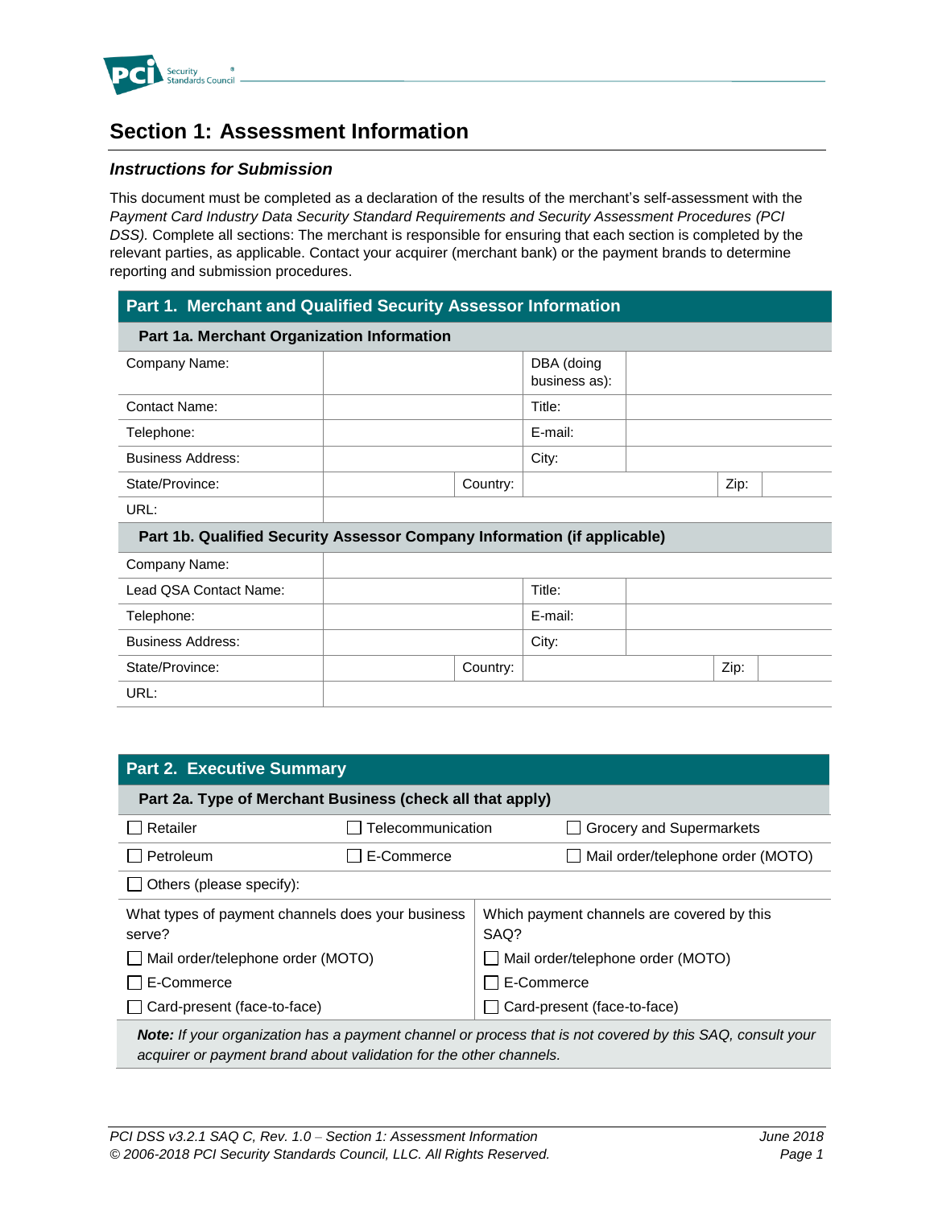## Section 1: Assessment Information

### *Instructions for Submission*

This document must be completed as a declaration of the results of the merchant's self-assessment with the *Payment Card Industry Data Security Standard Requirements and Security Assessment Procedures (PCI DSS).* Complete all sections: The merchant is responsible for ensuring that each section is completed by the relevant parties, as applicable. Contact your acquirer (merchant bank) or the payment brands to determine reporting and submission procedures.

| **Part 1. Merchant and Qualified Security Assessor Information** | | | | | |
|---|---|---|---|---|---|
| **Part 1a. Merchant Organization Information** | | | | | |
| Company Name: | | | DBA (doing business as): | | |
| Contact Name: | | | Title: | | |
| Telephone: | | | E-mail: | | |
| Business Address: | | | City: | | |
| State/Province: | | Country: | | Zip: | |
| URL: | | | | | |
| **Part 1b. Qualified Security Assessor Company Information (if applicable)** | | | | | |
| Company Name: | | | | | |
| Lead QSA Contact Name: | | | Title: | | |
| Telephone: | | | E-mail: | | |
| Business Address: | | | City: | | |
| State/Province: | | Country: | | Zip: | |
| URL: | | | | | |

| **Part 2. Executive Summary** | | |
|---|---|---|
| **Part 2a. Type of Merchant Business (check all that apply)** | | |
| ☐ Retailer | ☐ Telecommunication | ☐ Grocery and Supermarkets |
| ☐ Petroleum | ☐ E-Commerce | ☐ Mail order/telephone order (MOTO) |
| ☐ Others (please specify): | | |

| What types of payment channels does your business serve? | Which payment channels are covered by this SAQ? |
|---|---|
| ☐ Mail order/telephone order (MOTO) | ☐ Mail order/telephone order (MOTO) |
| ☐ E-Commerce | ☐ E-Commerce |
| ☐ Card-present (face-to-face) | ☐ Card-present (face-to-face) |

***Note:*** *If your organization has a payment channel or process that is not covered by this SAQ, consult your acquirer or payment brand about validation for the other channels.*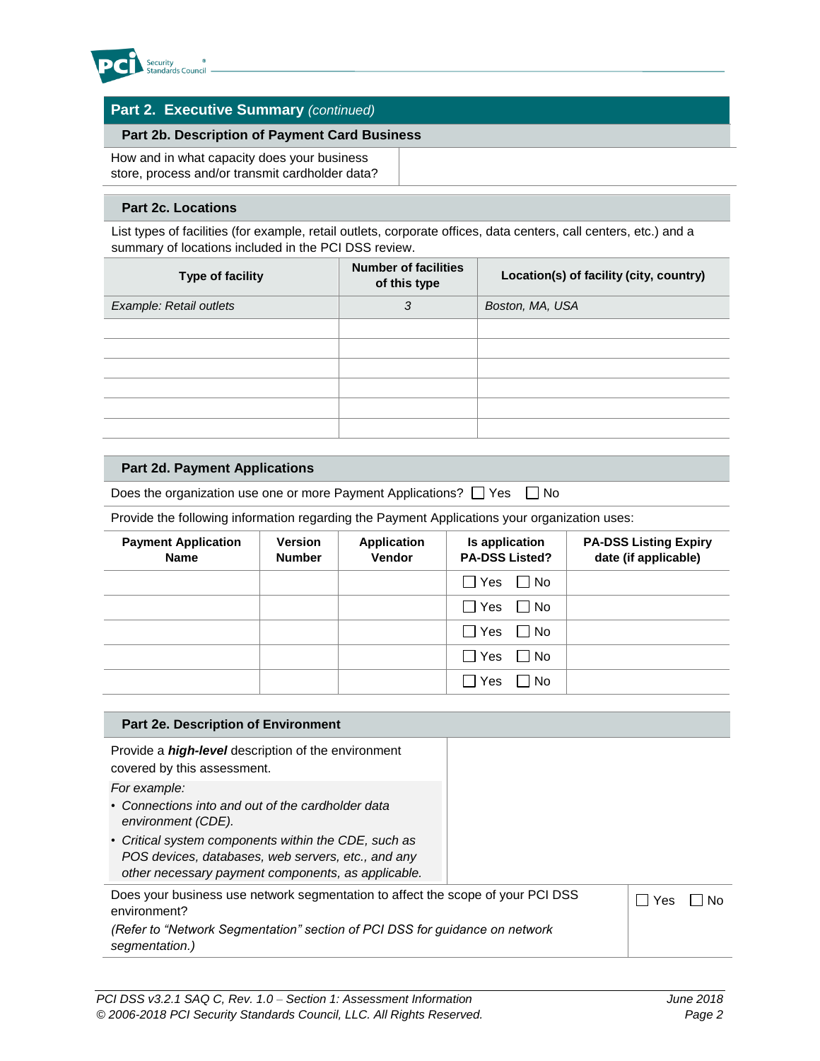## Part 2. Executive Summary *(continued)*

### Part 2b. Description of Payment Card Business

| How and in what capacity does your business store, process and/or transmit cardholder data? | |
|---|---|

### Part 2c. Locations

List types of facilities (for example, retail outlets, corporate offices, data centers, call centers, etc.) and a summary of locations included in the PCI DSS review.

| Type of facility | Number of facilities of this type | Location(s) of facility (city, country) |
|---|---|---|
| *Example: Retail outlets* | *3* | *Boston, MA, USA* |
| | | |
| | | |
| | | |
| | | |
| | | |
| | | |

### Part 2d. Payment Applications

Does the organization use one or more Payment Applications? ☐ Yes ☐ No

Provide the following information regarding the Payment Applications your organization uses:

| Payment Application Name | Version Number | Application Vendor | Is application PA-DSS Listed? | PA-DSS Listing Expiry date (if applicable) |
|---|---|---|---|---|
| | | | ☐ Yes ☐ No | |
| | | | ☐ Yes ☐ No | |
| | | | ☐ Yes ☐ No | |
| | | | ☐ Yes ☐ No | |
| | | | ☐ Yes ☐ No | |

### Part 2e. Description of Environment

| Provide a ***high-level*** description of the environment covered by this assessment.<br><br>*For example:*<br>• *Connections into and out of the cardholder data environment (CDE).*<br>• *Critical system components within the CDE, such as POS devices, databases, web servers, etc., and any other necessary payment components, as applicable.* | |
|---|---|
| Does your business use network segmentation to affect the scope of your PCI DSS environment?<br>*(Refer to "Network Segmentation" section of PCI DSS for guidance on network segmentation.)* | ☐ Yes ☐ No |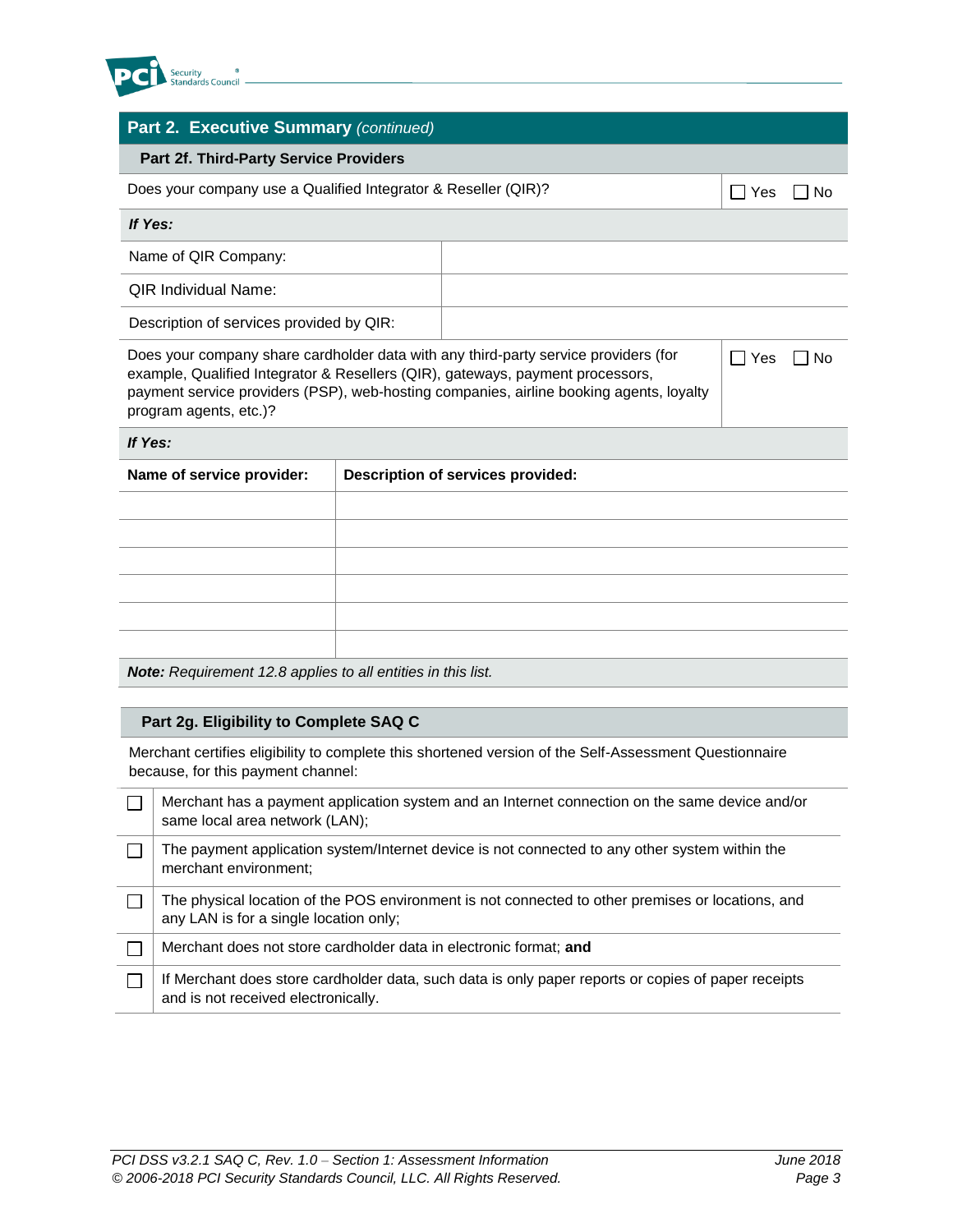## Part 2. Executive Summary *(continued)*

### Part 2f. Third-Party Service Providers

| Does your company use a Qualified Integrator & Reseller (QIR)? | ☐ Yes ☐ No |
|---|---|
| ***If Yes:*** | |
| Name of QIR Company: | |
| QIR Individual Name: | |
| Description of services provided by QIR: | |

| Does your company share cardholder data with any third-party service providers (for example, Qualified Integrator & Resellers (QIR), gateways, payment processors, payment service providers (PSP), web-hosting companies, airline booking agents, loyalty program agents, etc.)? | ☐ Yes ☐ No |
|---|---|

***If Yes:***

| **Name of service provider:** | **Description of services provided:** |
|---|---|
| | |
| | |
| | |
| | |
| | |
| | |

***Note:*** *Requirement 12.8 applies to all entities in this list.*

### Part 2g. Eligibility to Complete SAQ C

Merchant certifies eligibility to complete this shortened version of the Self-Assessment Questionnaire because, for this payment channel:

| | |
|---|---|
| ☐ | Merchant has a payment application system and an Internet connection on the same device and/or same local area network (LAN); |
| ☐ | The payment application system/Internet device is not connected to any other system within the merchant environment; |
| ☐ | The physical location of the POS environment is not connected to other premises or locations, and any LAN is for a single location only; |
| ☐ | Merchant does not store cardholder data in electronic format; **and** |
| ☐ | If Merchant does store cardholder data, such data is only paper reports or copies of paper receipts and is not received electronically. |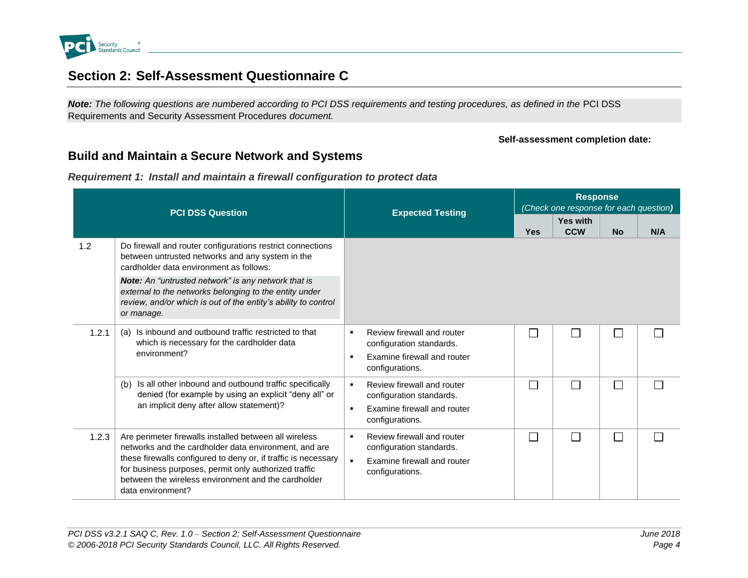## Section 2: Self-Assessment Questionnaire C

***Note:*** *The following questions are numbered according to PCI DSS requirements and testing procedures, as defined in the* PCI DSS Requirements and Security Assessment Procedures *document.*

**Self-assessment completion date:**

### Build and Maintain a Secure Network and Systems

***Requirement 1: Install and maintain a firewall configuration to protect data***

| PCI DSS Question | | Expected Testing | Response *(Check one response for each question)* | | | |
|---|---|---|---|---|---|---|
| | | | **Yes** | **Yes with CCW** | **No** | **N/A** |
| 1.2 | Do firewall and router configurations restrict connections between untrusted networks and any system in the cardholder data environment as follows:<br>***Note:*** *An "untrusted network" is any network that is external to the networks belonging to the entity under review, and/or which is out of the entity's ability to control or manage.* | | | | | |
| 1.2.1 | (a) Is inbound and outbound traffic restricted to that which is necessary for the cardholder data environment? | ▪ Review firewall and router configuration standards.<br>▪ Examine firewall and router configurations. | ☐ | ☐ | ☐ | ☐ |
| | (b) Is all other inbound and outbound traffic specifically denied (for example by using an explicit "deny all" or an implicit deny after allow statement)? | ▪ Review firewall and router configuration standards.<br>▪ Examine firewall and router configurations. | ☐ | ☐ | ☐ | ☐ |
| 1.2.3 | Are perimeter firewalls installed between all wireless networks and the cardholder data environment, and are these firewalls configured to deny or, if traffic is necessary for business purposes, permit only authorized traffic between the wireless environment and the cardholder data environment? | ▪ Review firewall and router configuration standards.<br>▪ Examine firewall and router configurations. | ☐ | ☐ | ☐ | ☐ |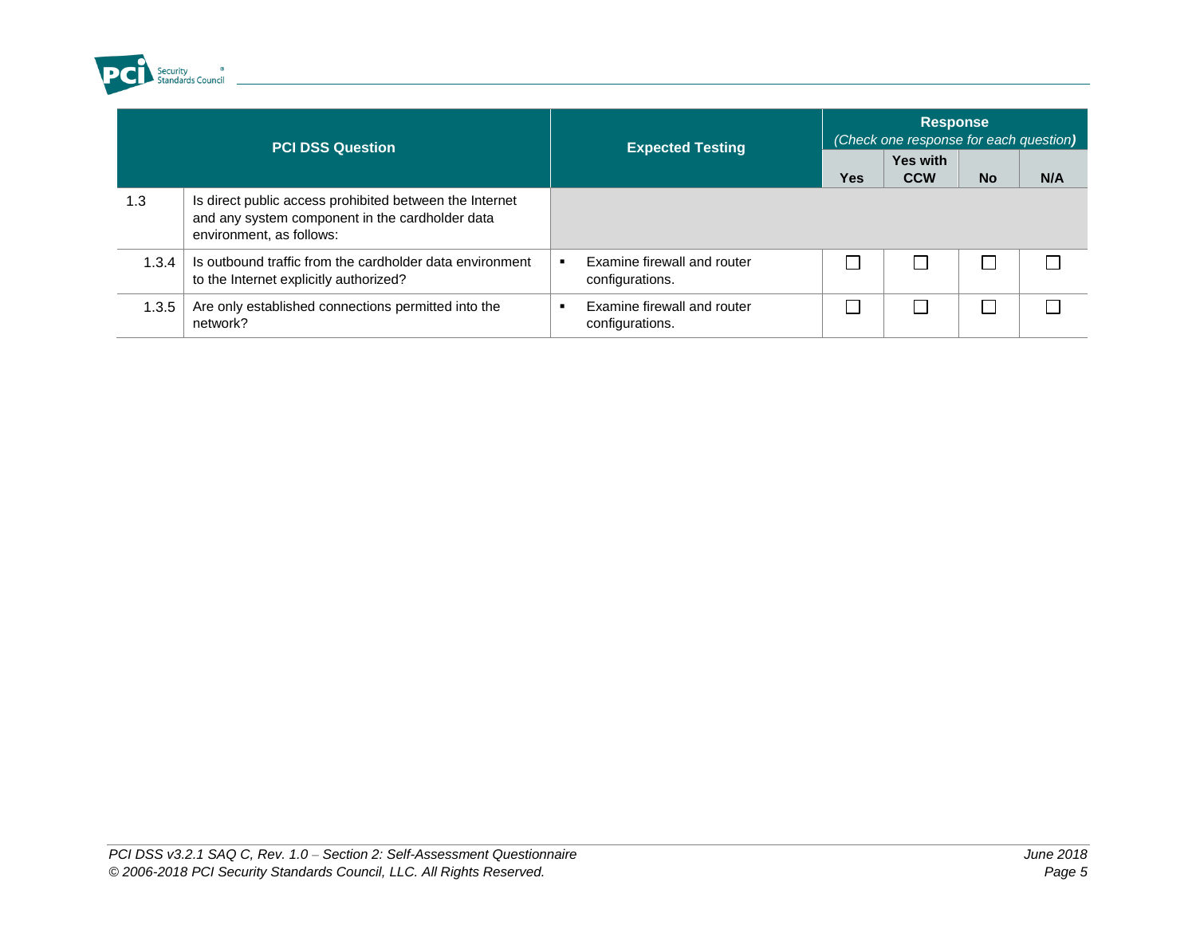| PCI DSS Question | | Expected Testing | Response (Check one response for each question) | | | |
|---|---|---|---|---|---|---|
| | | | Yes | Yes with CCW | No | N/A |
| 1.3 | Is direct public access prohibited between the Internet and any system component in the cardholder data environment, as follows: | | | | | |
| 1.3.4 | Is outbound traffic from the cardholder data environment to the Internet explicitly authorized? | ▪ Examine firewall and router configurations. | ☐ | ☐ | ☐ | ☐ |
| 1.3.5 | Are only established connections permitted into the network? | ▪ Examine firewall and router configurations. | ☐ | ☐ | ☐ | ☐ |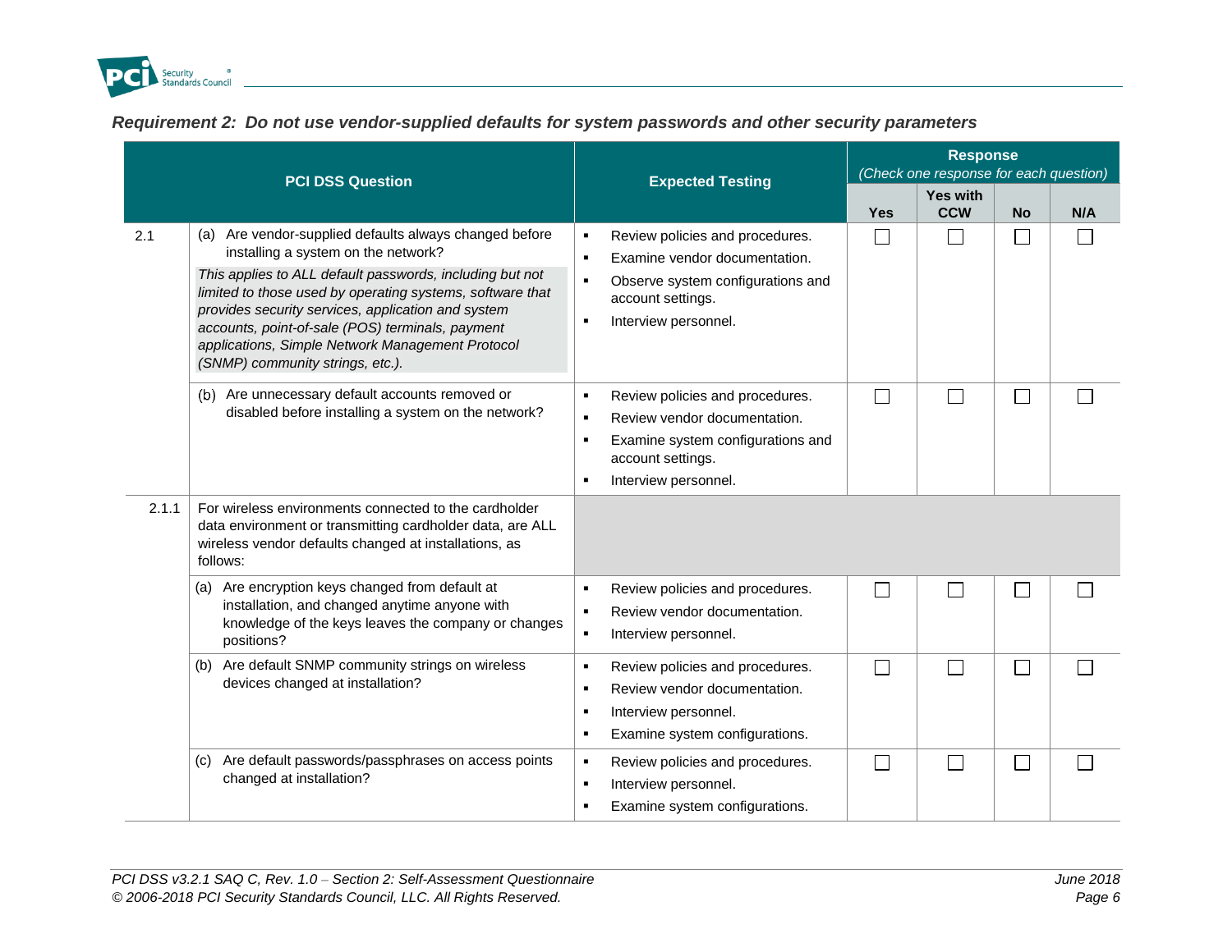### *Requirement 2: Do not use vendor-supplied defaults for system passwords and other security parameters*

| | PCI DSS Question | Expected Testing | Response *(Check one response for each question)* | | | |
|---|---|---|---|---|---|---|
| | | | **Yes** | **Yes with CCW** | **No** | **N/A** |
| 2.1 | (a) Are vendor-supplied defaults always changed before installing a system on the network?<br>*This applies to ALL default passwords, including but not limited to those used by operating systems, software that provides security services, application and system accounts, point-of-sale (POS) terminals, payment applications, Simple Network Management Protocol (SNMP) community strings, etc.).* | ▪ Review policies and procedures.<br>▪ Examine vendor documentation.<br>▪ Observe system configurations and account settings.<br>▪ Interview personnel. | ☐ | ☐ | ☐ | ☐ |
| | (b) Are unnecessary default accounts removed or disabled before installing a system on the network? | ▪ Review policies and procedures.<br>▪ Review vendor documentation.<br>▪ Examine system configurations and account settings.<br>▪ Interview personnel. | ☐ | ☐ | ☐ | ☐ |
| 2.1.1 | For wireless environments connected to the cardholder data environment or transmitting cardholder data, are ALL wireless vendor defaults changed at installations, as follows: | | | | | |
| | (a) Are encryption keys changed from default at installation, and changed anytime anyone with knowledge of the keys leaves the company or changes positions? | ▪ Review policies and procedures.<br>▪ Review vendor documentation.<br>▪ Interview personnel. | ☐ | ☐ | ☐ | ☐ |
| | (b) Are default SNMP community strings on wireless devices changed at installation? | ▪ Review policies and procedures.<br>▪ Review vendor documentation.<br>▪ Interview personnel.<br>▪ Examine system configurations. | ☐ | ☐ | ☐ | ☐ |
| | (c) Are default passwords/passphrases on access points changed at installation? | ▪ Review policies and procedures.<br>▪ Interview personnel.<br>▪ Examine system configurations. | ☐ | ☐ | ☐ | ☐ |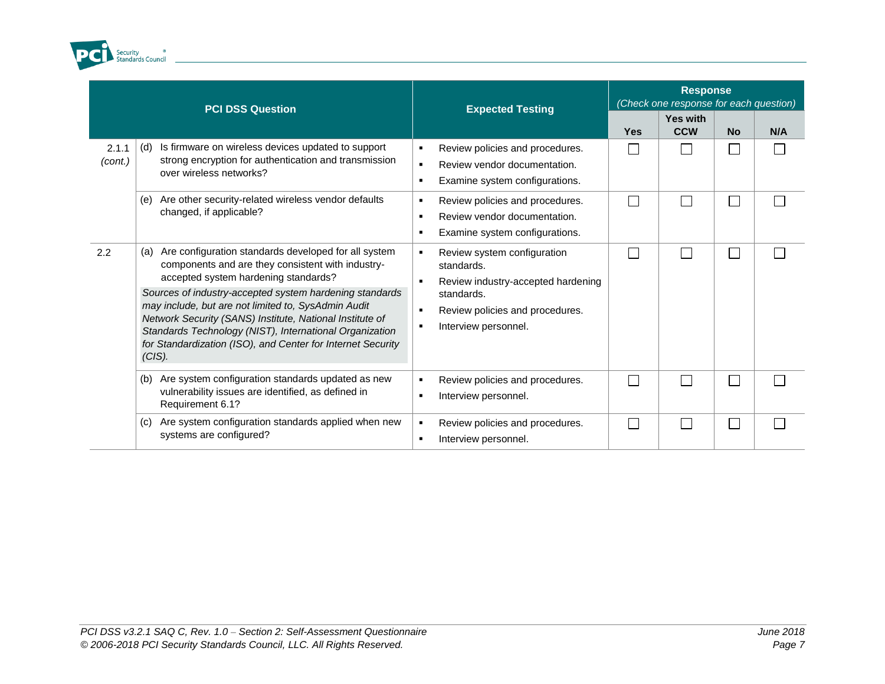| PCI DSS Question | | Expected Testing | Response (Check one response for each question) | | | |
|---|---|---|---|---|---|---|
| | | | Yes | Yes with CCW | No | N/A |
| 2.1.1 *(cont.)* | (d) Is firmware on wireless devices updated to support strong encryption for authentication and transmission over wireless networks? | ▪ Review policies and procedures.<br>▪ Review vendor documentation.<br>▪ Examine system configurations. | ☐ | ☐ | ☐ | ☐ |
| | (e) Are other security-related wireless vendor defaults changed, if applicable? | ▪ Review policies and procedures.<br>▪ Review vendor documentation.<br>▪ Examine system configurations. | ☐ | ☐ | ☐ | ☐ |
| 2.2 | (a) Are configuration standards developed for all system components and are they consistent with industry-accepted system hardening standards?<br>*Sources of industry-accepted system hardening standards may include, but are not limited to, SysAdmin Audit Network Security (SANS) Institute, National Institute of Standards Technology (NIST), International Organization for Standardization (ISO), and Center for Internet Security (CIS).* | ▪ Review system configuration standards.<br>▪ Review industry-accepted hardening standards.<br>▪ Review policies and procedures.<br>▪ Interview personnel. | ☐ | ☐ | ☐ | ☐ |
| | (b) Are system configuration standards updated as new vulnerability issues are identified, as defined in Requirement 6.1? | ▪ Review policies and procedures.<br>▪ Interview personnel. | ☐ | ☐ | ☐ | ☐ |
| | (c) Are system configuration standards applied when new systems are configured? | ▪ Review policies and procedures.<br>▪ Interview personnel. | ☐ | ☐ | ☐ | ☐ |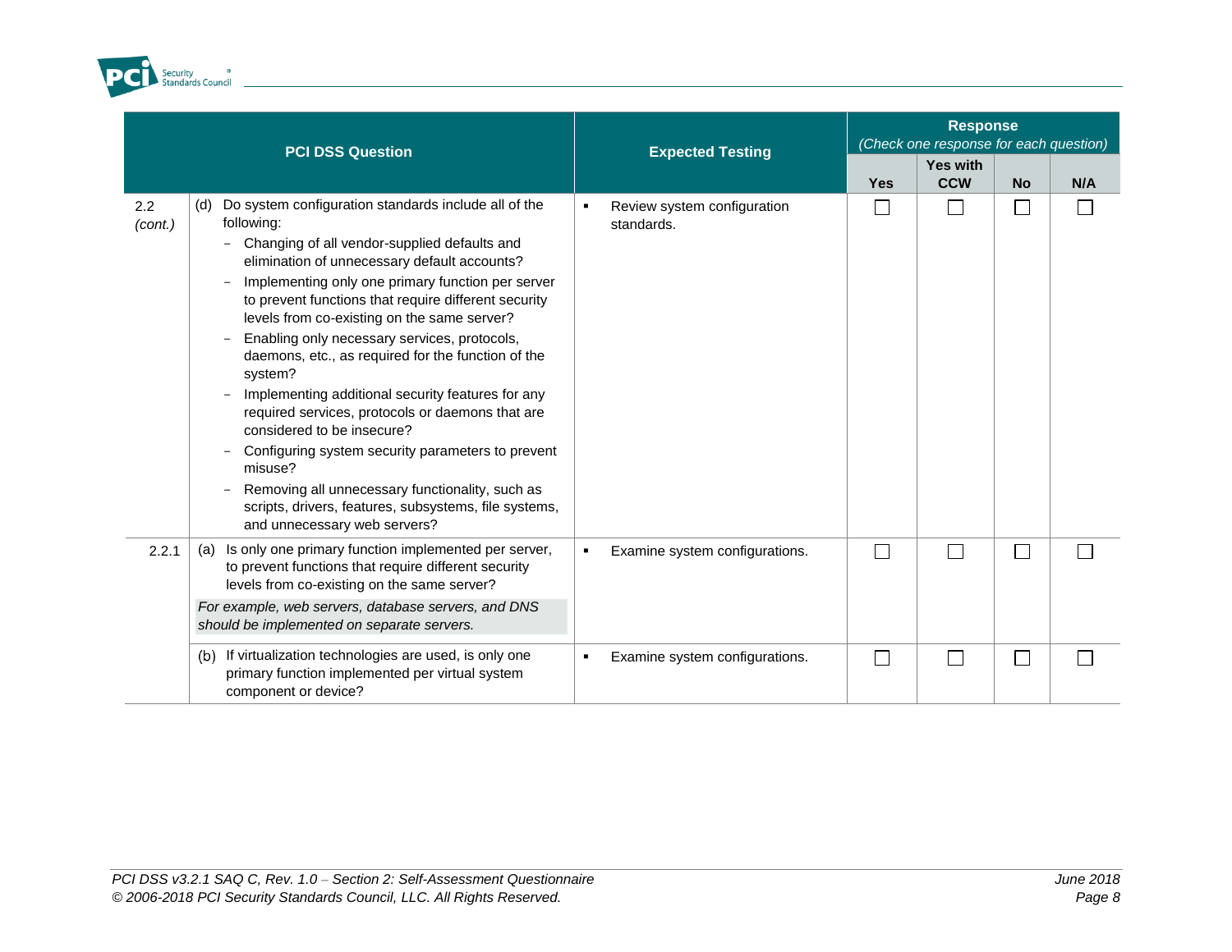| PCI DSS Question | | Expected Testing | Response *(Check one response for each question)* | | | |
|---|---|---|---|---|---|---|
| | | | Yes | Yes with CCW | No | N/A |
| 2.2 *(cont.)* | (d) Do system configuration standards include all of the following:<br>− Changing of all vendor-supplied defaults and elimination of unnecessary default accounts?<br>− Implementing only one primary function per server to prevent functions that require different security levels from co-existing on the same server?<br>− Enabling only necessary services, protocols, daemons, etc., as required for the function of the system?<br>− Implementing additional security features for any required services, protocols or daemons that are considered to be insecure?<br>− Configuring system security parameters to prevent misuse?<br>− Removing all unnecessary functionality, such as scripts, drivers, features, subsystems, file systems, and unnecessary web servers? | ▪ Review system configuration standards. | ☐ | ☐ | ☐ | ☐ |
| 2.2.1 | (a) Is only one primary function implemented per server, to prevent functions that require different security levels from co-existing on the same server?<br>*For example, web servers, database servers, and DNS should be implemented on separate servers.* | ▪ Examine system configurations. | ☐ | ☐ | ☐ | ☐ |
| | (b) If virtualization technologies are used, is only one primary function implemented per virtual system component or device? | ▪ Examine system configurations. | ☐ | ☐ | ☐ | ☐ |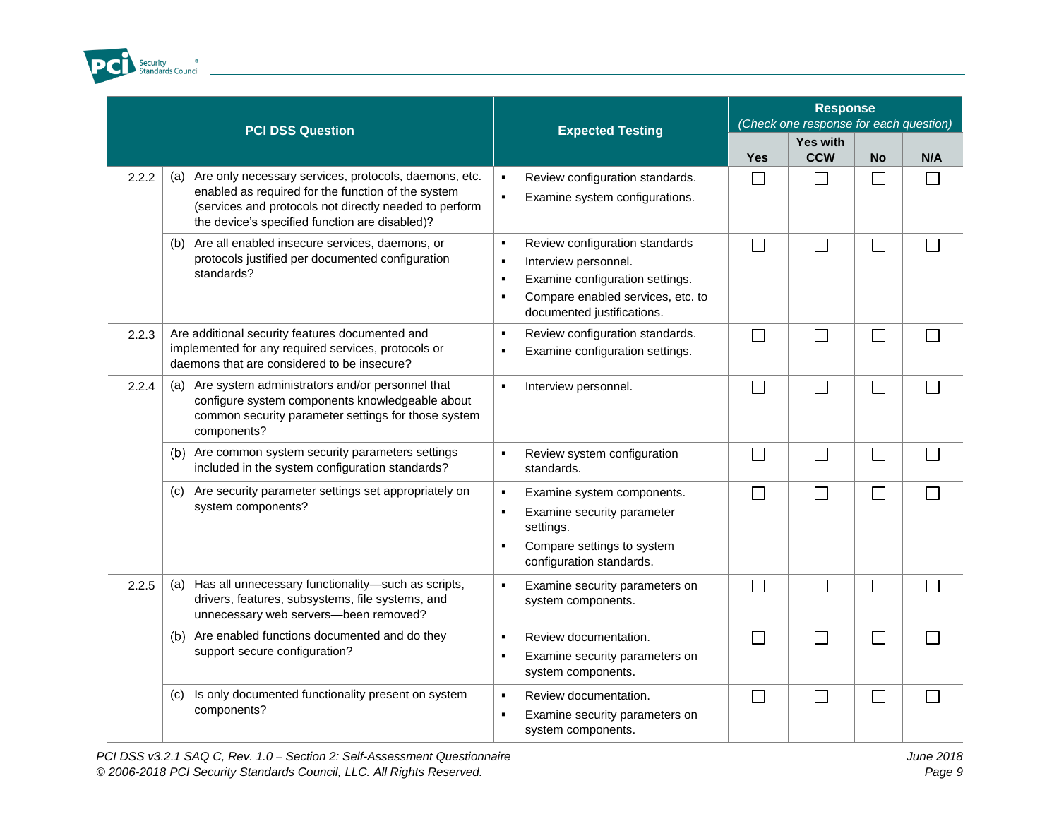| PCI DSS Question | | Expected Testing | Response *(Check one response for each question)* | | | |
|---|---|---|---|---|---|---|
| | | | Yes | Yes with CCW | No | N/A |
| 2.2.2 | (a) Are only necessary services, protocols, daemons, etc. enabled as required for the function of the system (services and protocols not directly needed to perform the device's specified function are disabled)? | ▪ Review configuration standards. ▪ Examine system configurations. | ☐ | ☐ | ☐ | ☐ |
| | (b) Are all enabled insecure services, daemons, or protocols justified per documented configuration standards? | ▪ Review configuration standards ▪ Interview personnel. ▪ Examine configuration settings. ▪ Compare enabled services, etc. to documented justifications. | ☐ | ☐ | ☐ | ☐ |
| 2.2.3 | Are additional security features documented and implemented for any required services, protocols or daemons that are considered to be insecure? | ▪ Review configuration standards. ▪ Examine configuration settings. | ☐ | ☐ | ☐ | ☐ |
| 2.2.4 | (a) Are system administrators and/or personnel that configure system components knowledgeable about common security parameter settings for those system components? | ▪ Interview personnel. | ☐ | ☐ | ☐ | ☐ |
| | (b) Are common system security parameters settings included in the system configuration standards? | ▪ Review system configuration standards. | ☐ | ☐ | ☐ | ☐ |
| | (c) Are security parameter settings set appropriately on system components? | ▪ Examine system components. ▪ Examine security parameter settings. ▪ Compare settings to system configuration standards. | ☐ | ☐ | ☐ | ☐ |
| 2.2.5 | (a) Has all unnecessary functionality—such as scripts, drivers, features, subsystems, file systems, and unnecessary web servers—been removed? | ▪ Examine security parameters on system components. | ☐ | ☐ | ☐ | ☐ |
| | (b) Are enabled functions documented and do they support secure configuration? | ▪ Review documentation. ▪ Examine security parameters on system components. | ☐ | ☐ | ☐ | ☐ |
| | (c) Is only documented functionality present on system components? | ▪ Review documentation. ▪ Examine security parameters on system components. | ☐ | ☐ | ☐ | ☐ |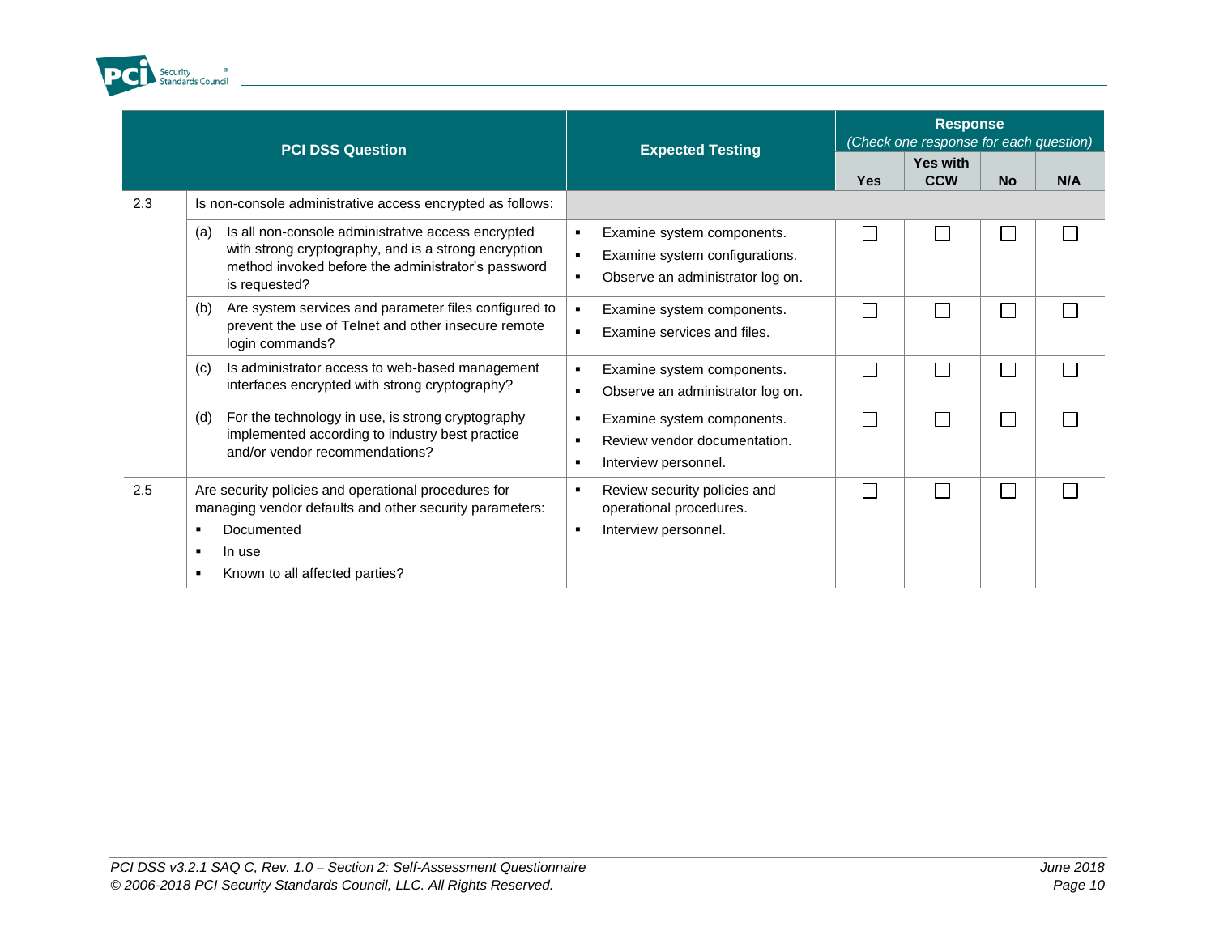| | PCI DSS Question | Expected Testing | Response *(Check one response for each question)* | | | |
|---|---|---|---|---|---|---|
| | | | Yes | Yes with CCW | No | N/A |
| 2.3 | Is non-console administrative access encrypted as follows: | | | | | |
| | (a) Is all non-console administrative access encrypted with strong cryptography, and is a strong encryption method invoked before the administrator's password is requested? | ▪ Examine system components.<br>▪ Examine system configurations.<br>▪ Observe an administrator log on. | ☐ | ☐ | ☐ | ☐ |
| | (b) Are system services and parameter files configured to prevent the use of Telnet and other insecure remote login commands? | ▪ Examine system components.<br>▪ Examine services and files. | ☐ | ☐ | ☐ | ☐ |
| | (c) Is administrator access to web-based management interfaces encrypted with strong cryptography? | ▪ Examine system components.<br>▪ Observe an administrator log on. | ☐ | ☐ | ☐ | ☐ |
| | (d) For the technology in use, is strong cryptography implemented according to industry best practice and/or vendor recommendations? | ▪ Examine system components.<br>▪ Review vendor documentation.<br>▪ Interview personnel. | ☐ | ☐ | ☐ | ☐ |
| 2.5 | Are security policies and operational procedures for managing vendor defaults and other security parameters:<br>▪ Documented<br>▪ In use<br>▪ Known to all affected parties? | ▪ Review security policies and operational procedures.<br>▪ Interview personnel. | ☐ | ☐ | ☐ | ☐ |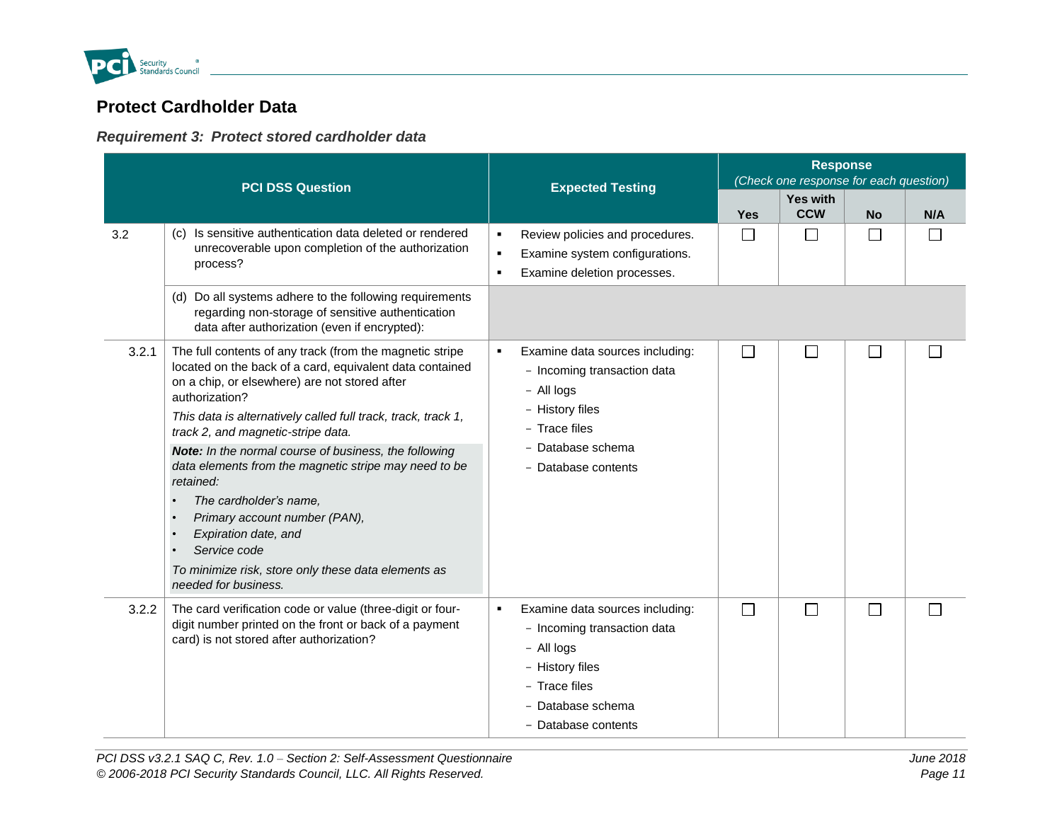## Protect Cardholder Data

### *Requirement 3: Protect stored cardholder data*

| PCI DSS Question | | Expected Testing | Response *(Check one response for each question)* | | | |
|---|---|---|---|---|---|---|
| | | | Yes | Yes with CCW | No | N/A |
| 3.2 | (c) Is sensitive authentication data deleted or rendered unrecoverable upon completion of the authorization process? | ▪ Review policies and procedures.<br>▪ Examine system configurations.<br>▪ Examine deletion processes. | ☐ | ☐ | ☐ | ☐ |
| | (d) Do all systems adhere to the following requirements regarding non-storage of sensitive authentication data after authorization (even if encrypted): | | | | | |
| 3.2.1 | The full contents of any track (from the magnetic stripe located on the back of a card, equivalent data contained on a chip, or elsewhere) are not stored after authorization?<br>*This data is alternatively called full track, track, track 1, track 2, and magnetic-stripe data.*<br>***Note:** In the normal course of business, the following data elements from the magnetic stripe may need to be retained:*<br>• *The cardholder's name,*<br>• *Primary account number (PAN),*<br>• *Expiration date, and*<br>• *Service code*<br>*To minimize risk, store only these data elements as needed for business.* | ▪ Examine data sources including:<br>− Incoming transaction data<br>− All logs<br>− History files<br>− Trace files<br>− Database schema<br>− Database contents | ☐ | ☐ | ☐ | ☐ |
| 3.2.2 | The card verification code or value (three-digit or four-digit number printed on the front or back of a payment card) is not stored after authorization? | ▪ Examine data sources including:<br>− Incoming transaction data<br>− All logs<br>− History files<br>− Trace files<br>− Database schema<br>− Database contents | ☐ | ☐ | ☐ | ☐ |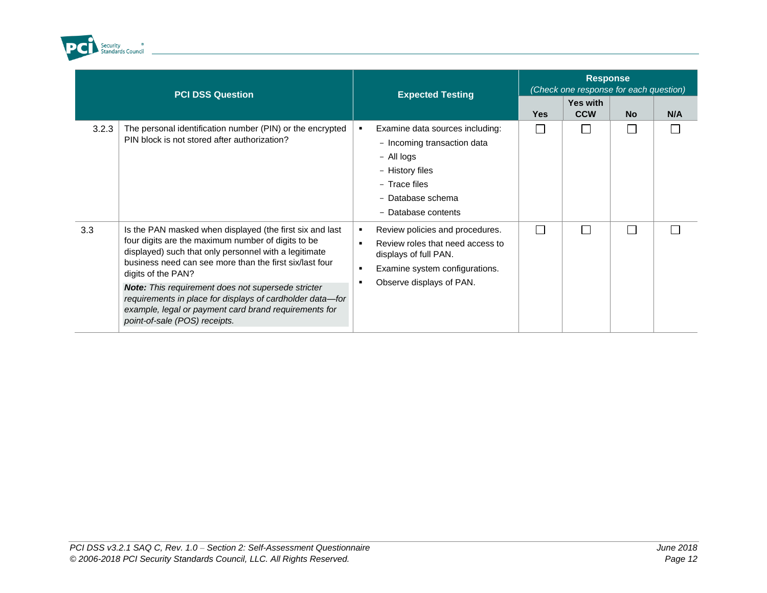| | PCI DSS Question | Expected Testing | Response (Check one response for each question) | | | |
|---|---|---|---|---|---|---|
| | | | Yes | Yes with CCW | No | N/A |
| 3.2.3 | The personal identification number (PIN) or the encrypted PIN block is not stored after authorization? | ▪ Examine data sources including: <br>− Incoming transaction data <br>− All logs <br>− History files <br>− Trace files <br>− Database schema <br>− Database contents | ☐ | ☐ | ☐ | ☐ |
| 3.3 | Is the PAN masked when displayed (the first six and last four digits are the maximum number of digits to be displayed) such that only personnel with a legitimate business need can see more than the first six/last four digits of the PAN? <br>***Note:*** *This requirement does not supersede stricter requirements in place for displays of cardholder data—for example, legal or payment card brand requirements for point-of-sale (POS) receipts.* | ▪ Review policies and procedures. <br>▪ Review roles that need access to displays of full PAN. <br>▪ Examine system configurations. <br>▪ Observe displays of PAN. | ☐ | ☐ | ☐ | ☐ |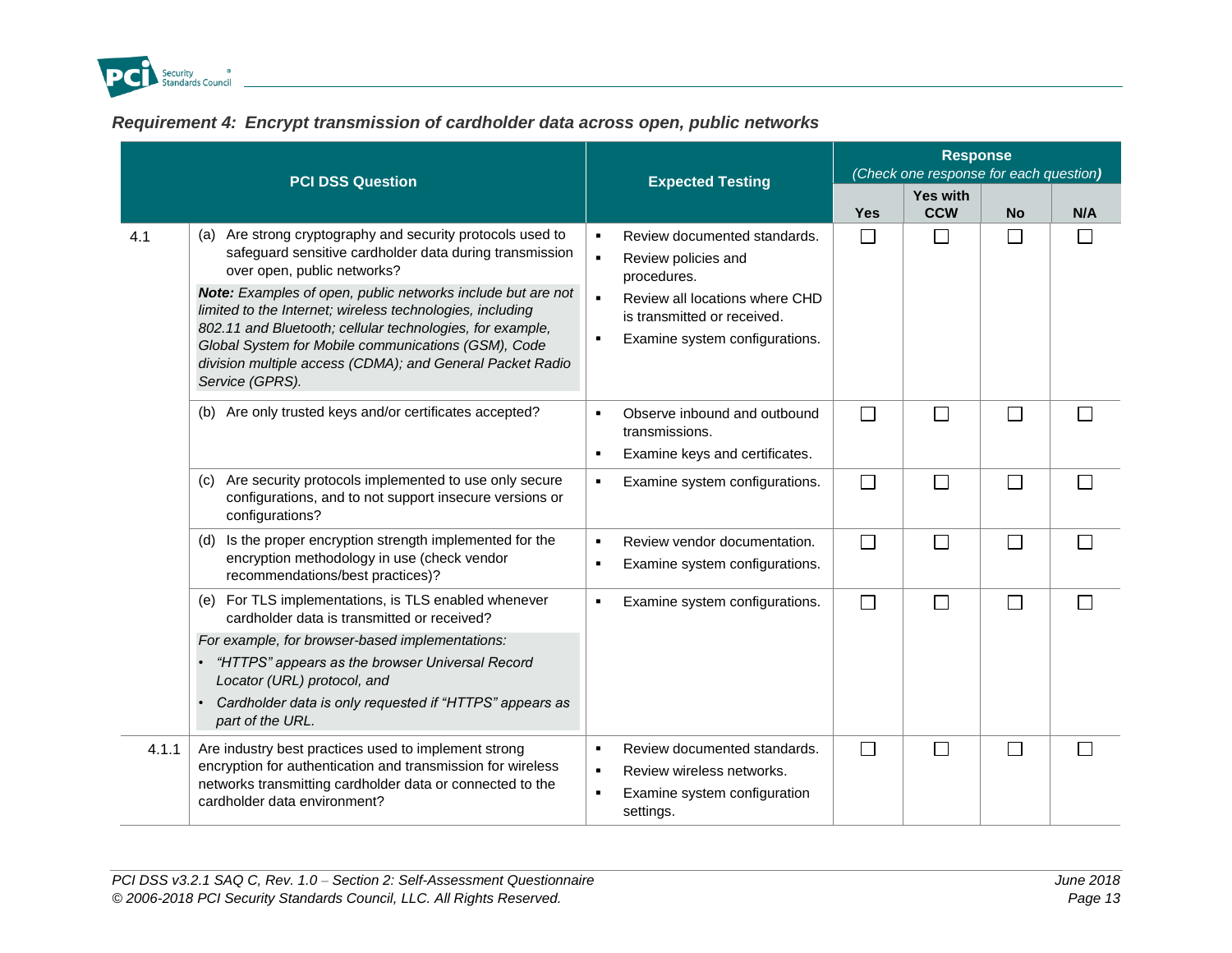## *Requirement 4: Encrypt transmission of cardholder data across open, public networks*

| PCI DSS Question | | Expected Testing | Response *(Check one response for each question)* | | | |
|---|---|---|---|---|---|---|
| | | | Yes | Yes with CCW | No | N/A |
| 4.1 | (a) Are strong cryptography and security protocols used to safeguard sensitive cardholder data during transmission over open, public networks?<br><br>***Note:*** *Examples of open, public networks include but are not limited to the Internet; wireless technologies, including 802.11 and Bluetooth; cellular technologies, for example, Global System for Mobile communications (GSM), Code division multiple access (CDMA); and General Packet Radio Service (GPRS).* | ▪ Review documented standards.<br>▪ Review policies and procedures.<br>▪ Review all locations where CHD is transmitted or received.<br>▪ Examine system configurations. | ☐ | ☐ | ☐ | ☐ |
| | (b) Are only trusted keys and/or certificates accepted? | ▪ Observe inbound and outbound transmissions.<br>▪ Examine keys and certificates. | ☐ | ☐ | ☐ | ☐ |
| | (c) Are security protocols implemented to use only secure configurations, and to not support insecure versions or configurations? | ▪ Examine system configurations. | ☐ | ☐ | ☐ | ☐ |
| | (d) Is the proper encryption strength implemented for the encryption methodology in use (check vendor recommendations/best practices)? | ▪ Review vendor documentation.<br>▪ Examine system configurations. | ☐ | ☐ | ☐ | ☐ |
| | (e) For TLS implementations, is TLS enabled whenever cardholder data is transmitted or received?<br><br>*For example, for browser-based implementations:*<br>• *"HTTPS" appears as the browser Universal Record Locator (URL) protocol, and*<br>• *Cardholder data is only requested if "HTTPS" appears as part of the URL.* | ▪ Examine system configurations. | ☐ | ☐ | ☐ | ☐ |
| 4.1.1 | Are industry best practices used to implement strong encryption for authentication and transmission for wireless networks transmitting cardholder data or connected to the cardholder data environment? | ▪ Review documented standards.<br>▪ Review wireless networks.<br>▪ Examine system configuration settings. | ☐ | ☐ | ☐ | ☐ |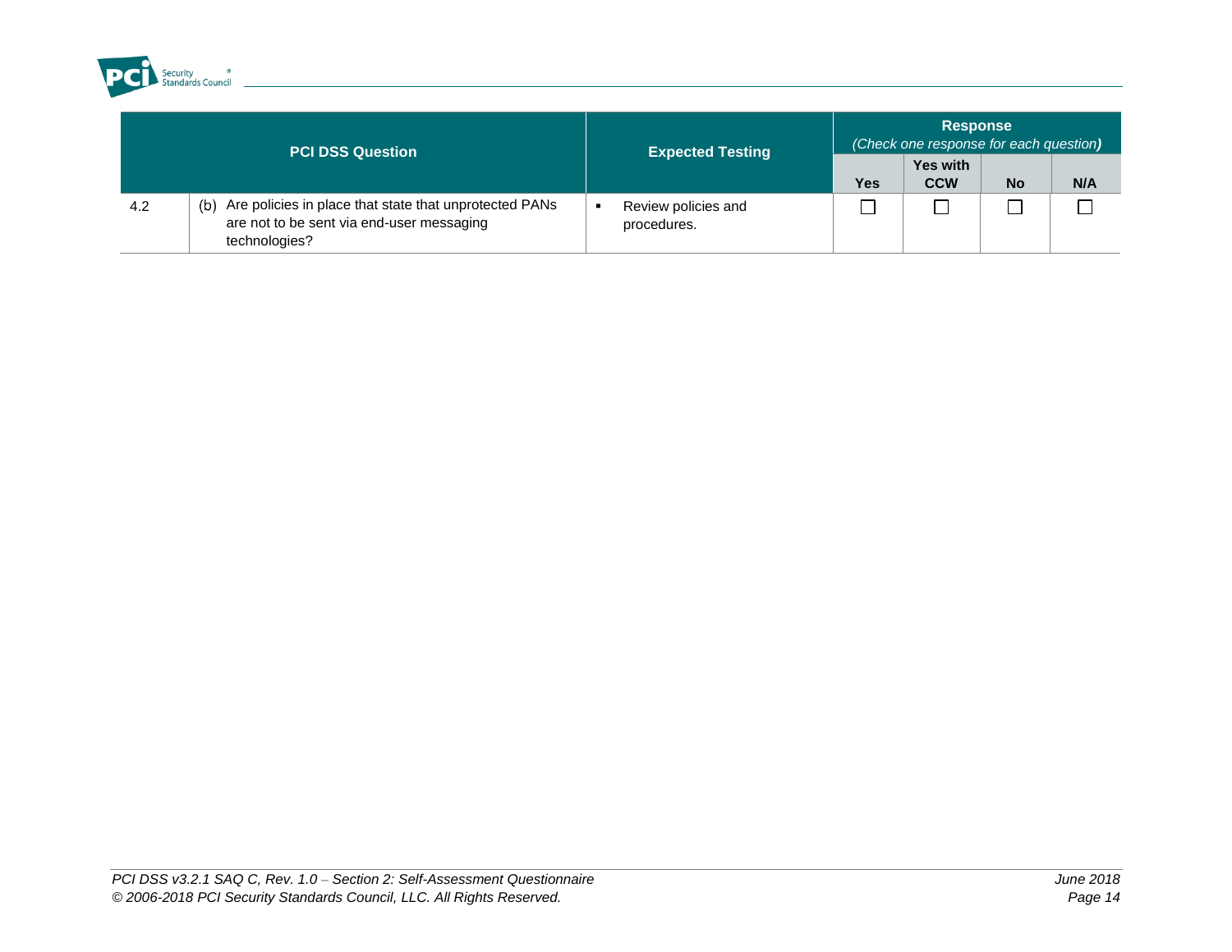| PCI DSS Question | | Expected Testing | Response (Check one response for each question) | | | |
|---|---|---|---|---|---|---|
| | | | Yes | Yes with CCW | No | N/A |
| 4.2 | (b) Are policies in place that state that unprotected PANs are not to be sent via end-user messaging technologies? | ▪ Review policies and procedures. | ☐ | ☐ | ☐ | ☐ |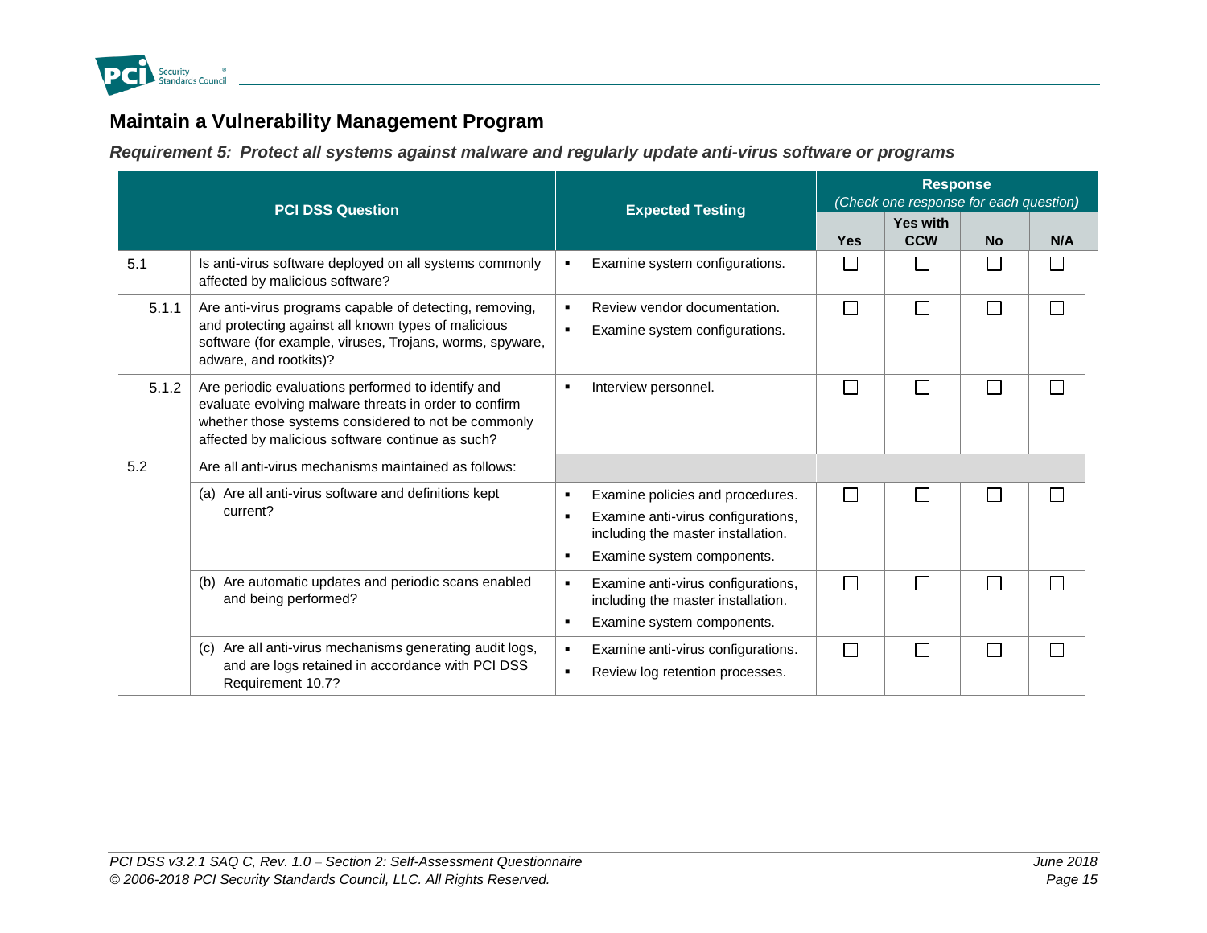## Maintain a Vulnerability Management Program

### *Requirement 5: Protect all systems against malware and regularly update anti-virus software or programs*

| PCI DSS Question | | Expected Testing | Response (Check one response for each question) | | | |
|---|---|---|---|---|---|---|
| | | | Yes | Yes with CCW | No | N/A |
| 5.1 | Is anti-virus software deployed on all systems commonly affected by malicious software? | ▪ Examine system configurations. | ☐ | ☐ | ☐ | ☐ |
| 5.1.1 | Are anti-virus programs capable of detecting, removing, and protecting against all known types of malicious software (for example, viruses, Trojans, worms, spyware, adware, and rootkits)? | ▪ Review vendor documentation.<br>▪ Examine system configurations. | ☐ | ☐ | ☐ | ☐ |
| 5.1.2 | Are periodic evaluations performed to identify and evaluate evolving malware threats in order to confirm whether those systems considered to not be commonly affected by malicious software continue as such? | ▪ Interview personnel. | ☐ | ☐ | ☐ | ☐ |
| 5.2 | Are all anti-virus mechanisms maintained as follows: | | | | | |
| | (a) Are all anti-virus software and definitions kept current? | ▪ Examine policies and procedures.<br>▪ Examine anti-virus configurations, including the master installation.<br>▪ Examine system components. | ☐ | ☐ | ☐ | ☐ |
| | (b) Are automatic updates and periodic scans enabled and being performed? | ▪ Examine anti-virus configurations, including the master installation.<br>▪ Examine system components. | ☐ | ☐ | ☐ | ☐ |
| | (c) Are all anti-virus mechanisms generating audit logs, and are logs retained in accordance with PCI DSS Requirement 10.7? | ▪ Examine anti-virus configurations.<br>▪ Review log retention processes. | ☐ | ☐ | ☐ | ☐ |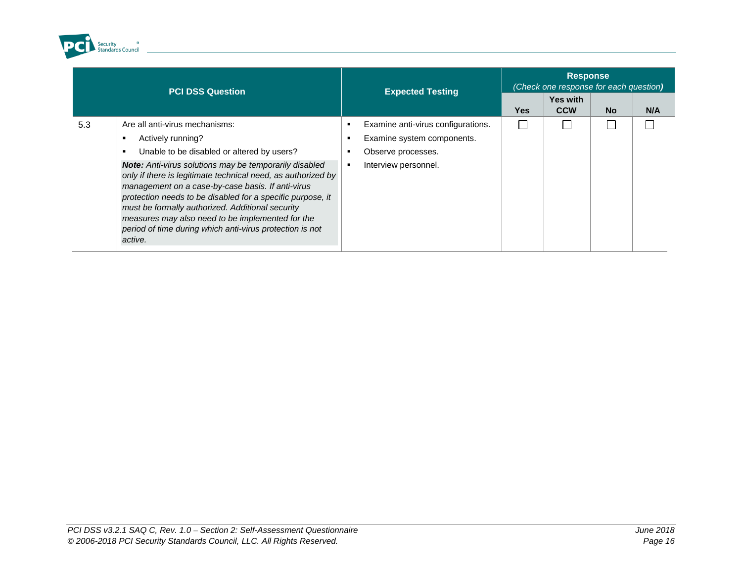| PCI DSS Question | | Expected Testing | Response (Check one response for each question) | | | |
|---|---|---|---|---|---|---|
| | | | Yes | Yes with CCW | No | N/A |
| 5.3 | Are all anti-virus mechanisms:<br>▪ Actively running?<br>▪ Unable to be disabled or altered by users?<br>***Note:*** *Anti-virus solutions may be temporarily disabled only if there is legitimate technical need, as authorized by management on a case-by-case basis. If anti-virus protection needs to be disabled for a specific purpose, it must be formally authorized. Additional security measures may also need to be implemented for the period of time during which anti-virus protection is not active.* | ▪ Examine anti-virus configurations.<br>▪ Examine system components.<br>▪ Observe processes.<br>▪ Interview personnel. | ☐ | ☐ | ☐ | ☐ |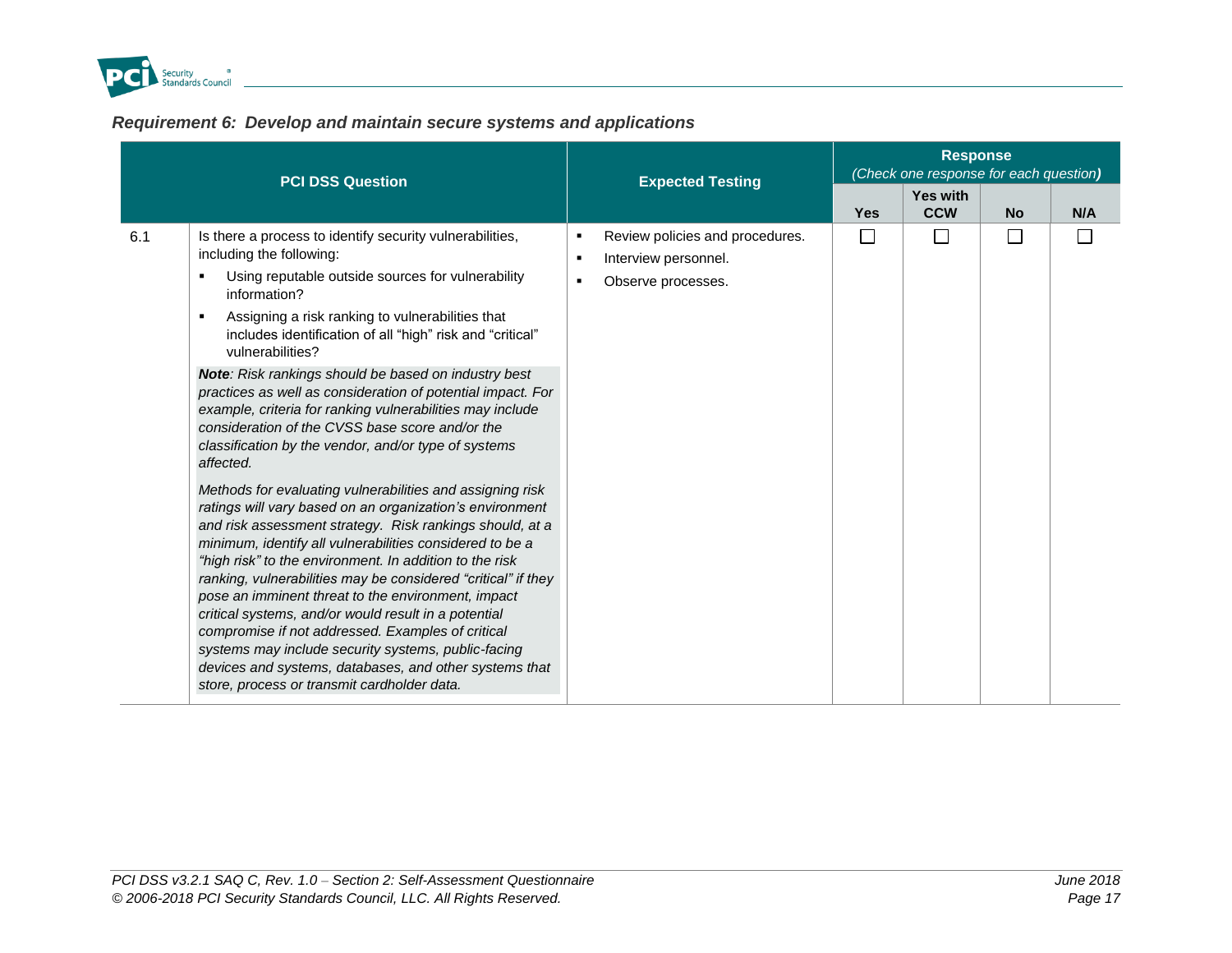## *Requirement 6: Develop and maintain secure systems and applications*

| | PCI DSS Question | Expected Testing | Response *(Check one response for each question)* | | | |
|---|---|---|---|---|---|---|
| | | | **Yes** | **Yes with CCW** | **No** | **N/A** |
| 6.1 | Is there a process to identify security vulnerabilities, including the following:<br>▪ Using reputable outside sources for vulnerability information?<br>▪ Assigning a risk ranking to vulnerabilities that includes identification of all "high" risk and "critical" vulnerabilities?<br>***Note**: Risk rankings should be based on industry best practices as well as consideration of potential impact. For example, criteria for ranking vulnerabilities may include consideration of the CVSS base score and/or the classification by the vendor, and/or type of systems affected.*<br>*Methods for evaluating vulnerabilities and assigning risk ratings will vary based on an organization's environment and risk assessment strategy. Risk rankings should, at a minimum, identify all vulnerabilities considered to be a "high risk" to the environment. In addition to the risk ranking, vulnerabilities may be considered "critical" if they pose an imminent threat to the environment, impact critical systems, and/or would result in a potential compromise if not addressed. Examples of critical systems may include security systems, public-facing devices and systems, databases, and other systems that store, process or transmit cardholder data.* | ▪ Review policies and procedures.<br>▪ Interview personnel.<br>▪ Observe processes. | ☐ | ☐ | ☐ | ☐ |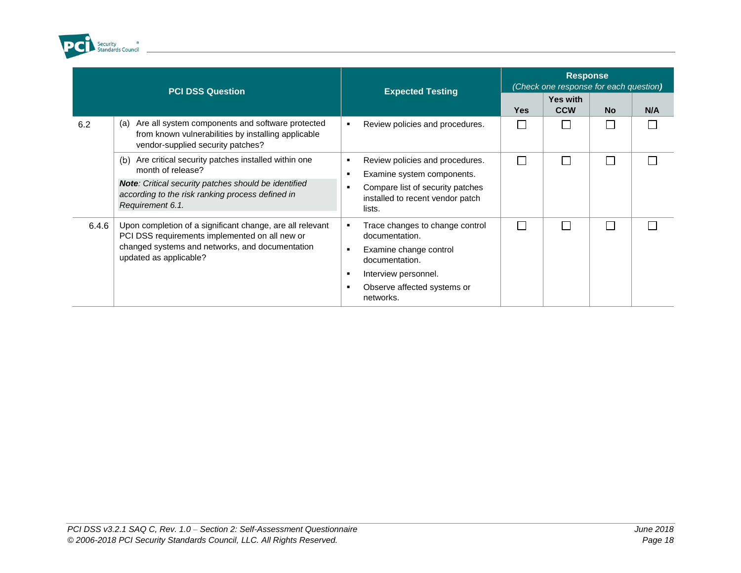| PCI DSS Question | | Expected Testing | Response *(Check one response for each question)* | | | |
|---|---|---|---|---|---|---|
| | | | Yes | Yes with CCW | No | N/A |
| 6.2 | (a) Are all system components and software protected from known vulnerabilities by installing applicable vendor-supplied security patches? | ▪ Review policies and procedures. | ☐ | ☐ | ☐ | ☐ |
| | (b) Are critical security patches installed within one month of release?<br>***Note**: Critical security patches should be identified according to the risk ranking process defined in Requirement 6.1.* | ▪ Review policies and procedures.<br>▪ Examine system components.<br>▪ Compare list of security patches installed to recent vendor patch lists. | ☐ | ☐ | ☐ | ☐ |
| 6.4.6 | Upon completion of a significant change, are all relevant PCI DSS requirements implemented on all new or changed systems and networks, and documentation updated as applicable? | ▪ Trace changes to change control documentation.<br>▪ Examine change control documentation.<br>▪ Interview personnel.<br>▪ Observe affected systems or networks. | ☐ | ☐ | ☐ | ☐ |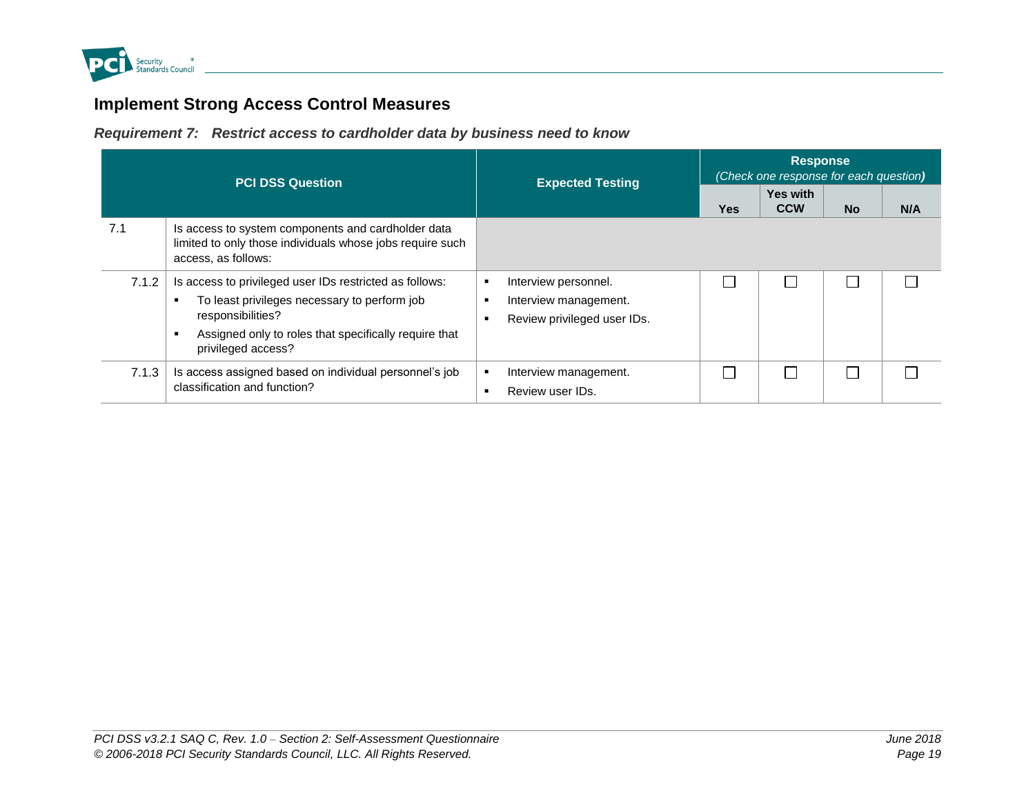## Implement Strong Access Control Measures

### *Requirement 7: Restrict access to cardholder data by business need to know*

| PCI DSS Question | | Expected Testing | Response *(Check one response for each question)* | | | |
|---|---|---|---|---|---|---|
| | | | Yes | Yes with CCW | No | N/A |
| 7.1 | Is access to system components and cardholder data limited to only those individuals whose jobs require such access, as follows: | | | | | |
| 7.1.2 | Is access to privileged user IDs restricted as follows:<br>▪ To least privileges necessary to perform job responsibilities?<br>▪ Assigned only to roles that specifically require that privileged access? | ▪ Interview personnel.<br>▪ Interview management.<br>▪ Review privileged user IDs. | ☐ | ☐ | ☐ | ☐ |
| 7.1.3 | Is access assigned based on individual personnel's job classification and function? | ▪ Interview management.<br>▪ Review user IDs. | ☐ | ☐ | ☐ | ☐ |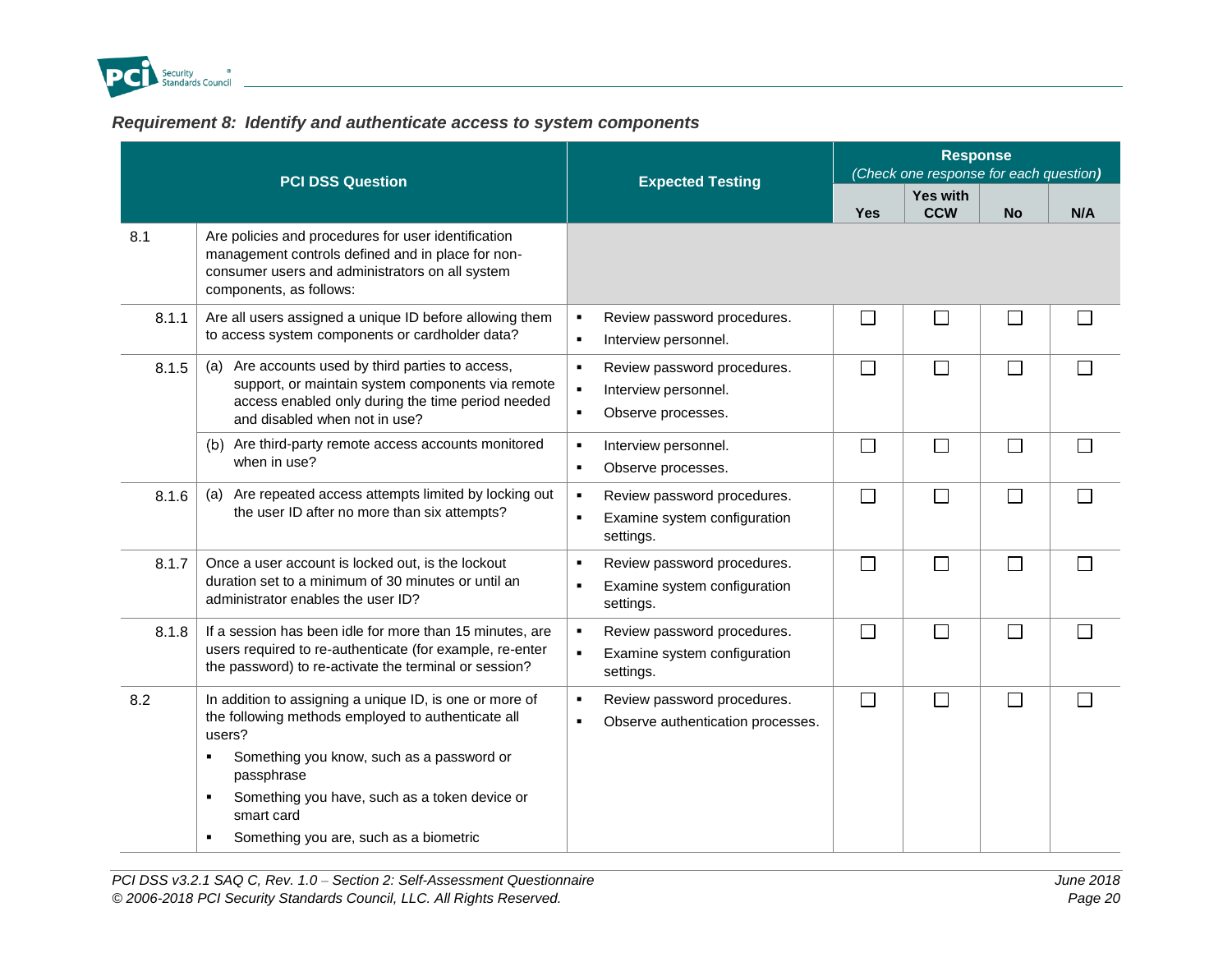### *Requirement 8: Identify and authenticate access to system components*

| PCI DSS Question | | Expected Testing | Response (Check one response for each question) | | | |
|---|---|---|---|---|---|---|
| | | | Yes | Yes with CCW | No | N/A |
| 8.1 | Are policies and procedures for user identification management controls defined and in place for non-consumer users and administrators on all system components, as follows: | | | | | |
| 8.1.1 | Are all users assigned a unique ID before allowing them to access system components or cardholder data? | ▪ Review password procedures.<br>▪ Interview personnel. | ☐ | ☐ | ☐ | ☐ |
| 8.1.5 | (a) Are accounts used by third parties to access, support, or maintain system components via remote access enabled only during the time period needed and disabled when not in use? | ▪ Review password procedures.<br>▪ Interview personnel.<br>▪ Observe processes. | ☐ | ☐ | ☐ | ☐ |
| | (b) Are third-party remote access accounts monitored when in use? | ▪ Interview personnel.<br>▪ Observe processes. | ☐ | ☐ | ☐ | ☐ |
| 8.1.6 | (a) Are repeated access attempts limited by locking out the user ID after no more than six attempts? | ▪ Review password procedures.<br>▪ Examine system configuration settings. | ☐ | ☐ | ☐ | ☐ |
| 8.1.7 | Once a user account is locked out, is the lockout duration set to a minimum of 30 minutes or until an administrator enables the user ID? | ▪ Review password procedures.<br>▪ Examine system configuration settings. | ☐ | ☐ | ☐ | ☐ |
| 8.1.8 | If a session has been idle for more than 15 minutes, are users required to re-authenticate (for example, re-enter the password) to re-activate the terminal or session? | ▪ Review password procedures.<br>▪ Examine system configuration settings. | ☐ | ☐ | ☐ | ☐ |
| 8.2 | In addition to assigning a unique ID, is one or more of the following methods employed to authenticate all users?<br>▪ Something you know, such as a password or passphrase<br>▪ Something you have, such as a token device or smart card<br>▪ Something you are, such as a biometric | ▪ Review password procedures.<br>▪ Observe authentication processes. | ☐ | ☐ | ☐ | ☐ |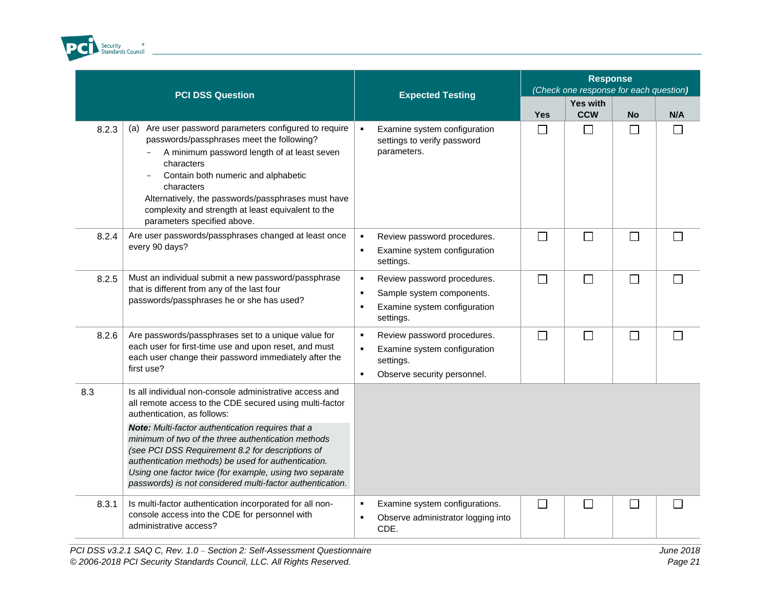| | PCI DSS Question | Expected Testing | Response (Check one response for each question) | | | |
|---|---|---|---|---|---|---|
| | | | Yes | Yes with CCW | No | N/A |
| 8.2.3 | (a) Are user password parameters configured to require passwords/passphrases meet the following?<br>– A minimum password length of at least seven characters<br>– Contain both numeric and alphabetic characters<br>Alternatively, the passwords/passphrases must have complexity and strength at least equivalent to the parameters specified above. | ▪ Examine system configuration settings to verify password parameters. | ☐ | ☐ | ☐ | ☐ |
| 8.2.4 | Are user passwords/passphrases changed at least once every 90 days? | ▪ Review password procedures.<br>▪ Examine system configuration settings. | ☐ | ☐ | ☐ | ☐ |
| 8.2.5 | Must an individual submit a new password/passphrase that is different from any of the last four passwords/passphrases he or she has used? | ▪ Review password procedures.<br>▪ Sample system components.<br>▪ Examine system configuration settings. | ☐ | ☐ | ☐ | ☐ |
| 8.2.6 | Are passwords/passphrases set to a unique value for each user for first-time use and upon reset, and must each user change their password immediately after the first use? | ▪ Review password procedures.<br>▪ Examine system configuration settings.<br>▪ Observe security personnel. | ☐ | ☐ | ☐ | ☐ |
| 8.3 | Is all individual non-console administrative access and all remote access to the CDE secured using multi-factor authentication, as follows:<br>***Note:** Multi-factor authentication requires that a minimum of two of the three authentication methods (see PCI DSS Requirement 8.2 for descriptions of authentication methods) be used for authentication. Using one factor twice (for example, using two separate passwords) is not considered multi-factor authentication.* | | | | | |
| 8.3.1 | Is multi-factor authentication incorporated for all non-console access into the CDE for personnel with administrative access? | ▪ Examine system configurations.<br>▪ Observe administrator logging into CDE. | ☐ | ☐ | ☐ | ☐ |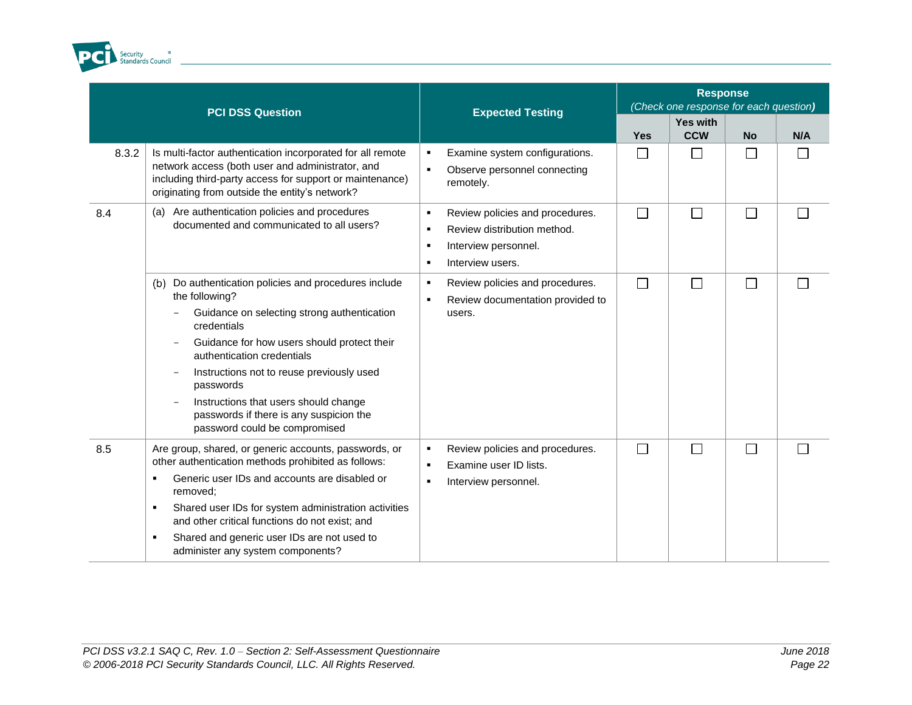| | PCI DSS Question | Expected Testing | Response (Check one response for each question) | | | |
|---|---|---|---|---|---|---|
| | | | Yes | Yes with CCW | No | N/A |
| 8.3.2 | Is multi-factor authentication incorporated for all remote network access (both user and administrator, and including third-party access for support or maintenance) originating from outside the entity's network? | ▪ Examine system configurations.<br>▪ Observe personnel connecting remotely. | ☐ | ☐ | ☐ | ☐ |
| 8.4 | (a) Are authentication policies and procedures documented and communicated to all users? | ▪ Review policies and procedures.<br>▪ Review distribution method.<br>▪ Interview personnel.<br>▪ Interview users. | ☐ | ☐ | ☐ | ☐ |
| | (b) Do authentication policies and procedures include the following?<br>– Guidance on selecting strong authentication credentials<br>– Guidance for how users should protect their authentication credentials<br>– Instructions not to reuse previously used passwords<br>– Instructions that users should change passwords if there is any suspicion the password could be compromised | ▪ Review policies and procedures.<br>▪ Review documentation provided to users. | ☐ | ☐ | ☐ | ☐ |
| 8.5 | Are group, shared, or generic accounts, passwords, or other authentication methods prohibited as follows:<br>▪ Generic user IDs and accounts are disabled or removed;<br>▪ Shared user IDs for system administration activities and other critical functions do not exist; and<br>▪ Shared and generic user IDs are not used to administer any system components? | ▪ Review policies and procedures.<br>▪ Examine user ID lists.<br>▪ Interview personnel. | ☐ | ☐ | ☐ | ☐ |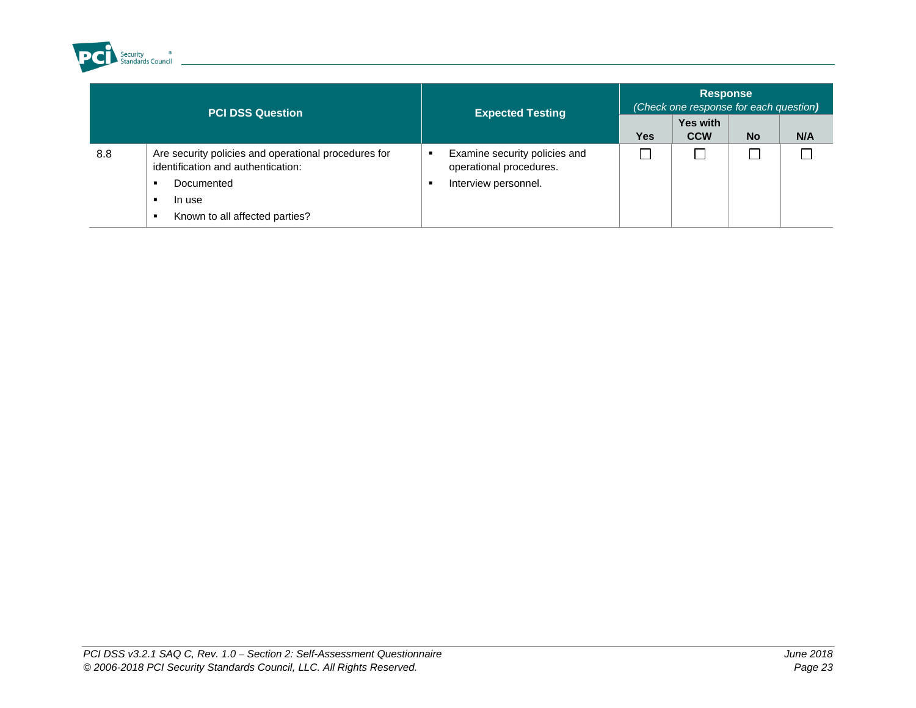| PCI DSS Question | | Expected Testing | Response *(Check one response for each question)* | | | |
|---|---|---|---|---|---|---|
| | | | **Yes** | **Yes with CCW** | **No** | **N/A** |
| 8.8 | Are security policies and operational procedures for identification and authentication:<br>▪ Documented<br>▪ In use<br>▪ Known to all affected parties? | ▪ Examine security policies and operational procedures.<br>▪ Interview personnel. | ☐ | ☐ | ☐ | ☐ |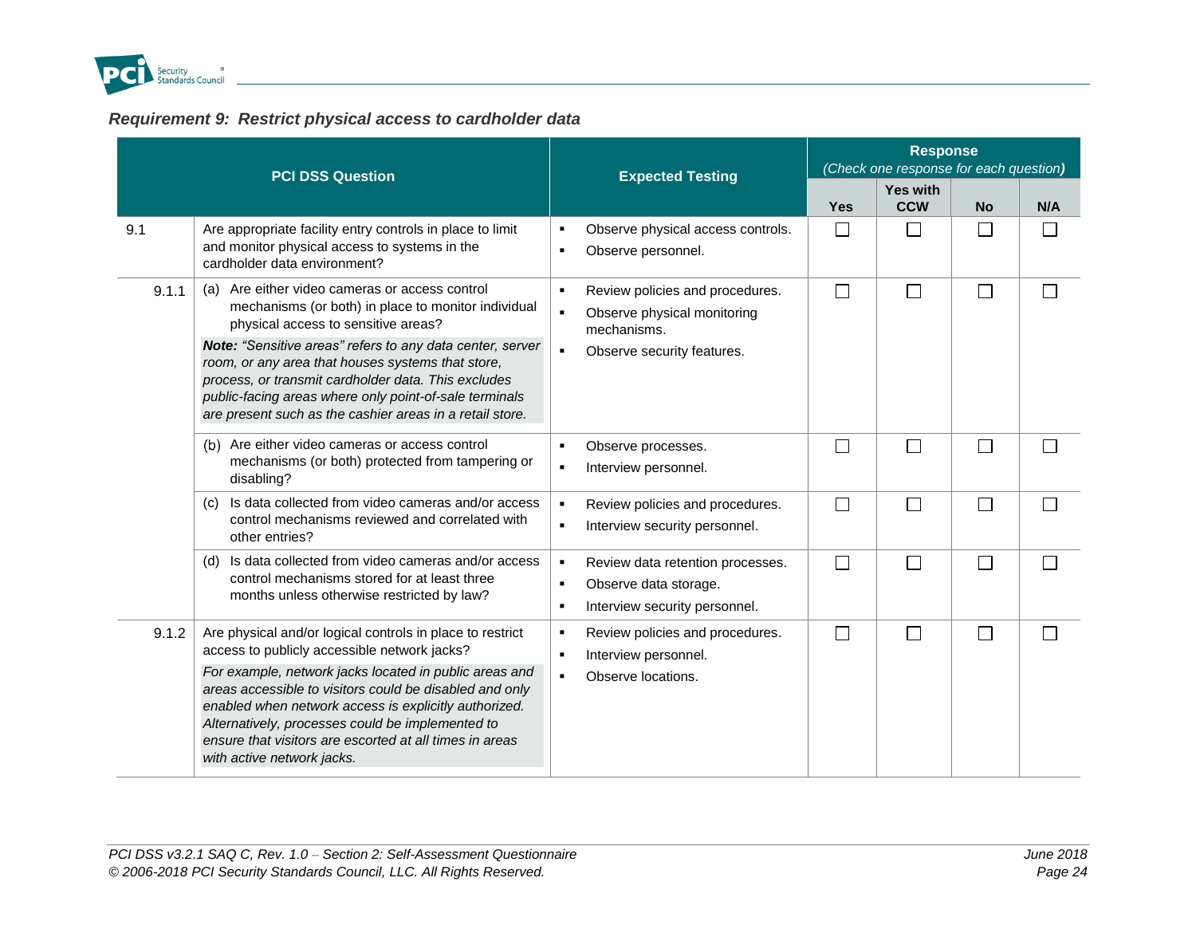### *Requirement 9: Restrict physical access to cardholder data*

| | PCI DSS Question | Expected Testing | Response (Check one response for each question) | | | |
|---|---|---|---|---|---|---|
| | | | Yes | Yes with CCW | No | N/A |
| 9.1 | Are appropriate facility entry controls in place to limit and monitor physical access to systems in the cardholder data environment? | ▪ Observe physical access controls.<br>▪ Observe personnel. | ☐ | ☐ | ☐ | ☐ |
| 9.1.1 | (a) Are either video cameras or access control mechanisms (or both) in place to monitor individual physical access to sensitive areas?<br>***Note:*** *"Sensitive areas" refers to any data center, server room, or any area that houses systems that store, process, or transmit cardholder data. This excludes public-facing areas where only point-of-sale terminals are present such as the cashier areas in a retail store.* | ▪ Review policies and procedures.<br>▪ Observe physical monitoring mechanisms.<br>▪ Observe security features. | ☐ | ☐ | ☐ | ☐ |
| | (b) Are either video cameras or access control mechanisms (or both) protected from tampering or disabling? | ▪ Observe processes.<br>▪ Interview personnel. | ☐ | ☐ | ☐ | ☐ |
| | (c) Is data collected from video cameras and/or access control mechanisms reviewed and correlated with other entries? | ▪ Review policies and procedures.<br>▪ Interview security personnel. | ☐ | ☐ | ☐ | ☐ |
| | (d) Is data collected from video cameras and/or access control mechanisms stored for at least three months unless otherwise restricted by law? | ▪ Review data retention processes.<br>▪ Observe data storage.<br>▪ Interview security personnel. | ☐ | ☐ | ☐ | ☐ |
| 9.1.2 | Are physical and/or logical controls in place to restrict access to publicly accessible network jacks?<br>*For example, network jacks located in public areas and areas accessible to visitors could be disabled and only enabled when network access is explicitly authorized. Alternatively, processes could be implemented to ensure that visitors are escorted at all times in areas with active network jacks.* | ▪ Review policies and procedures.<br>▪ Interview personnel.<br>▪ Observe locations. | ☐ | ☐ | ☐ | ☐ |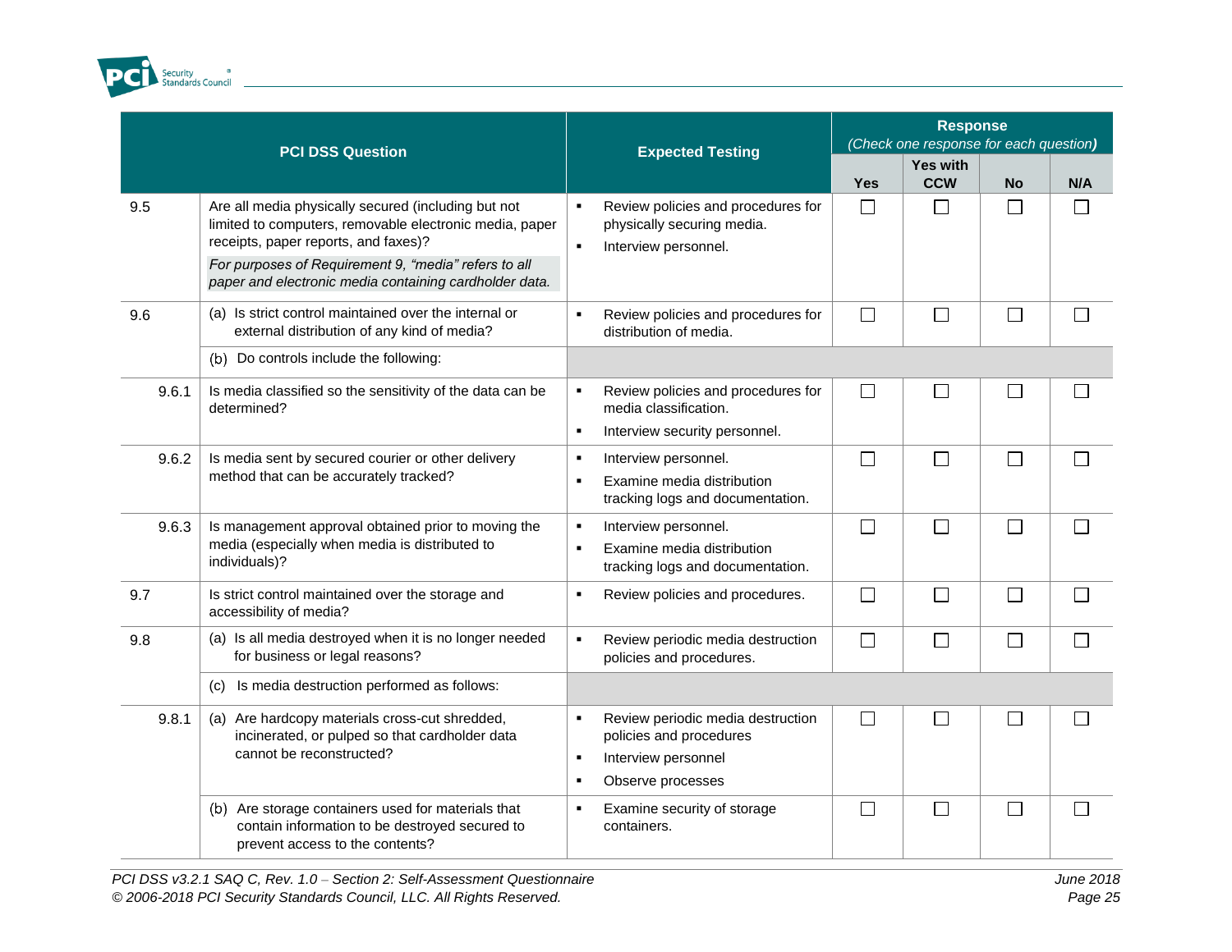| | PCI DSS Question | Expected Testing | Response (Check one response for each question) | | | |
|---|---|---|---|---|---|---|
| | | | Yes | Yes with CCW | No | N/A |
| 9.5 | Are all media physically secured (including but not limited to computers, removable electronic media, paper receipts, paper reports, and faxes)? *For purposes of Requirement 9, "media" refers to all paper and electronic media containing cardholder data.* | ▪ Review policies and procedures for physically securing media. ▪ Interview personnel. | ☐ | ☐ | ☐ | ☐ |
| 9.6 | (a) Is strict control maintained over the internal or external distribution of any kind of media? | ▪ Review policies and procedures for distribution of media. | ☐ | ☐ | ☐ | ☐ |
| | (b) Do controls include the following: | | | | | |
| 9.6.1 | Is media classified so the sensitivity of the data can be determined? | ▪ Review policies and procedures for media classification. ▪ Interview security personnel. | ☐ | ☐ | ☐ | ☐ |
| 9.6.2 | Is media sent by secured courier or other delivery method that can be accurately tracked? | ▪ Interview personnel. ▪ Examine media distribution tracking logs and documentation. | ☐ | ☐ | ☐ | ☐ |
| 9.6.3 | Is management approval obtained prior to moving the media (especially when media is distributed to individuals)? | ▪ Interview personnel. ▪ Examine media distribution tracking logs and documentation. | ☐ | ☐ | ☐ | ☐ |
| 9.7 | Is strict control maintained over the storage and accessibility of media? | ▪ Review policies and procedures. | ☐ | ☐ | ☐ | ☐ |
| 9.8 | (a) Is all media destroyed when it is no longer needed for business or legal reasons? | ▪ Review periodic media destruction policies and procedures. | ☐ | ☐ | ☐ | ☐ |
| | (c) Is media destruction performed as follows: | | | | | |
| 9.8.1 | (a) Are hardcopy materials cross-cut shredded, incinerated, or pulped so that cardholder data cannot be reconstructed? | ▪ Review periodic media destruction policies and procedures ▪ Interview personnel ▪ Observe processes | ☐ | ☐ | ☐ | ☐ |
| | (b) Are storage containers used for materials that contain information to be destroyed secured to prevent access to the contents? | ▪ Examine security of storage containers. | ☐ | ☐ | ☐ | ☐ |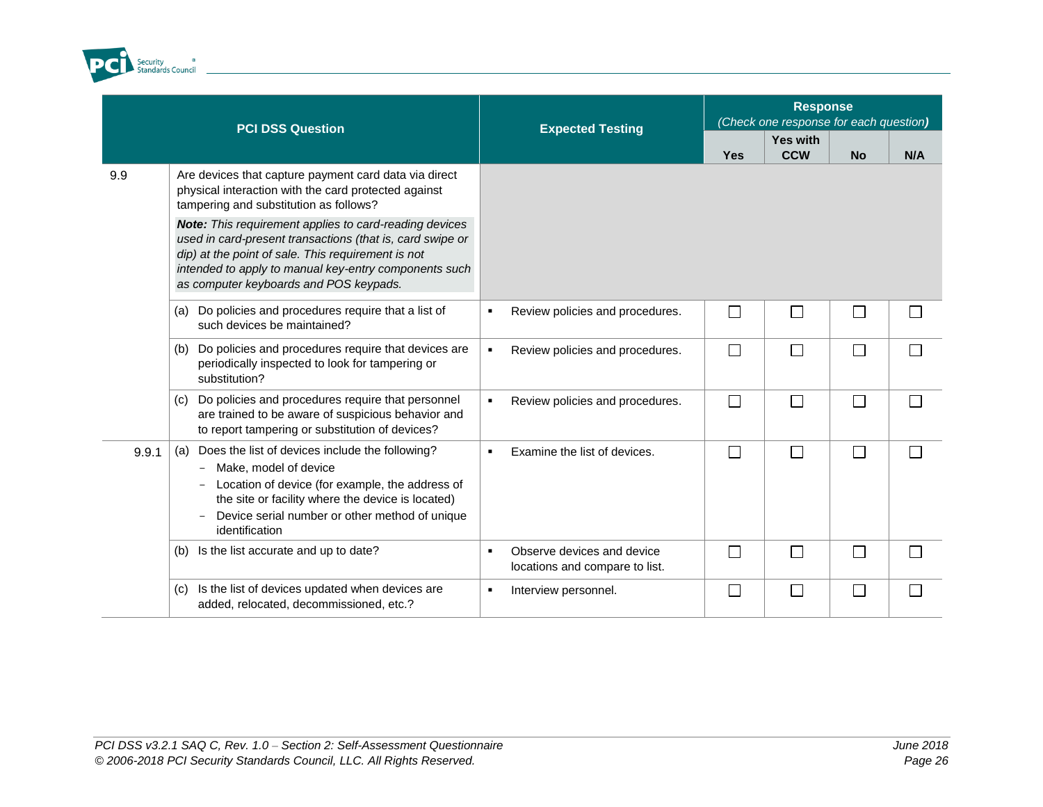| PCI DSS Question | | Expected Testing | Response *(Check one response for each question)* | | | |
|---|---|---|---|---|---|---|
| | | | Yes | Yes with CCW | No | N/A |
| 9.9 | Are devices that capture payment card data via direct physical interaction with the card protected against tampering and substitution as follows?<br>***Note:*** *This requirement applies to card-reading devices used in card-present transactions (that is, card swipe or dip) at the point of sale. This requirement is not intended to apply to manual key-entry components such as computer keyboards and POS keypads.* | | | | | |
| | (a) Do policies and procedures require that a list of such devices be maintained? | ▪ Review policies and procedures. | ☐ | ☐ | ☐ | ☐ |
| | (b) Do policies and procedures require that devices are periodically inspected to look for tampering or substitution? | ▪ Review policies and procedures. | ☐ | ☐ | ☐ | ☐ |
| | (c) Do policies and procedures require that personnel are trained to be aware of suspicious behavior and to report tampering or substitution of devices? | ▪ Review policies and procedures. | ☐ | ☐ | ☐ | ☐ |
| 9.9.1 | (a) Does the list of devices include the following?<br>– Make, model of device<br>– Location of device (for example, the address of the site or facility where the device is located)<br>– Device serial number or other method of unique identification | ▪ Examine the list of devices. | ☐ | ☐ | ☐ | ☐ |
| | (b) Is the list accurate and up to date? | ▪ Observe devices and device locations and compare to list. | ☐ | ☐ | ☐ | ☐ |
| | (c) Is the list of devices updated when devices are added, relocated, decommissioned, etc.? | ▪ Interview personnel. | ☐ | ☐ | ☐ | ☐ |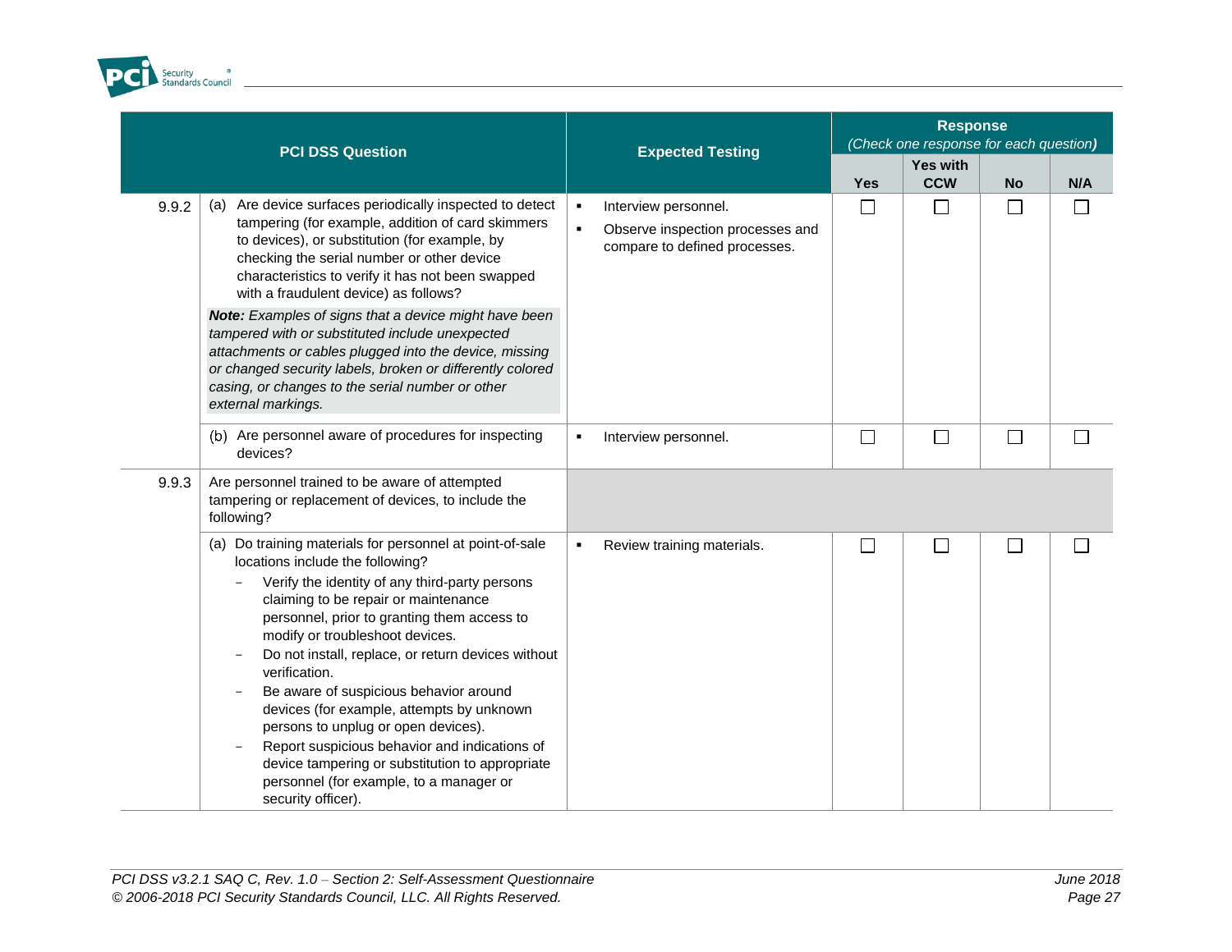| | PCI DSS Question | Expected Testing | Response (Check one response for each question) | | | |
|---|---|---|---|---|---|---|
| | | | Yes | Yes with CCW | No | N/A |
| 9.9.2 | (a) Are device surfaces periodically inspected to detect tampering (for example, addition of card skimmers to devices), or substitution (for example, by checking the serial number or other device characteristics to verify it has not been swapped with a fraudulent device) as follows?<br><br>***Note:*** *Examples of signs that a device might have been tampered with or substituted include unexpected attachments or cables plugged into the device, missing or changed security labels, broken or differently colored casing, or changes to the serial number or other external markings.* | ▪ Interview personnel.<br>▪ Observe inspection processes and compare to defined processes. | ☐ | ☐ | ☐ | ☐ |
| | (b) Are personnel aware of procedures for inspecting devices? | ▪ Interview personnel. | ☐ | ☐ | ☐ | ☐ |
| 9.9.3 | Are personnel trained to be aware of attempted tampering or replacement of devices, to include the following? | | | | | |
| | (a) Do training materials for personnel at point-of-sale locations include the following?<br>– Verify the identity of any third-party persons claiming to be repair or maintenance personnel, prior to granting them access to modify or troubleshoot devices.<br>– Do not install, replace, or return devices without verification.<br>– Be aware of suspicious behavior around devices (for example, attempts by unknown persons to unplug or open devices).<br>– Report suspicious behavior and indications of device tampering or substitution to appropriate personnel (for example, to a manager or security officer). | ▪ Review training materials. | ☐ | ☐ | ☐ | ☐ |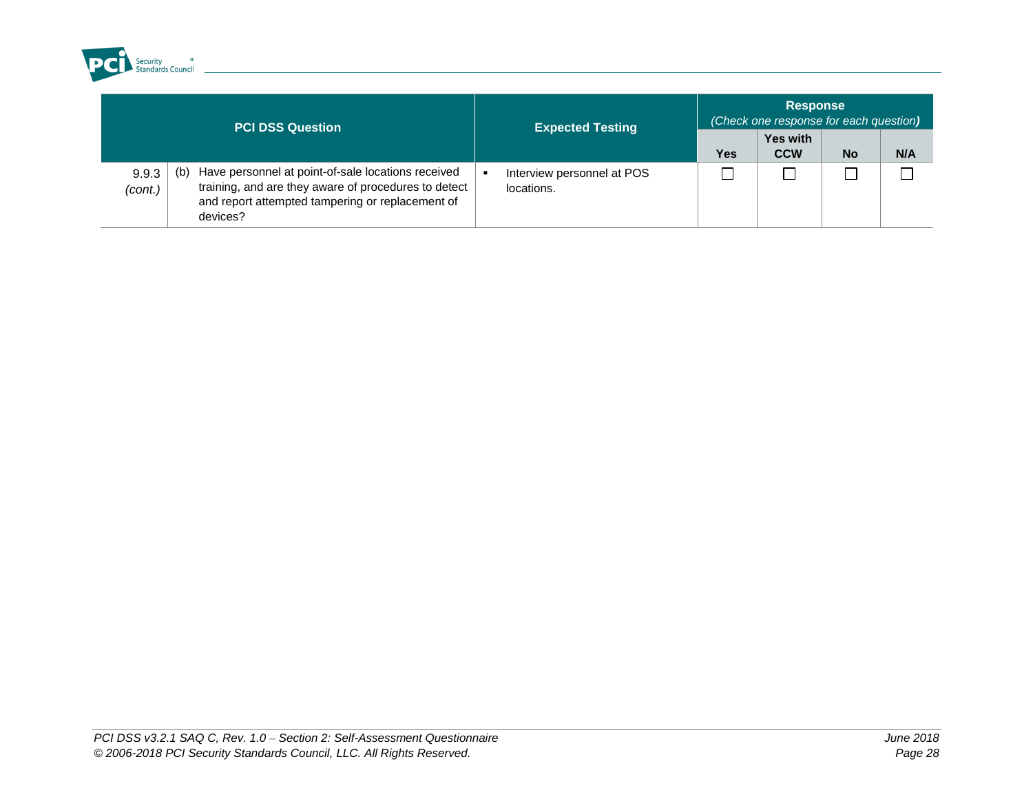| PCI DSS Question | | Expected Testing | Response *(Check one response for each question)* | | | |
|---|---|---|---|---|---|---|
| | | | Yes | Yes with CCW | No | N/A |
| 9.9.3 *(cont.)* | (b) Have personnel at point-of-sale locations received training, and are they aware of procedures to detect and report attempted tampering or replacement of devices? | ▪ Interview personnel at POS locations. | ☐ | ☐ | ☐ | ☐ |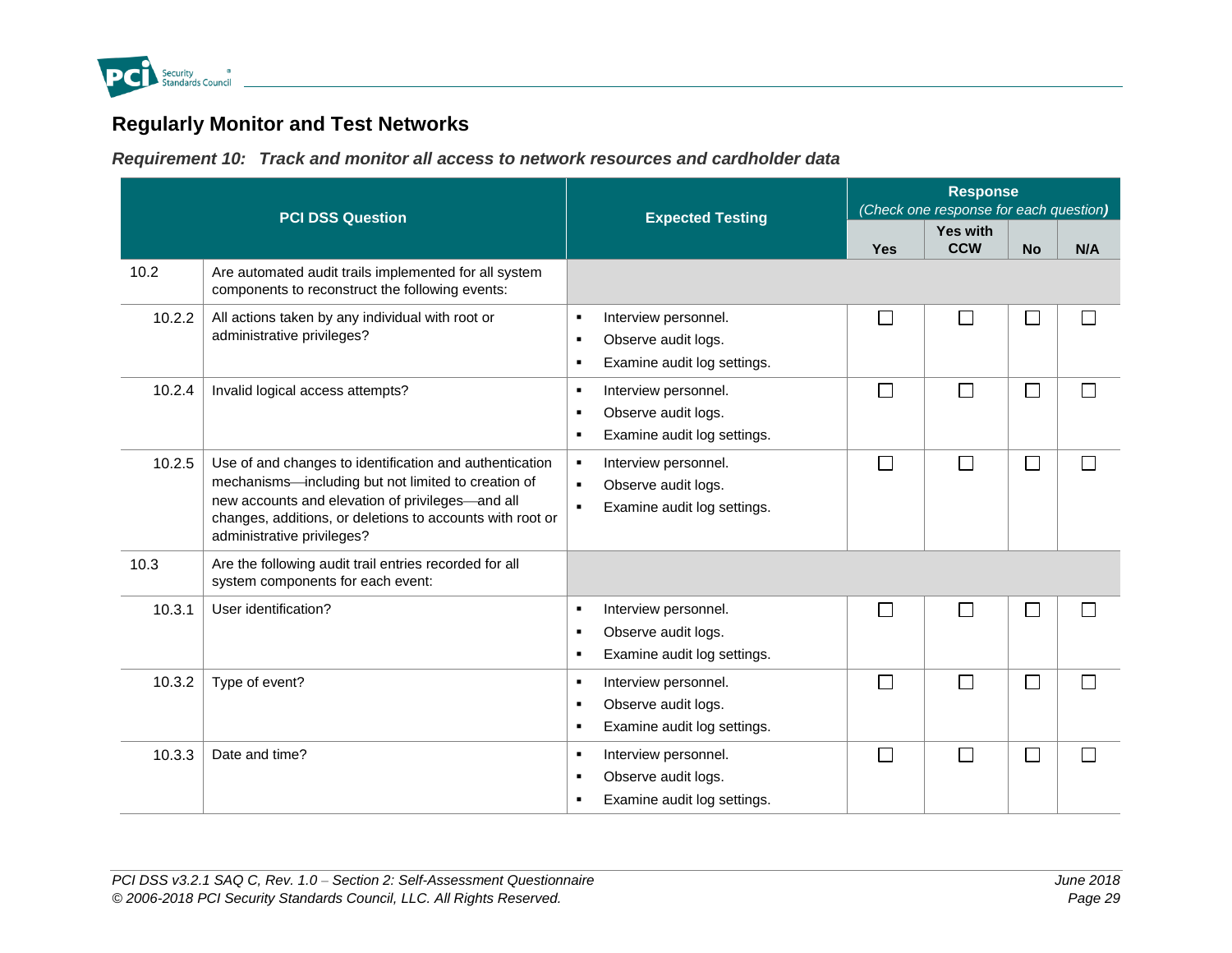## Regularly Monitor and Test Networks

***Requirement 10: Track and monitor all access to network resources and cardholder data***

| PCI DSS Question | | Expected Testing | Response (Check one response for each question) | | | |
|---|---|---|---|---|---|---|
| | | | Yes | Yes with CCW | No | N/A |
| 10.2 | Are automated audit trails implemented for all system components to reconstruct the following events: | | | | | |
| 10.2.2 | All actions taken by any individual with root or administrative privileges? | ▪ Interview personnel.<br>▪ Observe audit logs.<br>▪ Examine audit log settings. | ☐ | ☐ | ☐ | ☐ |
| 10.2.4 | Invalid logical access attempts? | ▪ Interview personnel.<br>▪ Observe audit logs.<br>▪ Examine audit log settings. | ☐ | ☐ | ☐ | ☐ |
| 10.2.5 | Use of and changes to identification and authentication mechanisms—including but not limited to creation of new accounts and elevation of privileges—and all changes, additions, or deletions to accounts with root or administrative privileges? | ▪ Interview personnel.<br>▪ Observe audit logs.<br>▪ Examine audit log settings. | ☐ | ☐ | ☐ | ☐ |
| 10.3 | Are the following audit trail entries recorded for all system components for each event: | | | | | |
| 10.3.1 | User identification? | ▪ Interview personnel.<br>▪ Observe audit logs.<br>▪ Examine audit log settings. | ☐ | ☐ | ☐ | ☐ |
| 10.3.2 | Type of event? | ▪ Interview personnel.<br>▪ Observe audit logs.<br>▪ Examine audit log settings. | ☐ | ☐ | ☐ | ☐ |
| 10.3.3 | Date and time? | ▪ Interview personnel.<br>▪ Observe audit logs.<br>▪ Examine audit log settings. | ☐ | ☐ | ☐ | ☐ |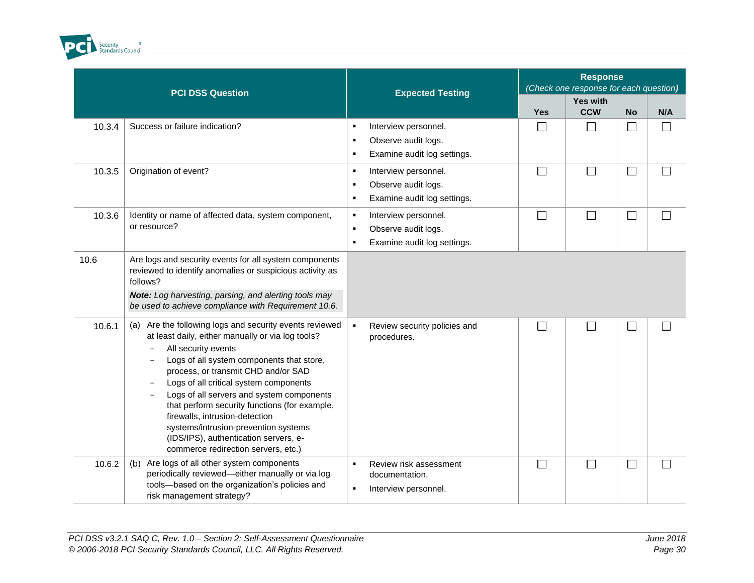| PCI DSS Question | | Expected Testing | Response (Check one response for each question) | | | |
|---|---|---|---|---|---|---|
| | | | Yes | Yes with CCW | No | N/A |
| 10.3.4 | Success or failure indication? | ▪ Interview personnel.<br>▪ Observe audit logs.<br>▪ Examine audit log settings. | ☐ | ☐ | ☐ | ☐ |
| 10.3.5 | Origination of event? | ▪ Interview personnel.<br>▪ Observe audit logs.<br>▪ Examine audit log settings. | ☐ | ☐ | ☐ | ☐ |
| 10.3.6 | Identity or name of affected data, system component, or resource? | ▪ Interview personnel.<br>▪ Observe audit logs.<br>▪ Examine audit log settings. | ☐ | ☐ | ☐ | ☐ |
| 10.6 | Are logs and security events for all system components reviewed to identify anomalies or suspicious activity as follows?<br>***Note:** Log harvesting, parsing, and alerting tools may be used to achieve compliance with Requirement 10.6.* | | | | | |
| 10.6.1 | (a) Are the following logs and security events reviewed at least daily, either manually or via log tools?<br>– All security events<br>– Logs of all system components that store, process, or transmit CHD and/or SAD<br>– Logs of all critical system components<br>– Logs of all servers and system components that perform security functions (for example, firewalls, intrusion-detection systems/intrusion-prevention systems (IDS/IPS), authentication servers, e-commerce redirection servers, etc.) | ▪ Review security policies and procedures. | ☐ | ☐ | ☐ | ☐ |
| 10.6.2 | (b) Are logs of all other system components periodically reviewed—either manually or via log tools—based on the organization's policies and risk management strategy? | ▪ Review risk assessment documentation.<br>▪ Interview personnel. | ☐ | ☐ | ☐ | ☐ |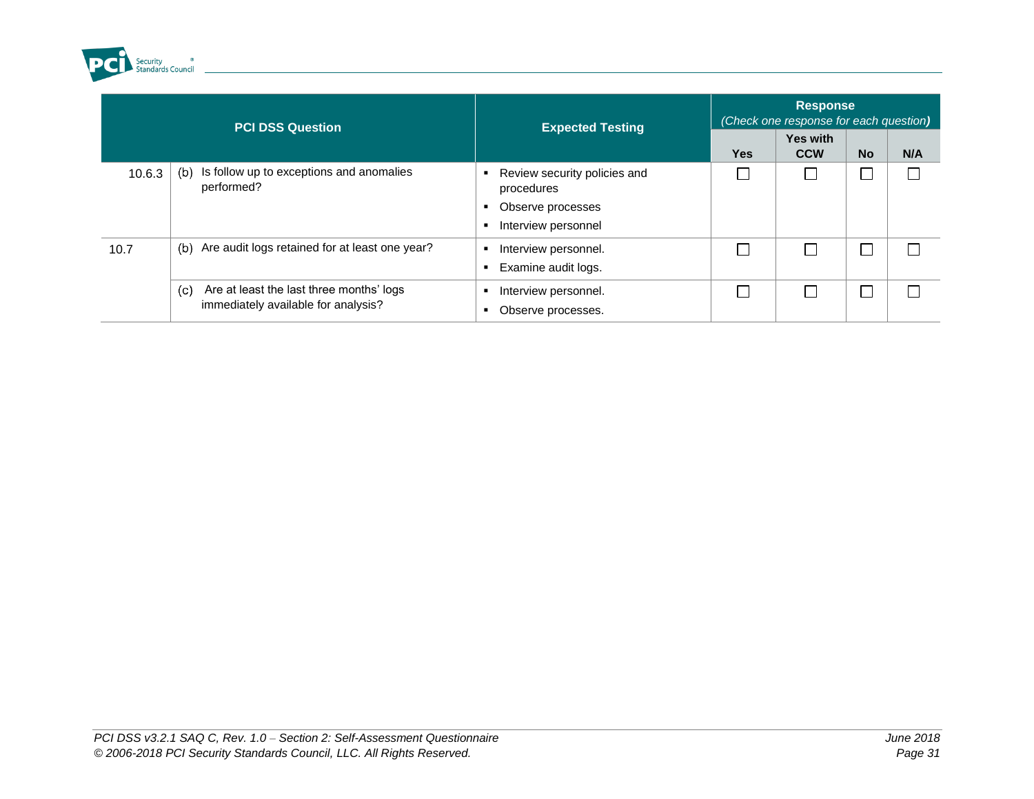| PCI DSS Question | | Expected Testing | Response (Check one response for each question) | | | |
|---|---|---|---|---|---|---|
| | | | Yes | Yes with CCW | No | N/A |
| 10.6.3 | (b) Is follow up to exceptions and anomalies performed? | ▪ Review security policies and procedures<br>▪ Observe processes<br>▪ Interview personnel | ☐ | ☐ | ☐ | ☐ |
| 10.7 | (b) Are audit logs retained for at least one year? | ▪ Interview personnel.<br>▪ Examine audit logs. | ☐ | ☐ | ☐ | ☐ |
| | (c) Are at least the last three months' logs immediately available for analysis? | ▪ Interview personnel.<br>▪ Observe processes. | ☐ | ☐ | ☐ | ☐ |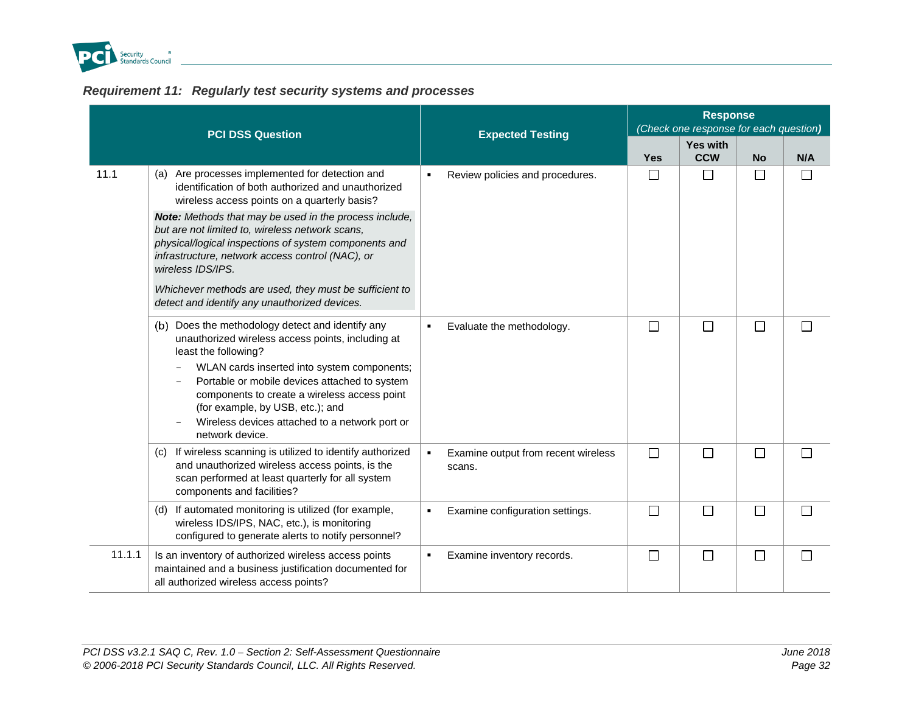## *Requirement 11: Regularly test security systems and processes*

| PCI DSS Question | | Expected Testing | Response *(Check one response for each question)* | | | |
|---|---|---|---|---|---|---|
| | | | Yes | Yes with CCW | No | N/A |
| 11.1 | (a) Are processes implemented for detection and identification of both authorized and unauthorized wireless access points on a quarterly basis?<br>***Note:** Methods that may be used in the process include, but are not limited to, wireless network scans, physical/logical inspections of system components and infrastructure, network access control (NAC), or wireless IDS/IPS.*<br>*Whichever methods are used, they must be sufficient to detect and identify any unauthorized devices.* | ▪ Review policies and procedures. | ☐ | ☐ | ☐ | ☐ |
| | (b) Does the methodology detect and identify any unauthorized wireless access points, including at least the following?<br>– WLAN cards inserted into system components;<br>– Portable or mobile devices attached to system components to create a wireless access point (for example, by USB, etc.); and<br>– Wireless devices attached to a network port or network device. | ▪ Evaluate the methodology. | ☐ | ☐ | ☐ | ☐ |
| | (c) If wireless scanning is utilized to identify authorized and unauthorized wireless access points, is the scan performed at least quarterly for all system components and facilities? | ▪ Examine output from recent wireless scans. | ☐ | ☐ | ☐ | ☐ |
| | (d) If automated monitoring is utilized (for example, wireless IDS/IPS, NAC, etc.), is monitoring configured to generate alerts to notify personnel? | ▪ Examine configuration settings. | ☐ | ☐ | ☐ | ☐ |
| 11.1.1 | Is an inventory of authorized wireless access points maintained and a business justification documented for all authorized wireless access points? | ▪ Examine inventory records. | ☐ | ☐ | ☐ | ☐ |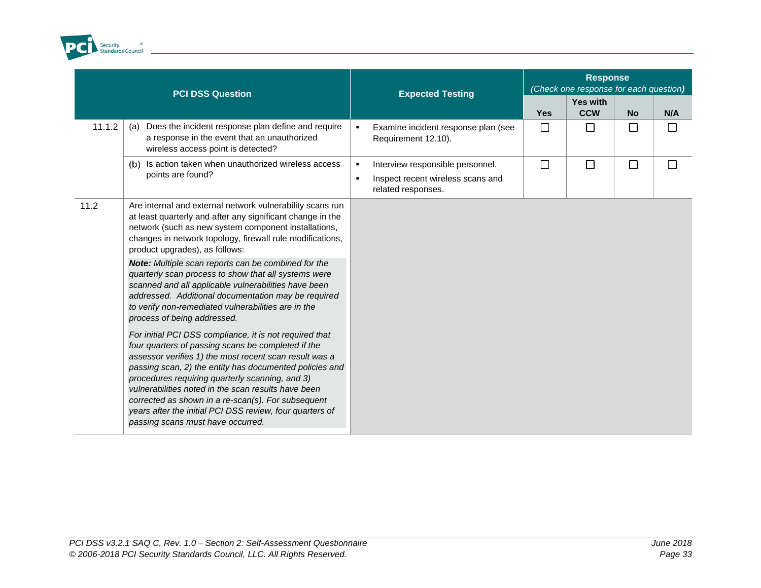| | PCI DSS Question | Expected Testing | Response (Check one response for each question) | | | |
|---|---|---|---|---|---|---|
| | | | Yes | Yes with CCW | No | N/A |
| 11.1.2 | (a) Does the incident response plan define and require a response in the event that an unauthorized wireless access point is detected? | ▪ Examine incident response plan (see Requirement 12.10). | ☐ | ☐ | ☐ | ☐ |
| | (b) Is action taken when unauthorized wireless access points are found? | ▪ Interview responsible personnel.<br>▪ Inspect recent wireless scans and related responses. | ☐ | ☐ | ☐ | ☐ |
| 11.2 | Are internal and external network vulnerability scans run at least quarterly and after any significant change in the network (such as new system component installations, changes in network topology, firewall rule modifications, product upgrades), as follows:<br><br>***Note:** Multiple scan reports can be combined for the quarterly scan process to show that all systems were scanned and all applicable vulnerabilities have been addressed. Additional documentation may be required to verify non-remediated vulnerabilities are in the process of being addressed.*<br><br>*For initial PCI DSS compliance, it is not required that four quarters of passing scans be completed if the assessor verifies 1) the most recent scan result was a passing scan, 2) the entity has documented policies and procedures requiring quarterly scanning, and 3) vulnerabilities noted in the scan results have been corrected as shown in a re-scan(s). For subsequent years after the initial PCI DSS review, four quarters of passing scans must have occurred.* | | | | | |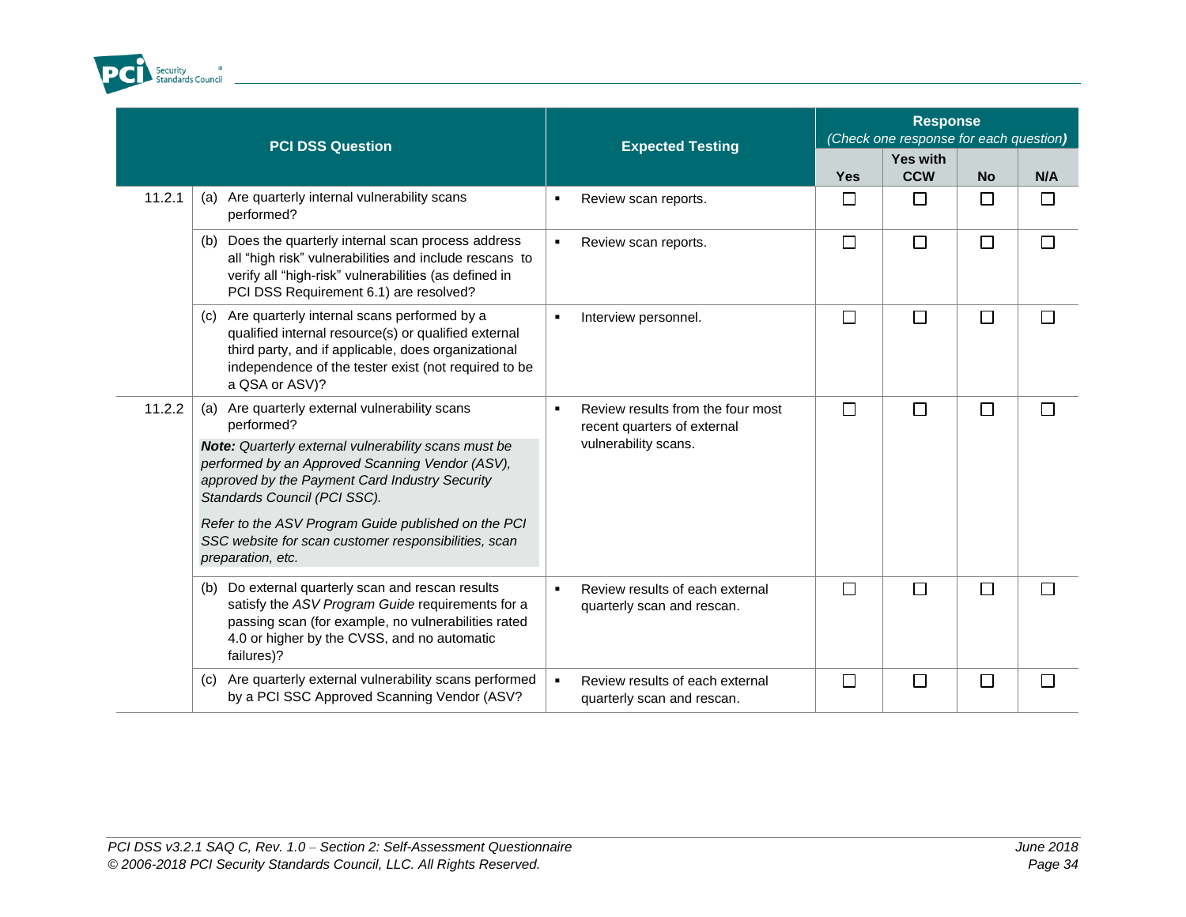| PCI DSS Question | | Expected Testing | Response (Check one response for each question) | | | |
|---|---|---|---|---|---|---|
| | | | Yes | Yes with CCW | No | N/A |
| 11.2.1 | (a) Are quarterly internal vulnerability scans performed? | ▪ Review scan reports. | ☐ | ☐ | ☐ | ☐ |
| | (b) Does the quarterly internal scan process address all "high risk" vulnerabilities and include rescans to verify all "high-risk" vulnerabilities (as defined in PCI DSS Requirement 6.1) are resolved? | ▪ Review scan reports. | ☐ | ☐ | ☐ | ☐ |
| | (c) Are quarterly internal scans performed by a qualified internal resource(s) or qualified external third party, and if applicable, does organizational independence of the tester exist (not required to be a QSA or ASV)? | ▪ Interview personnel. | ☐ | ☐ | ☐ | ☐ |
| 11.2.2 | (a) Are quarterly external vulnerability scans performed?<br>***Note:*** *Quarterly external vulnerability scans must be performed by an Approved Scanning Vendor (ASV), approved by the Payment Card Industry Security Standards Council (PCI SSC).*<br>*Refer to the ASV Program Guide published on the PCI SSC website for scan customer responsibilities, scan preparation, etc.* | ▪ Review results from the four most recent quarters of external vulnerability scans. | ☐ | ☐ | ☐ | ☐ |
| | (b) Do external quarterly scan and rescan results satisfy the *ASV Program Guide* requirements for a passing scan (for example, no vulnerabilities rated 4.0 or higher by the CVSS, and no automatic failures)? | ▪ Review results of each external quarterly scan and rescan. | ☐ | ☐ | ☐ | ☐ |
| | (c) Are quarterly external vulnerability scans performed by a PCI SSC Approved Scanning Vendor (ASV? | ▪ Review results of each external quarterly scan and rescan. | ☐ | ☐ | ☐ | ☐ |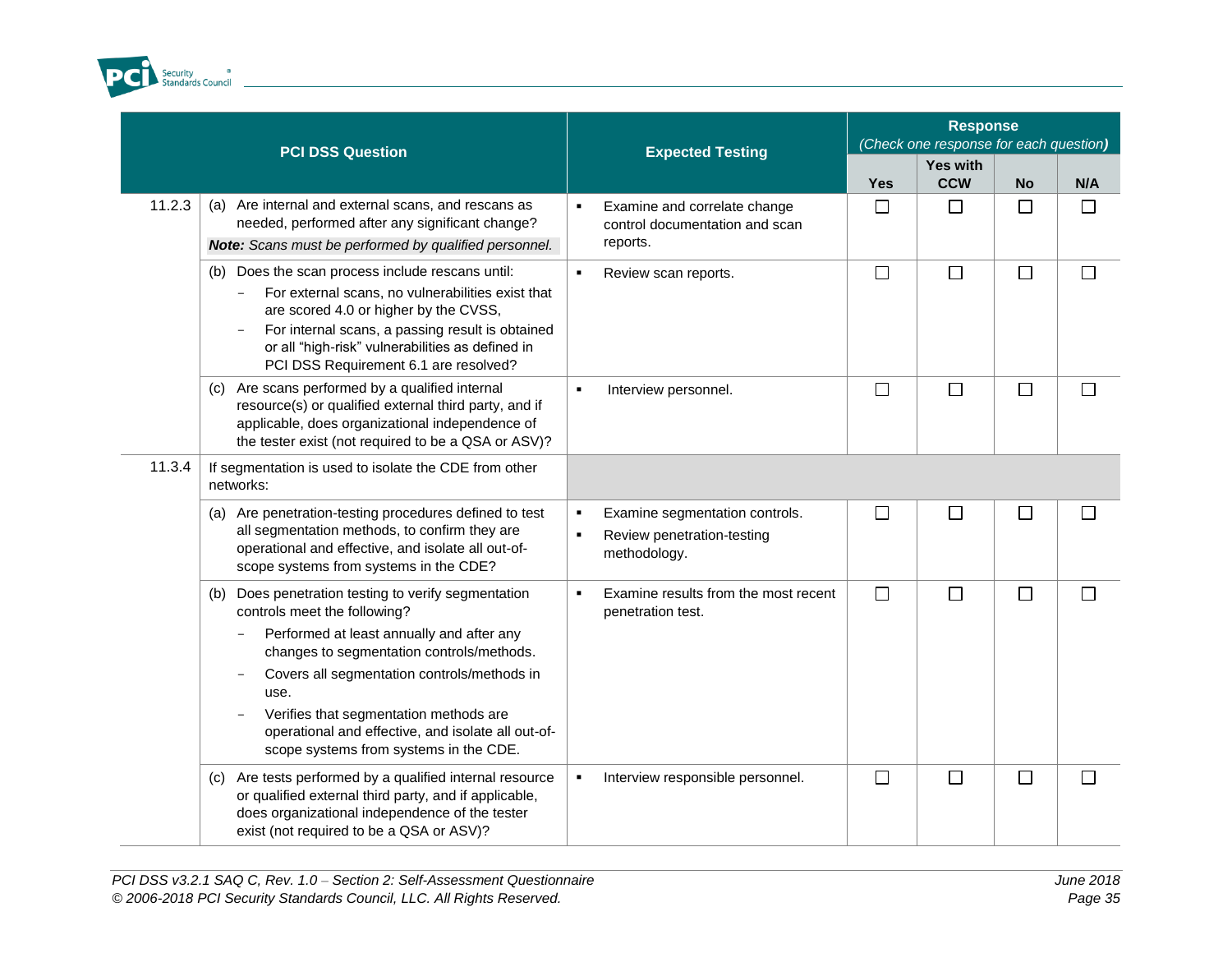| | PCI DSS Question | Expected Testing | Response (Check one response for each question) | | | |
|---|---|---|---|---|---|---|
| | | | Yes | Yes with CCW | No | N/A |
| 11.2.3 | (a) Are internal and external scans, and rescans as needed, performed after any significant change?<br>***Note:** Scans must be performed by qualified personnel.* | ▪ Examine and correlate change control documentation and scan reports. | ☐ | ☐ | ☐ | ☐ |
| | (b) Does the scan process include rescans until:<br>– For external scans, no vulnerabilities exist that are scored 4.0 or higher by the CVSS,<br>– For internal scans, a passing result is obtained or all "high-risk" vulnerabilities as defined in PCI DSS Requirement 6.1 are resolved? | ▪ Review scan reports. | ☐ | ☐ | ☐ | ☐ |
| | (c) Are scans performed by a qualified internal resource(s) or qualified external third party, and if applicable, does organizational independence of the tester exist (not required to be a QSA or ASV)? | ▪ Interview personnel. | ☐ | ☐ | ☐ | ☐ |
| 11.3.4 | If segmentation is used to isolate the CDE from other networks: | | | | | |
| | (a) Are penetration-testing procedures defined to test all segmentation methods, to confirm they are operational and effective, and isolate all out-of-scope systems from systems in the CDE? | ▪ Examine segmentation controls.<br>▪ Review penetration-testing methodology. | ☐ | ☐ | ☐ | ☐ |
| | (b) Does penetration testing to verify segmentation controls meet the following?<br>– Performed at least annually and after any changes to segmentation controls/methods.<br>– Covers all segmentation controls/methods in use.<br>– Verifies that segmentation methods are operational and effective, and isolate all out-of-scope systems from systems in the CDE. | ▪ Examine results from the most recent penetration test. | ☐ | ☐ | ☐ | ☐ |
| | (c) Are tests performed by a qualified internal resource or qualified external third party, and if applicable, does organizational independence of the tester exist (not required to be a QSA or ASV)? | ▪ Interview responsible personnel. | ☐ | ☐ | ☐ | ☐ |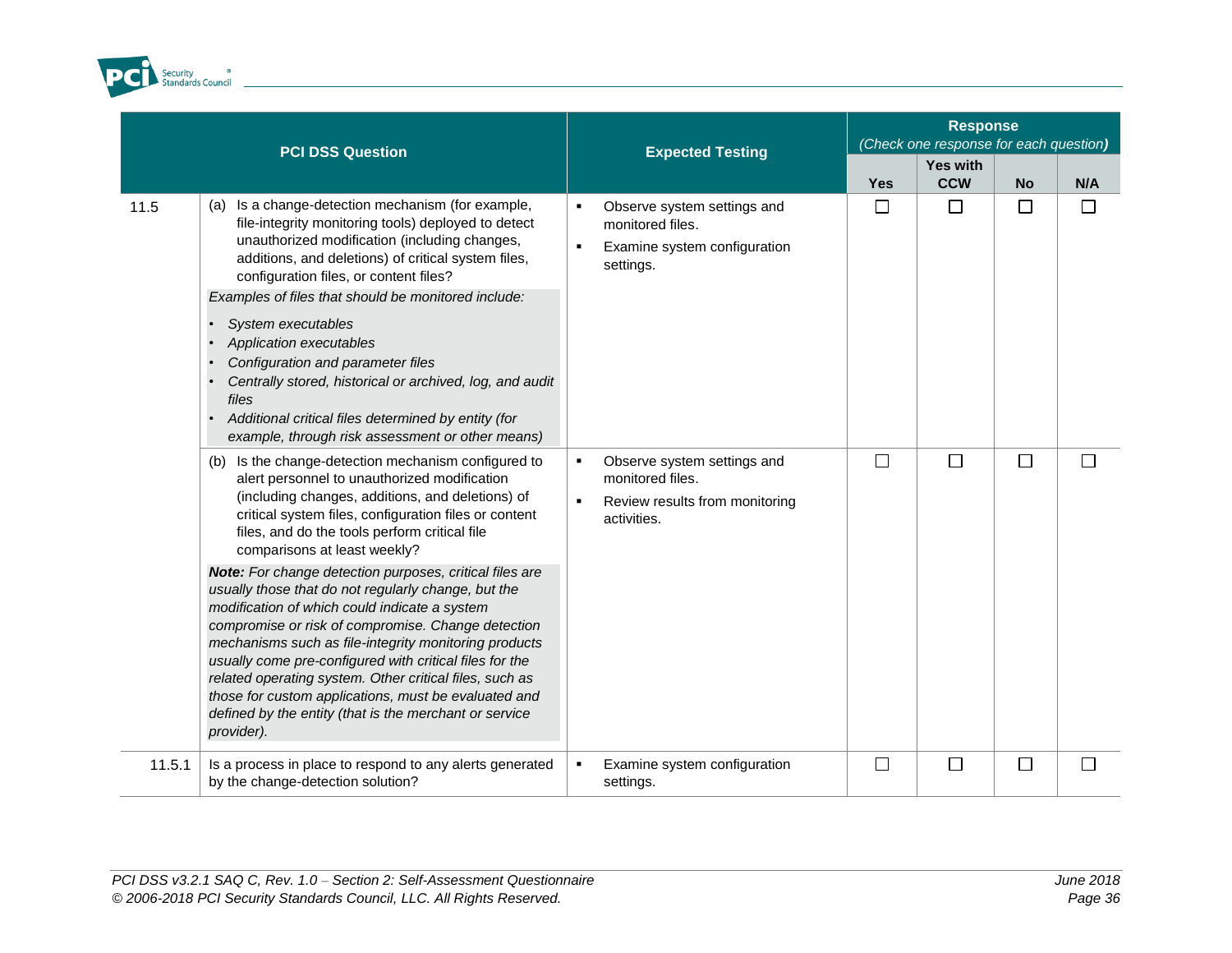| | PCI DSS Question | Expected Testing | Response (Check one response for each question) | | | |
|---|---|---|---|---|---|---|
| | | | Yes | Yes with CCW | No | N/A |
| 11.5 | (a) Is a change-detection mechanism (for example, file-integrity monitoring tools) deployed to detect unauthorized modification (including changes, additions, and deletions) of critical system files, configuration files, or content files?<br>*Examples of files that should be monitored include:*<br>• *System executables*<br>• *Application executables*<br>• *Configuration and parameter files*<br>• *Centrally stored, historical or archived, log, and audit files*<br>• *Additional critical files determined by entity (for example, through risk assessment or other means)* | ▪ Observe system settings and monitored files.<br>▪ Examine system configuration settings. | ☐ | ☐ | ☐ | ☐ |
| | (b) Is the change-detection mechanism configured to alert personnel to unauthorized modification (including changes, additions, and deletions) of critical system files, configuration files or content files, and do the tools perform critical file comparisons at least weekly?<br>***Note:** For change detection purposes, critical files are usually those that do not regularly change, but the modification of which could indicate a system compromise or risk of compromise. Change detection mechanisms such as file-integrity monitoring products usually come pre-configured with critical files for the related operating system. Other critical files, such as those for custom applications, must be evaluated and defined by the entity (that is the merchant or service provider).* | ▪ Observe system settings and monitored files.<br>▪ Review results from monitoring activities. | ☐ | ☐ | ☐ | ☐ |
| 11.5.1 | Is a process in place to respond to any alerts generated by the change-detection solution? | ▪ Examine system configuration settings. | ☐ | ☐ | ☐ | ☐ |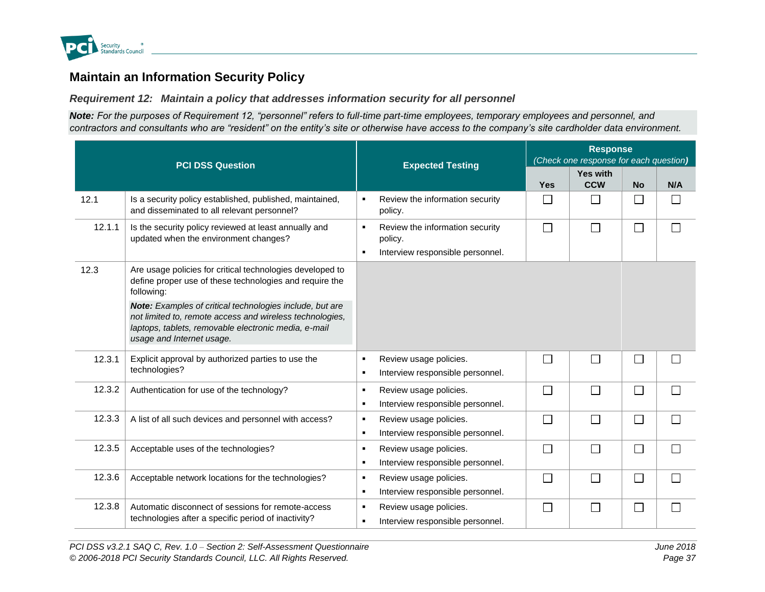## Maintain an Information Security Policy

### *Requirement 12: Maintain a policy that addresses information security for all personnel*

***Note:** For the purposes of Requirement 12, "personnel" refers to full-time part-time employees, temporary employees and personnel, and contractors and consultants who are "resident" on the entity's site or otherwise have access to the company's site cardholder data environment.*

| PCI DSS Question | | Expected Testing | Response *(Check one response for each question)* | | | |
|---|---|---|---|---|---|---|
| | | | Yes | Yes with CCW | No | N/A |
| 12.1 | Is a security policy established, published, maintained, and disseminated to all relevant personnel? | ▪ Review the information security policy. | ☐ | ☐ | ☐ | ☐ |
| 12.1.1 | Is the security policy reviewed at least annually and updated when the environment changes? | ▪ Review the information security policy.<br>▪ Interview responsible personnel. | ☐ | ☐ | ☐ | ☐ |
| 12.3 | Are usage policies for critical technologies developed to define proper use of these technologies and require the following:<br>***Note:** Examples of critical technologies include, but are not limited to, remote access and wireless technologies, laptops, tablets, removable electronic media, e-mail usage and Internet usage.* | | | | | |
| 12.3.1 | Explicit approval by authorized parties to use the technologies? | ▪ Review usage policies.<br>▪ Interview responsible personnel. | ☐ | ☐ | ☐ | ☐ |
| 12.3.2 | Authentication for use of the technology? | ▪ Review usage policies.<br>▪ Interview responsible personnel. | ☐ | ☐ | ☐ | ☐ |
| 12.3.3 | A list of all such devices and personnel with access? | ▪ Review usage policies.<br>▪ Interview responsible personnel. | ☐ | ☐ | ☐ | ☐ |
| 12.3.5 | Acceptable uses of the technologies? | ▪ Review usage policies.<br>▪ Interview responsible personnel. | ☐ | ☐ | ☐ | ☐ |
| 12.3.6 | Acceptable network locations for the technologies? | ▪ Review usage policies.<br>▪ Interview responsible personnel. | ☐ | ☐ | ☐ | ☐ |
| 12.3.8 | Automatic disconnect of sessions for remote-access technologies after a specific period of inactivity? | ▪ Review usage policies.<br>▪ Interview responsible personnel. | ☐ | ☐ | ☐ | ☐ |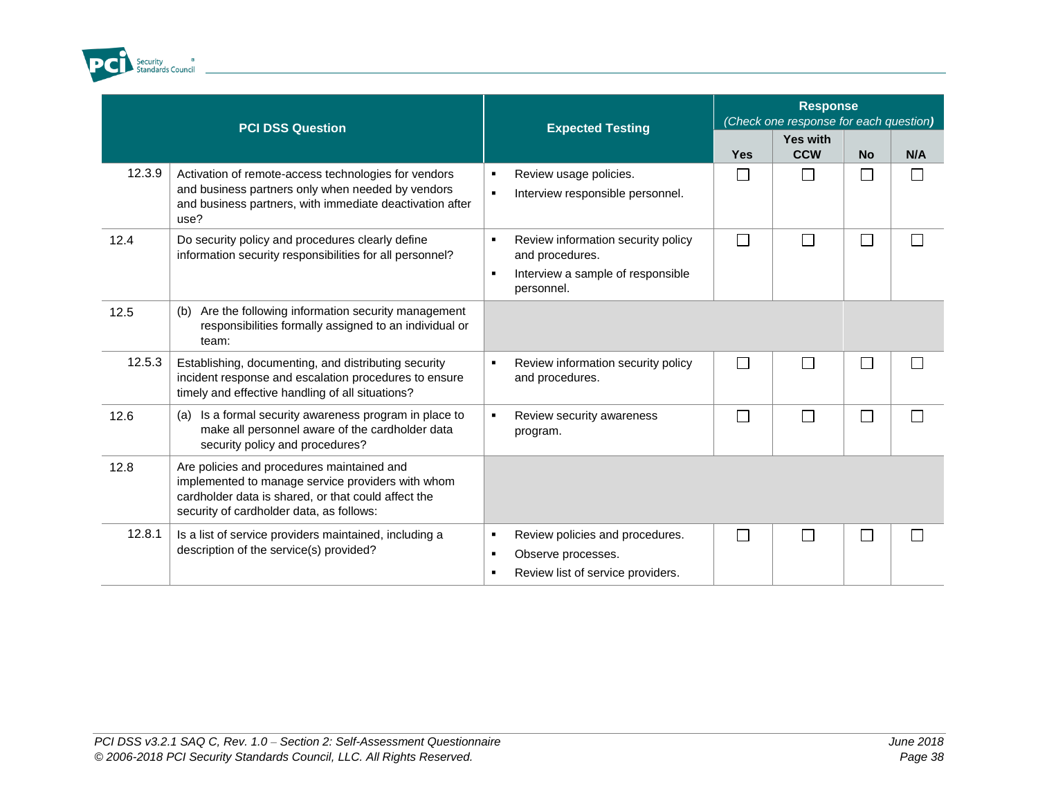| PCI DSS Question | | Expected Testing | Response (Check one response for each question) | | | |
|---|---|---|---|---|---|---|
| | | | Yes | Yes with CCW | No | N/A |
| 12.3.9 | Activation of remote-access technologies for vendors and business partners only when needed by vendors and business partners, with immediate deactivation after use? | ▪ Review usage policies.<br>▪ Interview responsible personnel. | ☐ | ☐ | ☐ | ☐ |
| 12.4 | Do security policy and procedures clearly define information security responsibilities for all personnel? | ▪ Review information security policy and procedures.<br>▪ Interview a sample of responsible personnel. | ☐ | ☐ | ☐ | ☐ |
| 12.5 | (b) Are the following information security management responsibilities formally assigned to an individual or team: | | | | | |
| 12.5.3 | Establishing, documenting, and distributing security incident response and escalation procedures to ensure timely and effective handling of all situations? | ▪ Review information security policy and procedures. | ☐ | ☐ | ☐ | ☐ |
| 12.6 | (a) Is a formal security awareness program in place to make all personnel aware of the cardholder data security policy and procedures? | ▪ Review security awareness program. | ☐ | ☐ | ☐ | ☐ |
| 12.8 | Are policies and procedures maintained and implemented to manage service providers with whom cardholder data is shared, or that could affect the security of cardholder data, as follows: | | | | | |
| 12.8.1 | Is a list of service providers maintained, including a description of the service(s) provided? | ▪ Review policies and procedures.<br>▪ Observe processes.<br>▪ Review list of service providers. | ☐ | ☐ | ☐ | ☐ |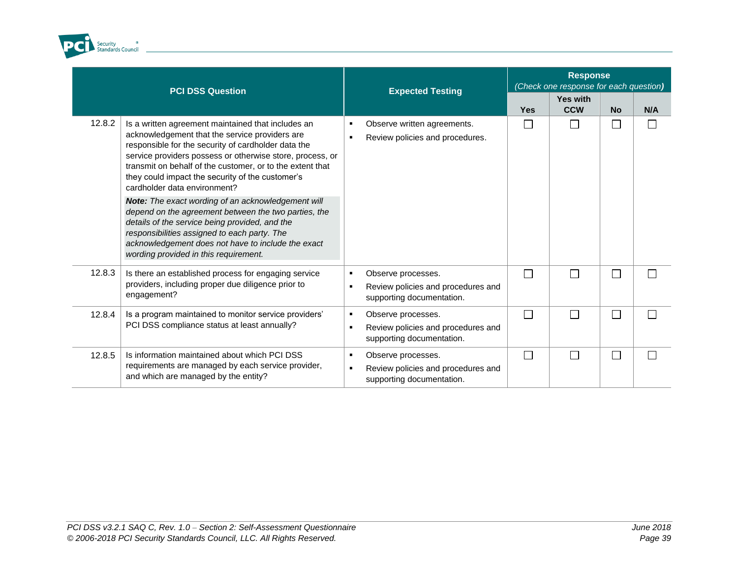| PCI DSS Question | | Expected Testing | Response (Check one response for each question) | | | |
|---|---|---|---|---|---|---|
| | | | Yes | Yes with CCW | No | N/A |
| 12.8.2 | Is a written agreement maintained that includes an acknowledgement that the service providers are responsible for the security of cardholder data the service providers possess or otherwise store, process, or transmit on behalf of the customer, or to the extent that they could impact the security of the customer's cardholder data environment?<br>***Note:*** *The exact wording of an acknowledgement will depend on the agreement between the two parties, the details of the service being provided, and the responsibilities assigned to each party. The acknowledgement does not have to include the exact wording provided in this requirement.* | ▪ Observe written agreements.<br>▪ Review policies and procedures. | ☐ | ☐ | ☐ | ☐ |
| 12.8.3 | Is there an established process for engaging service providers, including proper due diligence prior to engagement? | ▪ Observe processes.<br>▪ Review policies and procedures and supporting documentation. | ☐ | ☐ | ☐ | ☐ |
| 12.8.4 | Is a program maintained to monitor service providers' PCI DSS compliance status at least annually? | ▪ Observe processes.<br>▪ Review policies and procedures and supporting documentation. | ☐ | ☐ | ☐ | ☐ |
| 12.8.5 | Is information maintained about which PCI DSS requirements are managed by each service provider, and which are managed by the entity? | ▪ Observe processes.<br>▪ Review policies and procedures and supporting documentation. | ☐ | ☐ | ☐ | ☐ |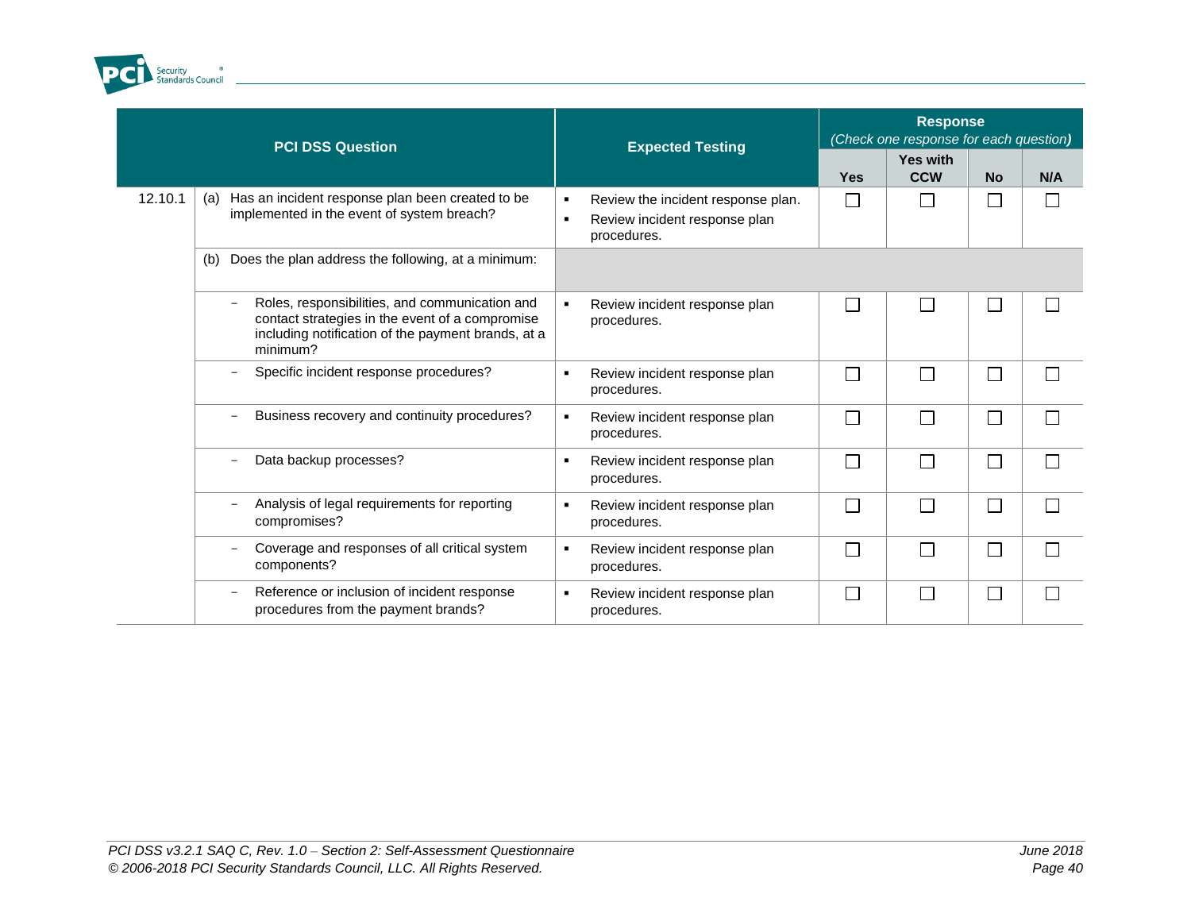| PCI DSS Question | | Expected Testing | Response *(Check one response for each question)* | | | |
|---|---|---|---|---|---|---|
| | | | Yes | Yes with CCW | No | N/A |
| 12.10.1 | (a) Has an incident response plan been created to be implemented in the event of system breach? | ▪ Review the incident response plan.<br>▪ Review incident response plan procedures. | ☐ | ☐ | ☐ | ☐ |
| | (b) Does the plan address the following, at a minimum: | | | | | |
| | – Roles, responsibilities, and communication and contact strategies in the event of a compromise including notification of the payment brands, at a minimum? | ▪ Review incident response plan procedures. | ☐ | ☐ | ☐ | ☐ |
| | – Specific incident response procedures? | ▪ Review incident response plan procedures. | ☐ | ☐ | ☐ | ☐ |
| | – Business recovery and continuity procedures? | ▪ Review incident response plan procedures. | ☐ | ☐ | ☐ | ☐ |
| | – Data backup processes? | ▪ Review incident response plan procedures. | ☐ | ☐ | ☐ | ☐ |
| | – Analysis of legal requirements for reporting compromises? | ▪ Review incident response plan procedures. | ☐ | ☐ | ☐ | ☐ |
| | – Coverage and responses of all critical system components? | ▪ Review incident response plan procedures. | ☐ | ☐ | ☐ | ☐ |
| | – Reference or inclusion of incident response procedures from the payment brands? | ▪ Review incident response plan procedures. | ☐ | ☐ | ☐ | ☐ |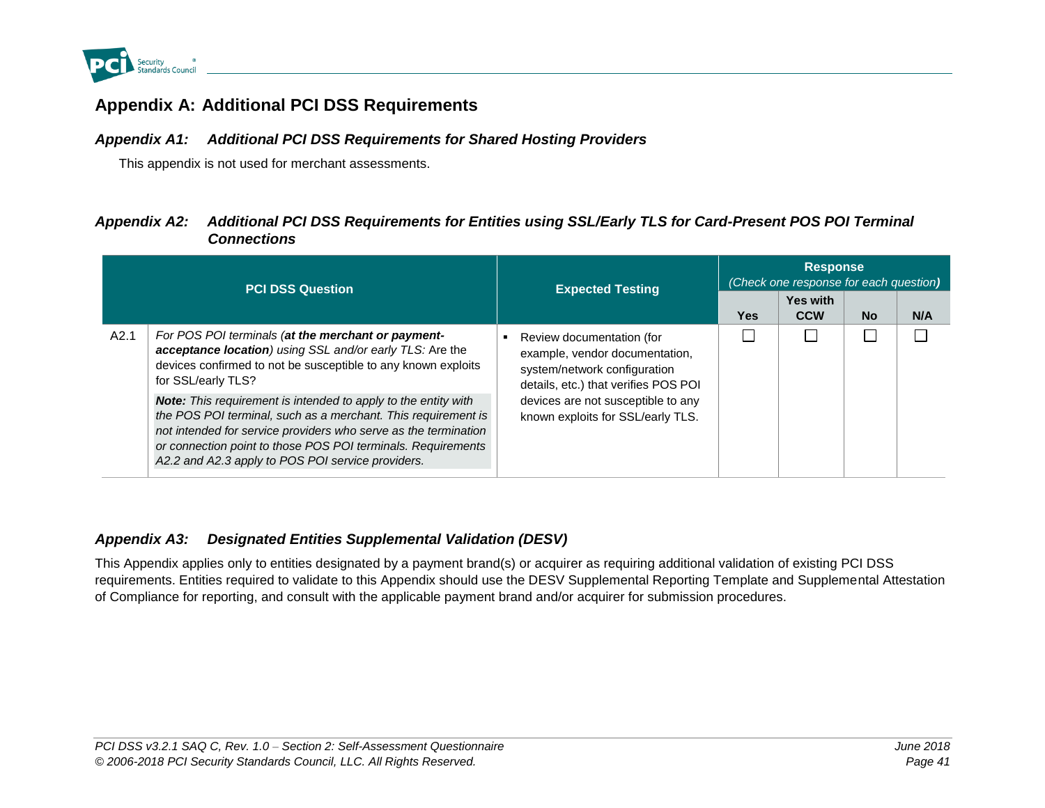# Appendix A: Additional PCI DSS Requirements

## *Appendix A1: Additional PCI DSS Requirements for Shared Hosting Providers*

This appendix is not used for merchant assessments.

## *Appendix A2: Additional PCI DSS Requirements for Entities using SSL/Early TLS for Card-Present POS POI Terminal Connections*

| | PCI DSS Question | Expected Testing | Response *(Check one response for each question)* | | | |
|---|---|---|---|---|---|---|
| | | | Yes | Yes with CCW | No | N/A |
| A2.1 | *For POS POI terminals (**at the merchant or payment-acceptance location**) using SSL and/or early TLS:* Are the devices confirmed to not be susceptible to any known exploits for SSL/early TLS?<br><br>***Note:** This requirement is intended to apply to the entity with the POS POI terminal, such as a merchant. This requirement is not intended for service providers who serve as the termination or connection point to those POS POI terminals. Requirements A2.2 and A2.3 apply to POS POI service providers.* | ▪ Review documentation (for example, vendor documentation, system/network configuration details, etc.) that verifies POS POI devices are not susceptible to any known exploits for SSL/early TLS. | ☐ | ☐ | ☐ | ☐ |

## *Appendix A3: Designated Entities Supplemental Validation (DESV)*

This Appendix applies only to entities designated by a payment brand(s) or acquirer as requiring additional validation of existing PCI DSS requirements. Entities required to validate to this Appendix should use the DESV Supplemental Reporting Template and Supplemental Attestation of Compliance for reporting, and consult with the applicable payment brand and/or acquirer for submission procedures.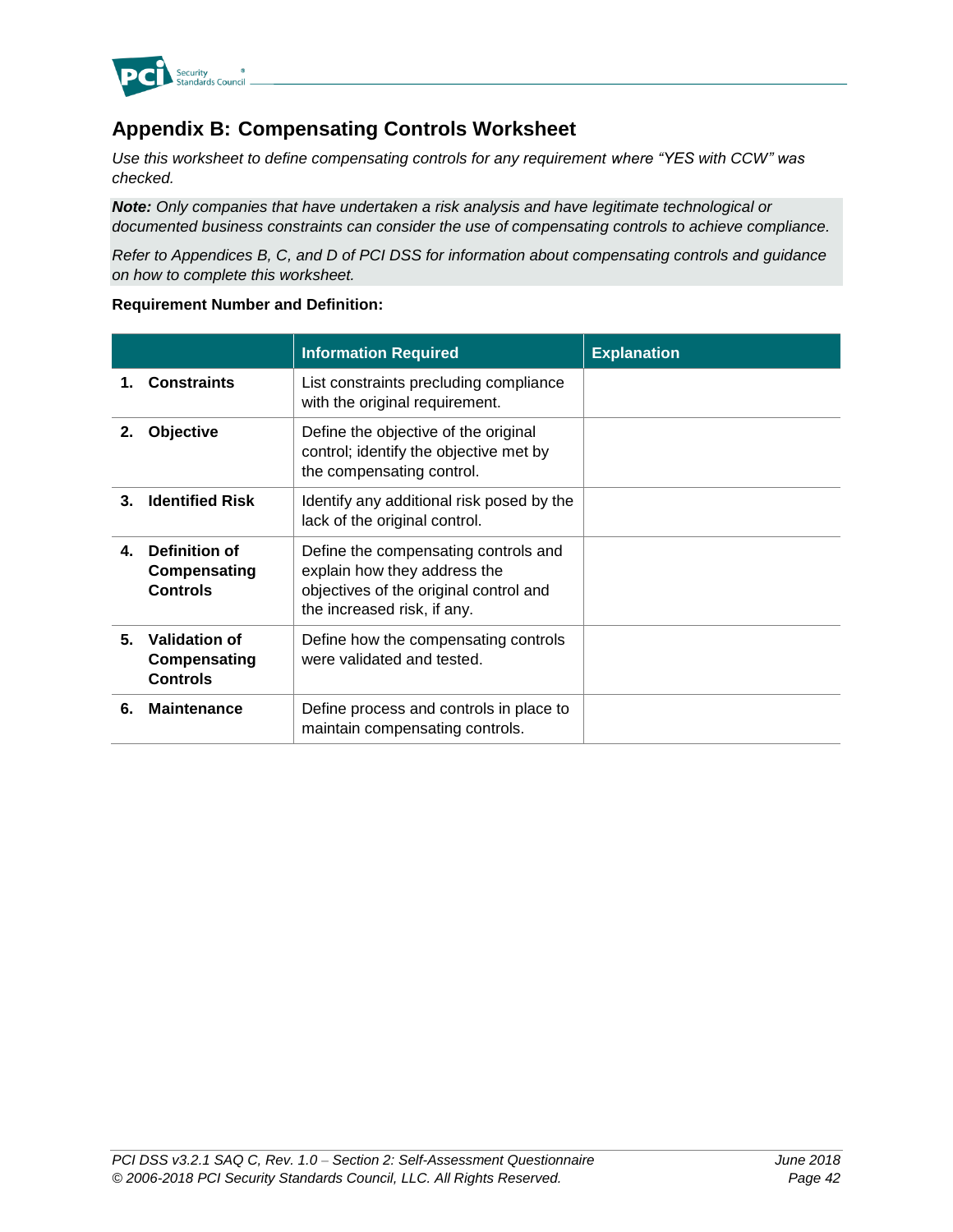## Appendix B: Compensating Controls Worksheet

*Use this worksheet to define compensating controls for any requirement where "YES with CCW" was checked.*

***Note:*** *Only companies that have undertaken a risk analysis and have legitimate technological or documented business constraints can consider the use of compensating controls to achieve compliance.*

*Refer to Appendices B, C, and D of PCI DSS for information about compensating controls and guidance on how to complete this worksheet.*

**Requirement Number and Definition:**

| | Information Required | Explanation |
|---|---|---|
| **1. Constraints** | List constraints precluding compliance with the original requirement. | |
| **2. Objective** | Define the objective of the original control; identify the objective met by the compensating control. | |
| **3. Identified Risk** | Identify any additional risk posed by the lack of the original control. | |
| **4. Definition of Compensating Controls** | Define the compensating controls and explain how they address the objectives of the original control and the increased risk, if any. | |
| **5. Validation of Compensating Controls** | Define how the compensating controls were validated and tested. | |
| **6. Maintenance** | Define process and controls in place to maintain compensating controls. | |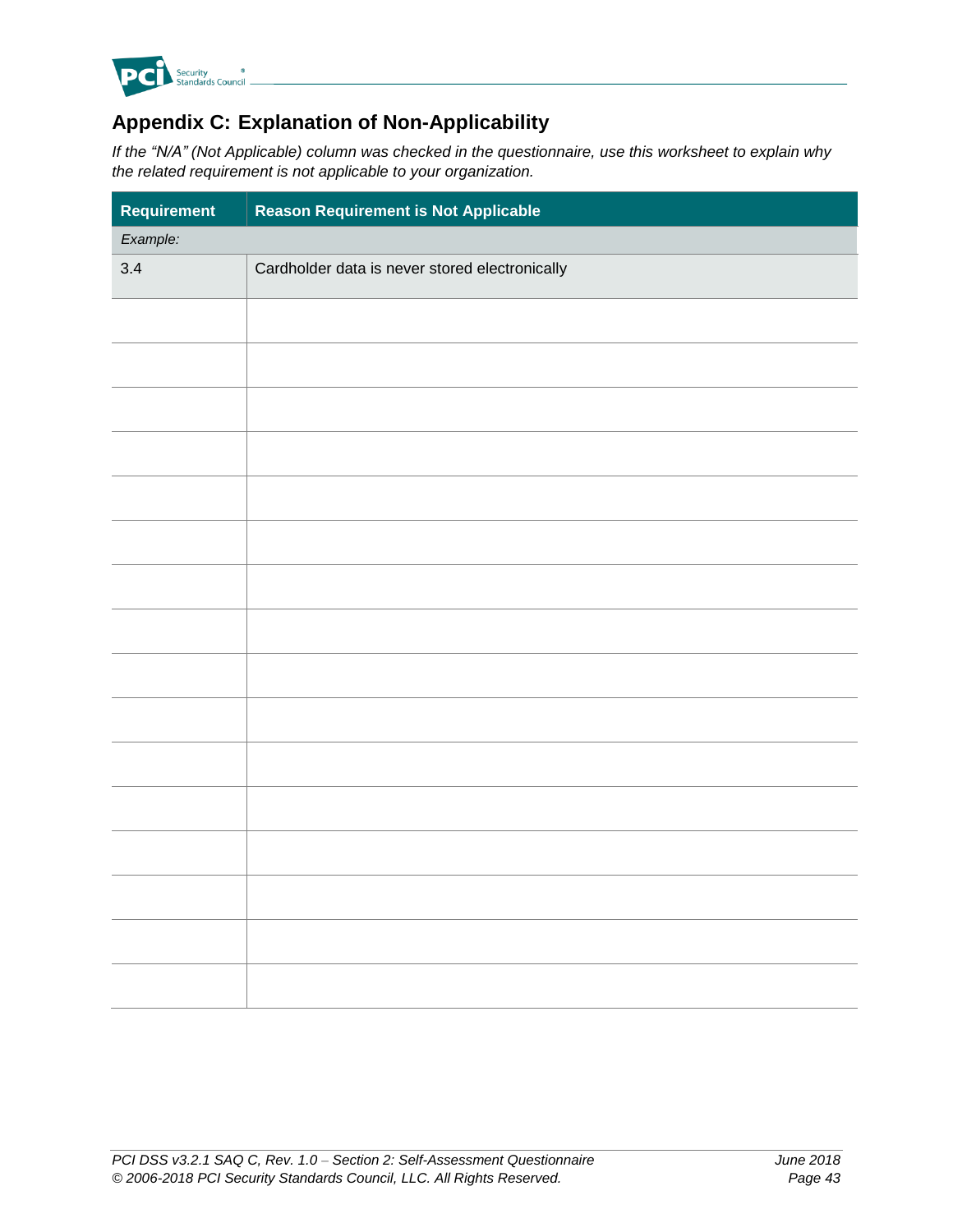## Appendix C: Explanation of Non-Applicability

*If the "N/A" (Not Applicable) column was checked in the questionnaire, use this worksheet to explain why the related requirement is not applicable to your organization.*

| Requirement | Reason Requirement is Not Applicable |
|---|---|
| *Example:* | |
| 3.4 | Cardholder data is never stored electronically |
| | |
| | |
| | |
| | |
| | |
| | |
| | |
| | |
| | |
| | |
| | |
| | |
| | |
| | |
| | |
| | |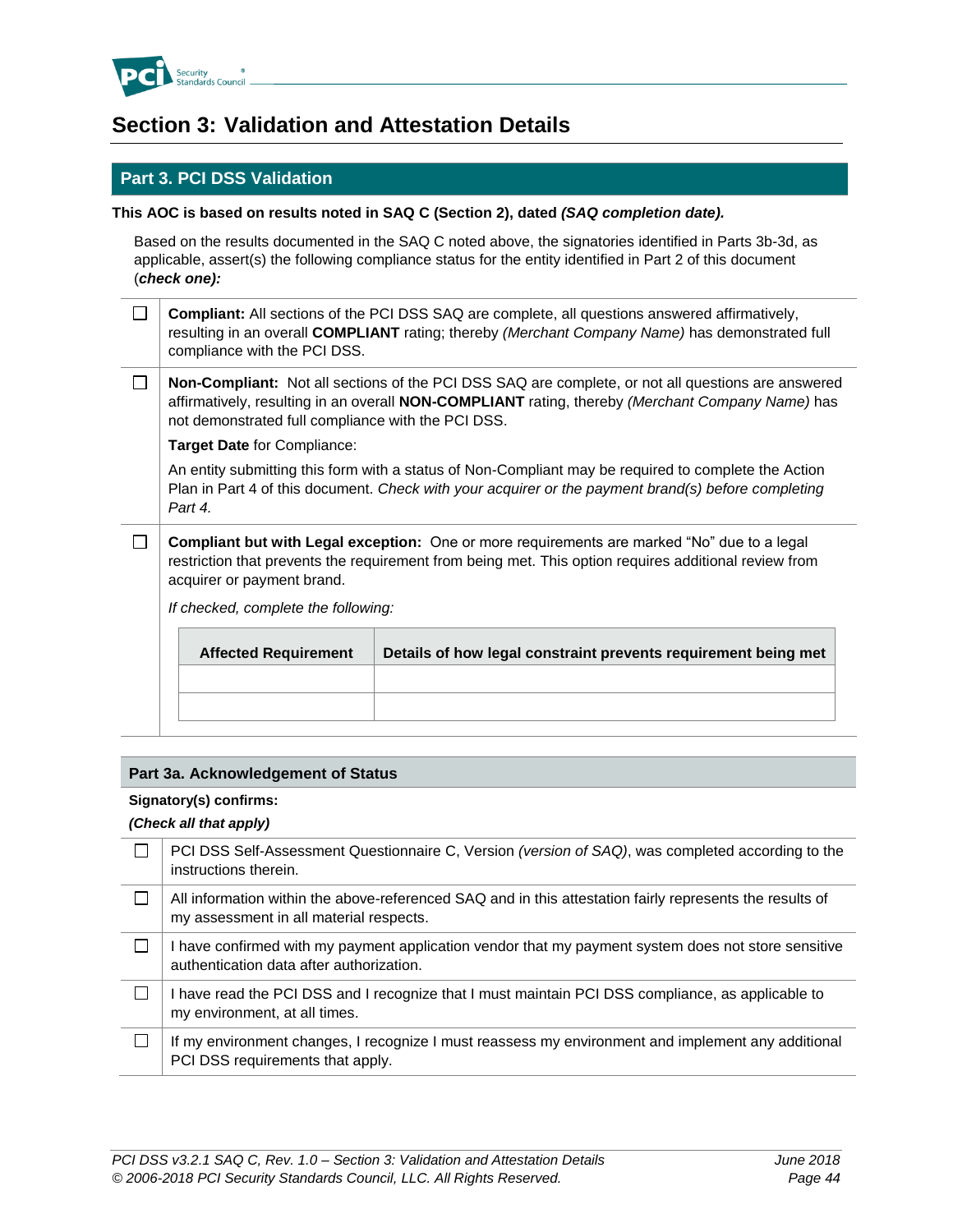# Section 3: Validation and Attestation Details

## Part 3. PCI DSS Validation

**This AOC is based on results noted in SAQ C (Section 2), dated *(SAQ completion date).***

Based on the results documented in the SAQ C noted above, the signatories identified in Parts 3b-3d, as applicable, assert(s) the following compliance status for the entity identified in Part 2 of this document (***check one):***

| | |
|---|---|
| ☐ | **Compliant:** All sections of the PCI DSS SAQ are complete, all questions answered affirmatively, resulting in an overall **COMPLIANT** rating; thereby *(Merchant Company Name)* has demonstrated full compliance with the PCI DSS. |
| ☐ | **Non-Compliant:** Not all sections of the PCI DSS SAQ are complete, or not all questions are answered affirmatively, resulting in an overall **NON-COMPLIANT** rating, thereby *(Merchant Company Name)* has not demonstrated full compliance with the PCI DSS.<br><br>**Target Date** for Compliance:<br><br>An entity submitting this form with a status of Non-Compliant may be required to complete the Action Plan in Part 4 of this document. *Check with your acquirer or the payment brand(s) before completing Part 4.* |
| ☐ | **Compliant but with Legal exception:** One or more requirements are marked "No" due to a legal restriction that prevents the requirement from being met. This option requires additional review from acquirer or payment brand.<br><br>*If checked, complete the following:* |

| Affected Requirement | Details of how legal constraint prevents requirement being met |
|---|---|
| | |
| | |

### Part 3a. Acknowledgement of Status

**Signatory(s) confirms:**

***(Check all that apply)***

| | |
|---|---|
| ☐ | PCI DSS Self-Assessment Questionnaire C, Version *(version of SAQ)*, was completed according to the instructions therein. |
| ☐ | All information within the above-referenced SAQ and in this attestation fairly represents the results of my assessment in all material respects. |
| ☐ | I have confirmed with my payment application vendor that my payment system does not store sensitive authentication data after authorization. |
| ☐ | I have read the PCI DSS and I recognize that I must maintain PCI DSS compliance, as applicable to my environment, at all times. |
| ☐ | If my environment changes, I recognize I must reassess my environment and implement any additional PCI DSS requirements that apply. |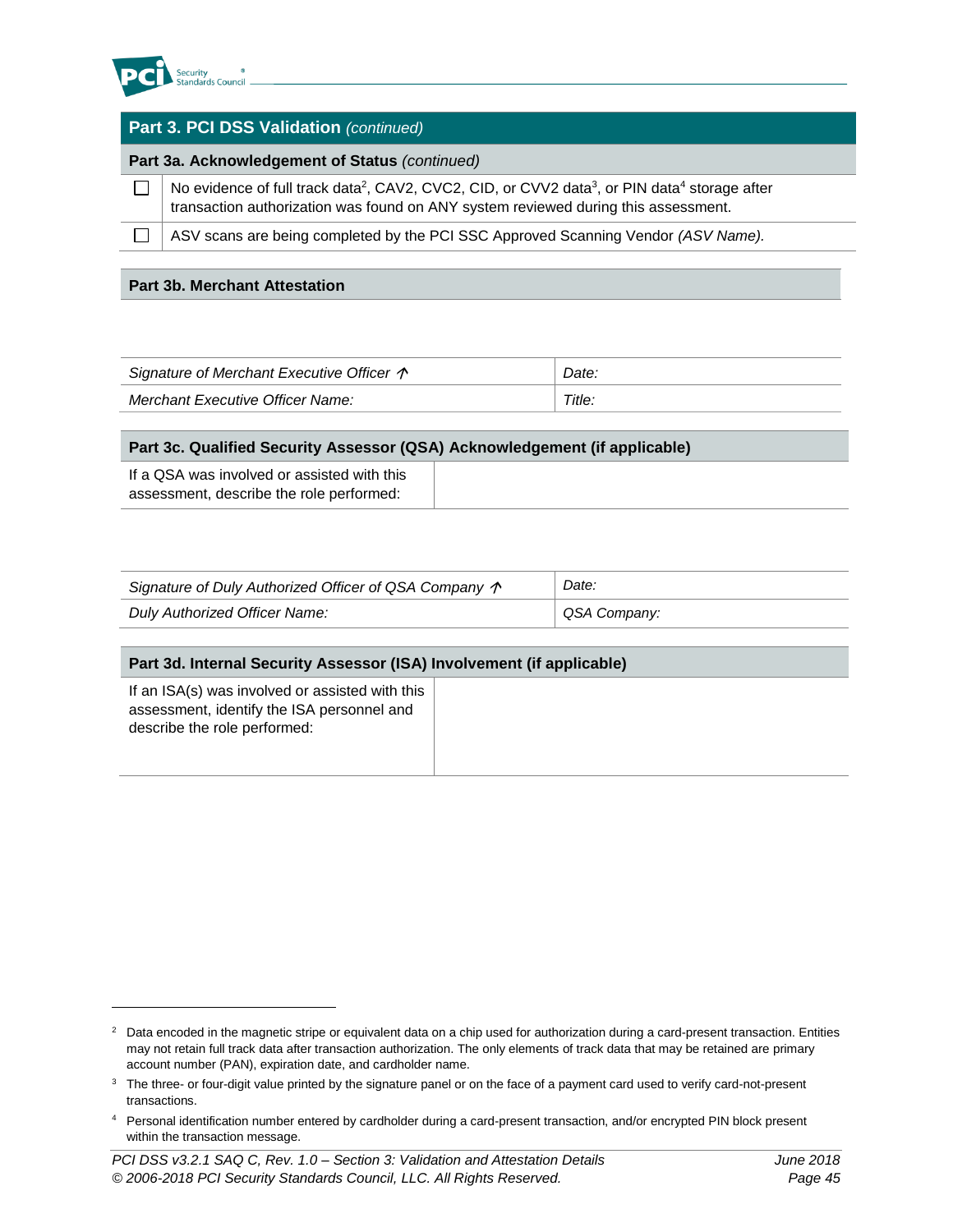## Part 3. PCI DSS Validation *(continued)*

### Part 3a. Acknowledgement of Status *(continued)*

| | |
|---|---|
| ☐ | No evidence of full track data[2], CAV2, CVC2, CID, or CVV2 data[3], or PIN data[4] storage after transaction authorization was found on ANY system reviewed during this assessment. |
| ☐ | ASV scans are being completed by the PCI SSC Approved Scanning Vendor *(ASV Name).* |

### Part 3b. Merchant Attestation

| | |
|---|---|
| *Signature of Merchant Executive Officer ↑* | *Date:* |
| *Merchant Executive Officer Name:* | *Title:* |

### Part 3c. Qualified Security Assessor (QSA) Acknowledgement (if applicable)

| | |
|---|---|
| If a QSA was involved or assisted with this assessment, describe the role performed: | |

| | |
|---|---|
| *Signature of Duly Authorized Officer of QSA Company ↑* | *Date:* |
| *Duly Authorized Officer Name:* | *QSA Company:* |

### Part 3d. Internal Security Assessor (ISA) Involvement (if applicable)

| | |
|---|---|
| If an ISA(s) was involved or assisted with this assessment, identify the ISA personnel and describe the role performed: | |

---

[2] Data encoded in the magnetic stripe or equivalent data on a chip used for authorization during a card-present transaction. Entities may not retain full track data after transaction authorization. The only elements of track data that may be retained are primary account number (PAN), expiration date, and cardholder name.

[3] The three- or four-digit value printed by the signature panel or on the face of a payment card used to verify card-not-present transactions.

[4] Personal identification number entered by cardholder during a card-present transaction, and/or encrypted PIN block present within the transaction message.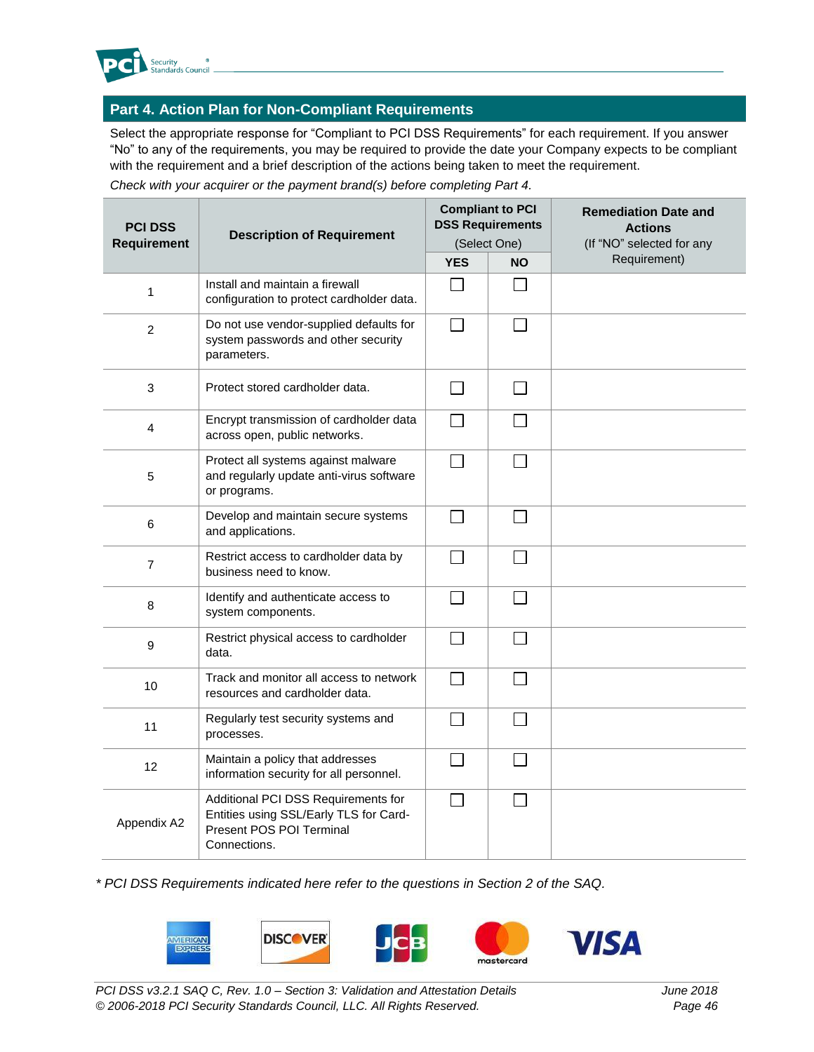## Part 4. Action Plan for Non-Compliant Requirements

Select the appropriate response for "Compliant to PCI DSS Requirements" for each requirement. If you answer "No" to any of the requirements, you may be required to provide the date your Company expects to be compliant with the requirement and a brief description of the actions being taken to meet the requirement.

*Check with your acquirer or the payment brand(s) before completing Part 4.*

| PCI DSS Requirement | Description of Requirement | Compliant to PCI DSS Requirements (Select One) | | Remediation Date and Actions (If "NO" selected for any Requirement) |
|---|---|---|---|---|
| | | YES | NO | |
| 1 | Install and maintain a firewall configuration to protect cardholder data. | ☐ | ☐ | |
| 2 | Do not use vendor-supplied defaults for system passwords and other security parameters. | ☐ | ☐ | |
| 3 | Protect stored cardholder data. | ☐ | ☐ | |
| 4 | Encrypt transmission of cardholder data across open, public networks. | ☐ | ☐ | |
| 5 | Protect all systems against malware and regularly update anti-virus software or programs. | ☐ | ☐ | |
| 6 | Develop and maintain secure systems and applications. | ☐ | ☐ | |
| 7 | Restrict access to cardholder data by business need to know. | ☐ | ☐ | |
| 8 | Identify and authenticate access to system components. | ☐ | ☐ | |
| 9 | Restrict physical access to cardholder data. | ☐ | ☐ | |
| 10 | Track and monitor all access to network resources and cardholder data. | ☐ | ☐ | |
| 11 | Regularly test security systems and processes. | ☐ | ☐ | |
| 12 | Maintain a policy that addresses information security for all personnel. | ☐ | ☐ | |
| Appendix A2 | Additional PCI DSS Requirements for Entities using SSL/Early TLS for Card-Present POS POI Terminal Connections. | ☐ | ☐ | |

*\* PCI DSS Requirements indicated here refer to the questions in Section 2 of the SAQ.*